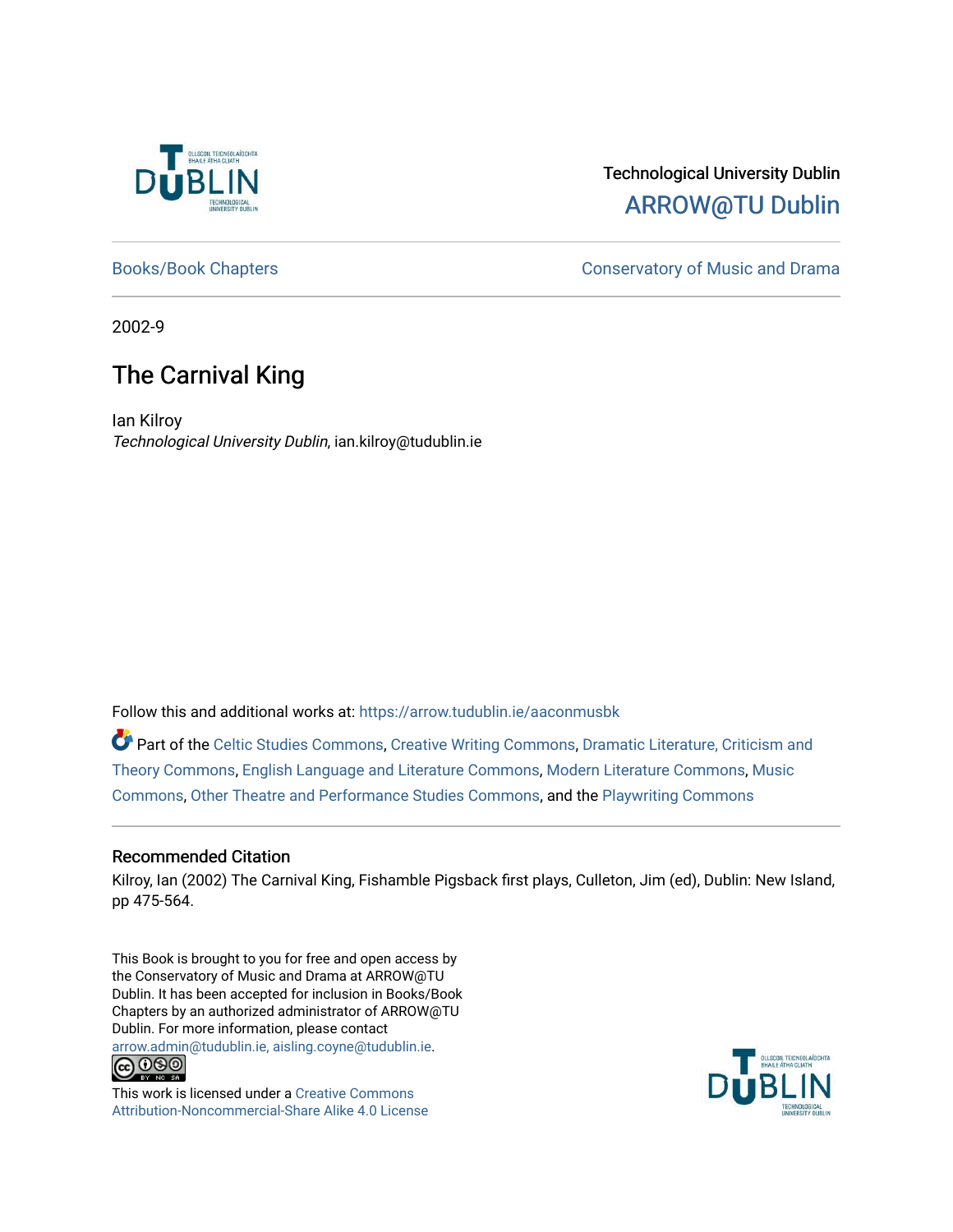Technological University Dublin

ARROW@TU Dublin

Books/Book Chapters

Conservatory of Music and Drama

2002-9

# The Carnival King

Ian Kilroy

*Technological University Dublin*, ian.kilroy@tudublin.ie

Follow this and additional works at: https://arrow.tudublin.ie/aaconmusbk

Part of the Celtic Studies Commons, Creative Writing Commons, Dramatic Literature, Criticism and Theory Commons, English Language and Literature Commons, Modern Literature Commons, Music Commons, Other Theatre and Performance Studies Commons, and the Playwriting Commons

## Recommended Citation

Kilroy, Ian (2002) The Carnival King, Fishamble Pigsback first plays, Culleton, Jim (ed), Dublin: New Island, pp 475-564.

This Book is brought to you for free and open access by the Conservatory of Music and Drama at ARROW@TU Dublin. It has been accepted for inclusion in Books/Book Chapters by an authorized administrator of ARROW@TU Dublin. For more information, please contact arrow.admin@tudublin.ie, aisling.coyne@tudublin.ie.

This work is licensed under a Creative Commons Attribution-Noncommercial-Share Alike 4.0 License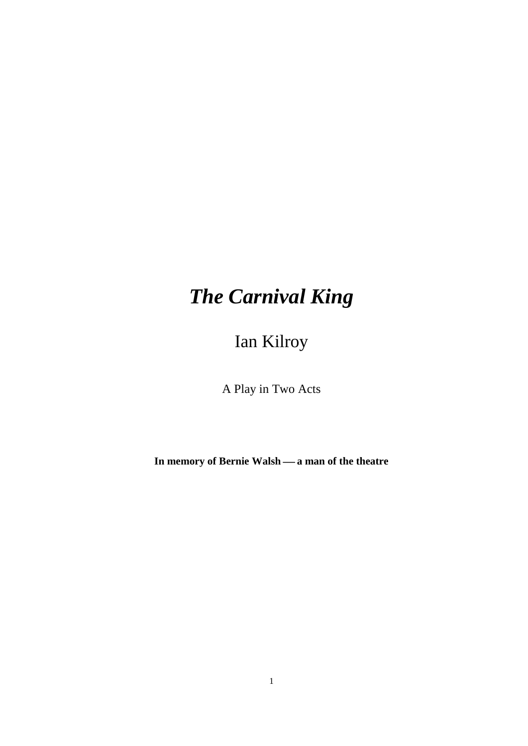# *The Carnival King*

## Ian Kilroy

A Play in Two Acts

**In memory of Bernie Walsh — a man of the theatre**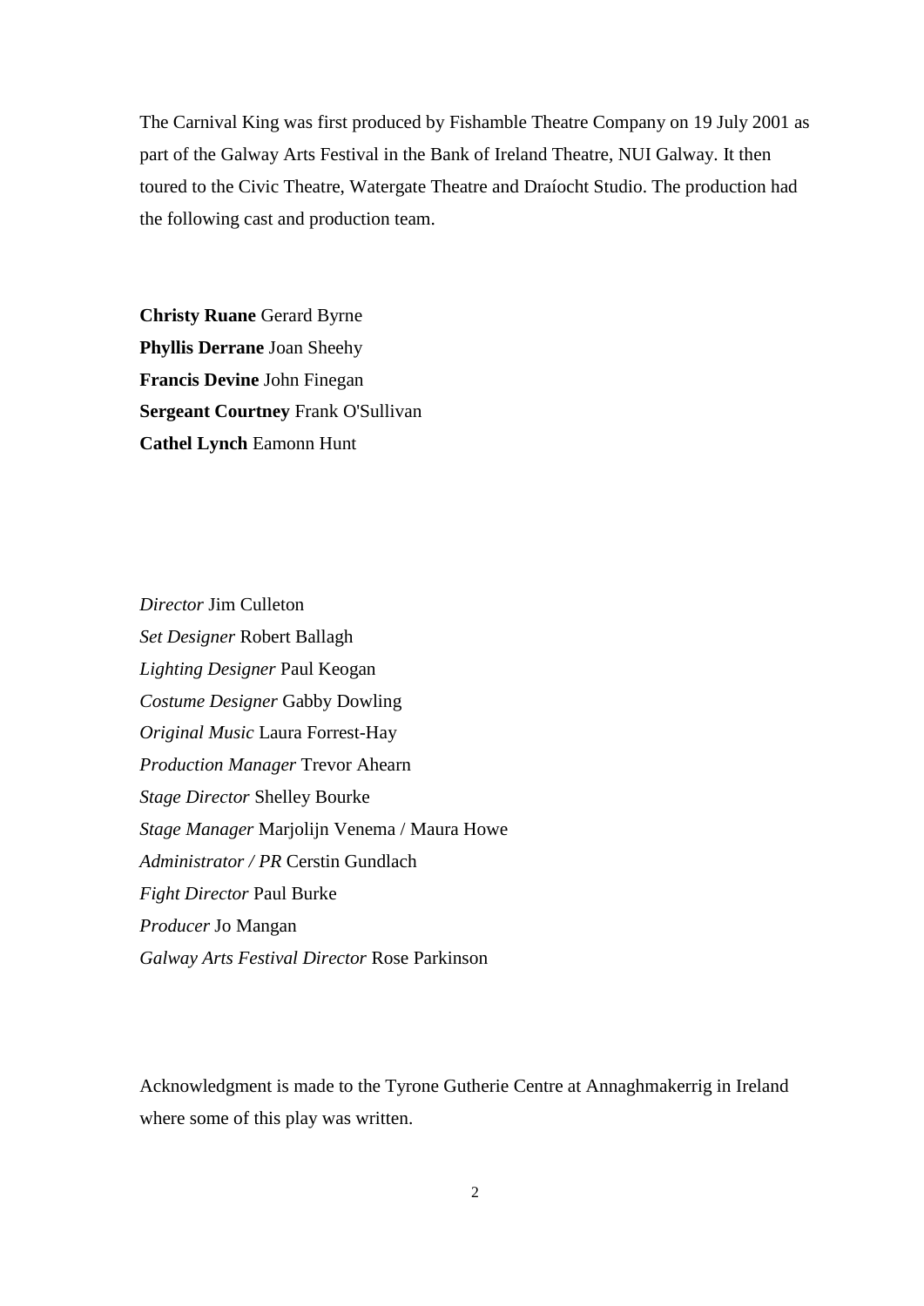The Carnival King was first produced by Fishamble Theatre Company on 19 July 2001 as part of the Galway Arts Festival in the Bank of Ireland Theatre, NUI Galway. It then toured to the Civic Theatre, Watergate Theatre and Draíocht Studio. The production had the following cast and production team.

**Christy Ruane** Gerard Byrne
**Phyllis Derrane** Joan Sheehy
**Francis Devine** John Finegan
**Sergeant Courtney** Frank O'Sullivan
**Cathel Lynch** Eamonn Hunt

*Director* Jim Culleton
*Set Designer* Robert Ballagh
*Lighting Designer* Paul Keogan
*Costume Designer* Gabby Dowling
*Original Music* Laura Forrest-Hay
*Production Manager* Trevor Ahearn
*Stage Director* Shelley Bourke
*Stage Manager* Marjolijn Venema / Maura Howe
*Administrator / PR* Cerstin Gundlach
*Fight Director* Paul Burke
*Producer* Jo Mangan
*Galway Arts Festival Director* Rose Parkinson

Acknowledgment is made to the Tyrone Gutherie Centre at Annaghmakerrig in Ireland where some of this play was written.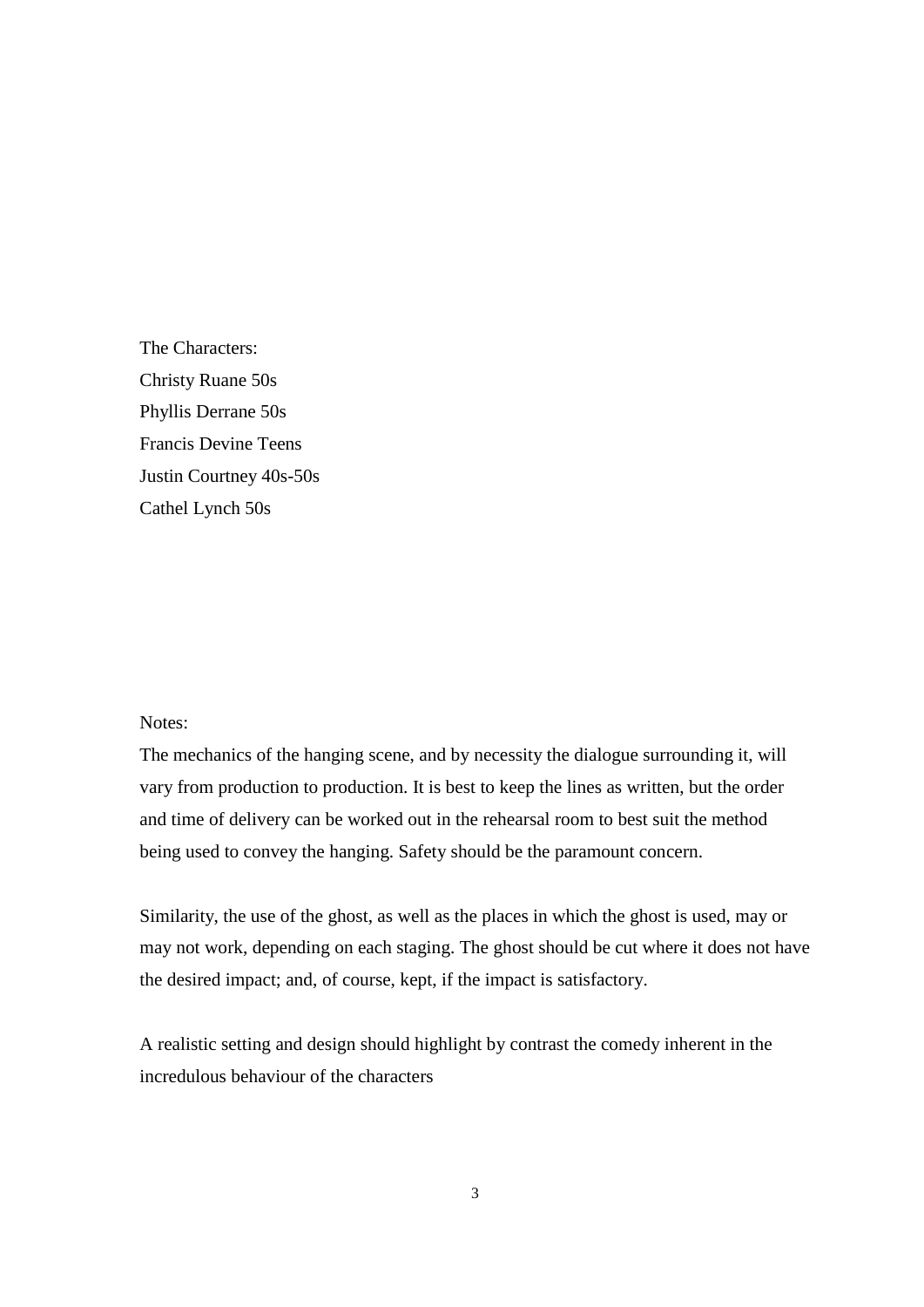The Characters:

Christy Ruane 50s

Phyllis Derrane 50s

Francis Devine Teens

Justin Courtney 40s-50s

Cathel Lynch 50s

Notes:

The mechanics of the hanging scene, and by necessity the dialogue surrounding it, will vary from production to production. It is best to keep the lines as written, but the order and time of delivery can be worked out in the rehearsal room to best suit the method being used to convey the hanging. Safety should be the paramount concern.

Similarity, the use of the ghost, as well as the places in which the ghost is used, may or may not work, depending on each staging. The ghost should be cut where it does not have the desired impact; and, of course, kept, if the impact is satisfactory.

A realistic setting and design should highlight by contrast the comedy inherent in the incredulous behaviour of the characters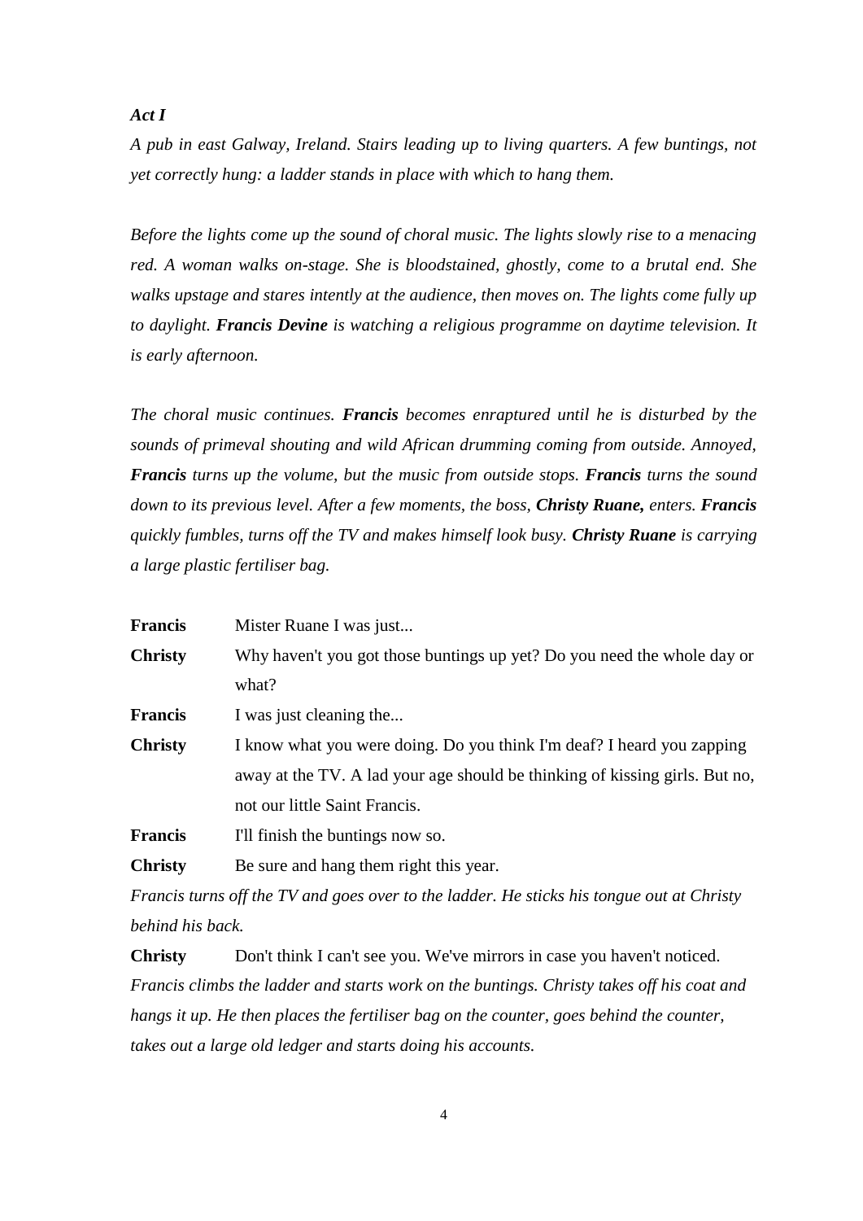***Act I***

*A pub in east Galway, Ireland. Stairs leading up to living quarters. A few buntings, not yet correctly hung: a ladder stands in place with which to hang them.*

*Before the lights come up the sound of choral music. The lights slowly rise to a menacing red. A woman walks on-stage. She is bloodstained, ghostly, come to a brutal end. She walks upstage and stares intently at the audience, then moves on. The lights come fully up to daylight.* ***Francis Devine*** *is watching a religious programme on daytime television. It is early afternoon.*

*The choral music continues.* ***Francis*** *becomes enraptured until he is disturbed by the sounds of primeval shouting and wild African drumming coming from outside. Annoyed,* ***Francis*** *turns up the volume, but the music from outside stops.* ***Francis*** *turns the sound down to its previous level. After a few moments, the boss,* ***Christy Ruane,*** *enters.* ***Francis*** *quickly fumbles, turns off the TV and makes himself look busy.* ***Christy Ruane*** *is carrying a large plastic fertiliser bag.*

**Francis** Mister Ruane I was just...

**Christy** Why haven't you got those buntings up yet? Do you need the whole day or what?

**Francis** I was just cleaning the...

**Christy** I know what you were doing. Do you think I'm deaf? I heard you zapping away at the TV. A lad your age should be thinking of kissing girls. But no, not our little Saint Francis.

**Francis** I'll finish the buntings now so.

**Christy** Be sure and hang them right this year.

*Francis turns off the TV and goes over to the ladder. He sticks his tongue out at Christy behind his back.*

**Christy** Don't think I can't see you. We've mirrors in case you haven't noticed.

*Francis climbs the ladder and starts work on the buntings. Christy takes off his coat and hangs it up. He then places the fertiliser bag on the counter, goes behind the counter, takes out a large old ledger and starts doing his accounts.*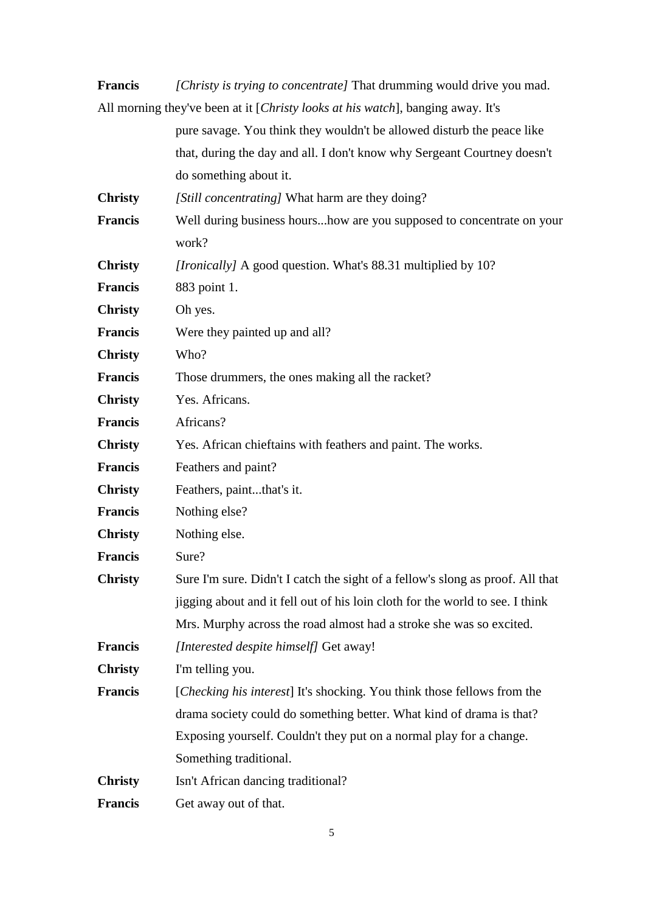**Francis** *[Christy is trying to concentrate]* That drumming would drive you mad. All morning they've been at it [*Christy looks at his watch*], banging away. It's pure savage. You think they wouldn't be allowed disturb the peace like that, during the day and all. I don't know why Sergeant Courtney doesn't do something about it.

**Christy** *[Still concentrating]* What harm are they doing?

**Francis** Well during business hours...how are you supposed to concentrate on your work?

**Christy** *[Ironically]* A good question. What's 88.31 multiplied by 10?

**Francis** 883 point 1.

**Christy** Oh yes.

**Francis** Were they painted up and all?

**Christy** Who?

**Francis** Those drummers, the ones making all the racket?

**Christy** Yes. Africans.

**Francis** Africans?

**Christy** Yes. African chieftains with feathers and paint. The works.

**Francis** Feathers and paint?

**Christy** Feathers, paint...that's it.

**Francis** Nothing else?

**Christy** Nothing else.

**Francis** Sure?

**Christy** Sure I'm sure. Didn't I catch the sight of a fellow's slong as proof. All that jigging about and it fell out of his loin cloth for the world to see. I think Mrs. Murphy across the road almost had a stroke she was so excited.

**Francis** *[Interested despite himself]* Get away!

**Christy** I'm telling you.

**Francis** [*Checking his interest*] It's shocking. You think those fellows from the drama society could do something better. What kind of drama is that? Exposing yourself. Couldn't they put on a normal play for a change. Something traditional.

**Christy** Isn't African dancing traditional?

**Francis** Get away out of that.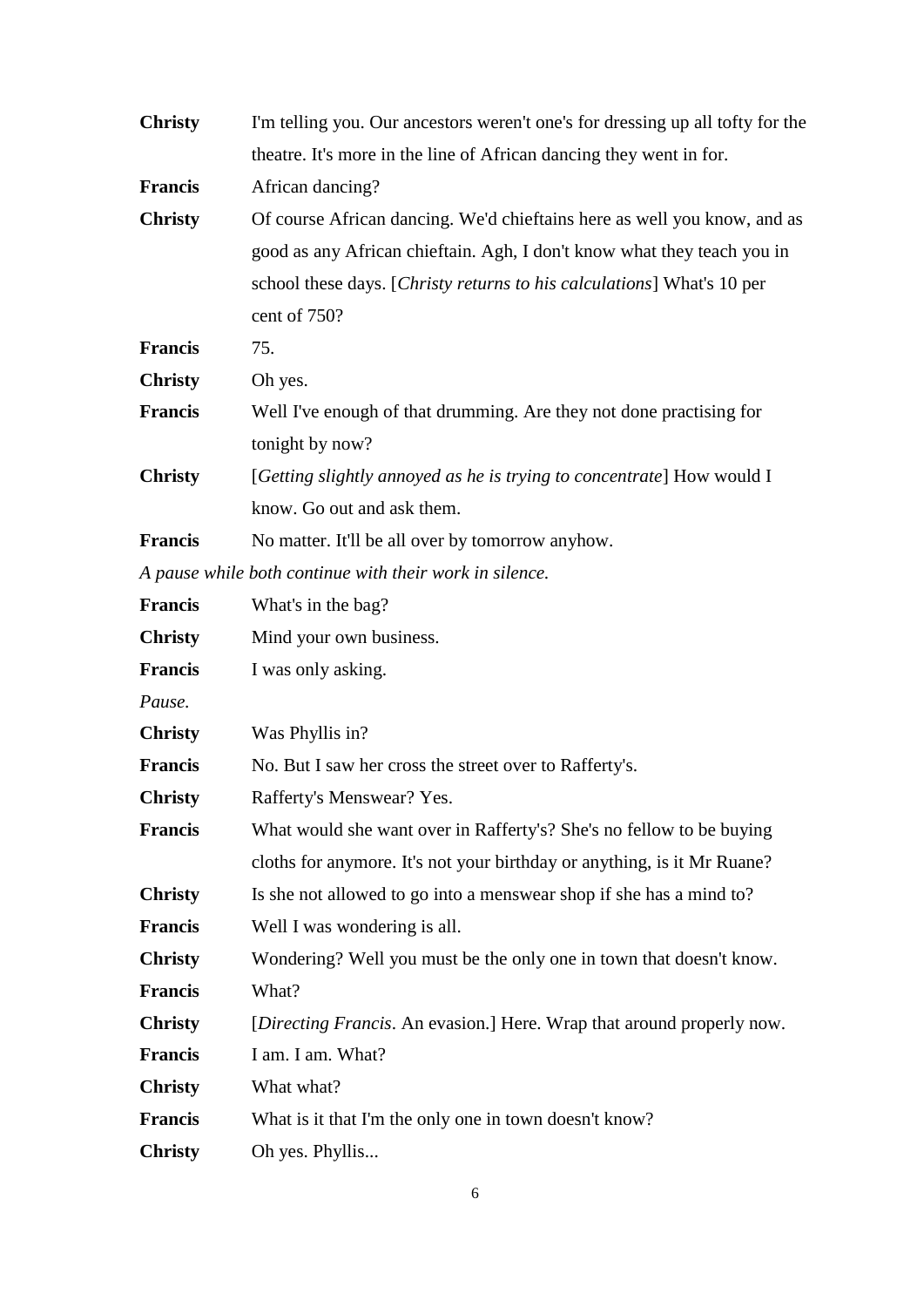**Christy** I'm telling you. Our ancestors weren't one's for dressing up all tofty for the theatre. It's more in the line of African dancing they went in for.

**Francis** African dancing?

**Christy** Of course African dancing. We'd chieftains here as well you know, and as good as any African chieftain. Agh, I don't know what they teach you in school these days. [*Christy returns to his calculations*] What's 10 per cent of 750?

**Francis** 75.

**Christy** Oh yes.

**Francis** Well I've enough of that drumming. Are they not done practising for tonight by now?

**Christy** [*Getting slightly annoyed as he is trying to concentrate*] How would I know. Go out and ask them.

**Francis** No matter. It'll be all over by tomorrow anyhow.

*A pause while both continue with their work in silence.*

**Francis** What's in the bag?

**Christy** Mind your own business.

**Francis** I was only asking.

*Pause.*

**Christy** Was Phyllis in?

**Francis** No. But I saw her cross the street over to Rafferty's.

**Christy** Rafferty's Menswear? Yes.

**Francis** What would she want over in Rafferty's? She's no fellow to be buying cloths for anymore. It's not your birthday or anything, is it Mr Ruane?

**Christy** Is she not allowed to go into a menswear shop if she has a mind to?

**Francis** Well I was wondering is all.

**Christy** Wondering? Well you must be the only one in town that doesn't know.

**Francis** What?

**Christy** [*Directing Francis*. An evasion.] Here. Wrap that around properly now.

**Francis** I am. I am. What?

**Christy** What what?

**Francis** What is it that I'm the only one in town doesn't know?

**Christy** Oh yes. Phyllis...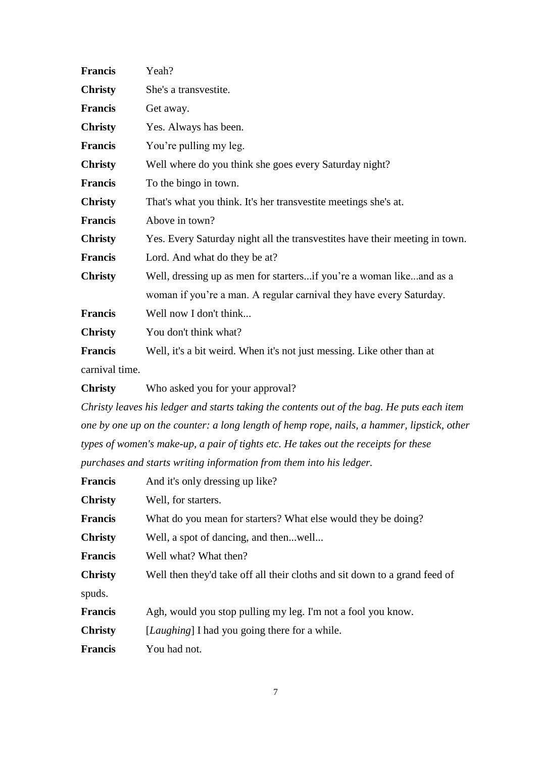**Francis** Yeah?

**Christy** She's a transvestite.

**Francis** Get away.

**Christy** Yes. Always has been.

**Francis** You're pulling my leg.

**Christy** Well where do you think she goes every Saturday night?

**Francis** To the bingo in town.

**Christy** That's what you think. It's her transvestite meetings she's at.

**Francis** Above in town?

**Christy** Yes. Every Saturday night all the transvestites have their meeting in town.

**Francis** Lord. And what do they be at?

**Christy** Well, dressing up as men for starters...if you're a woman like...and as a woman if you're a man. A regular carnival they have every Saturday.

**Francis** Well now I don't think...

**Christy** You don't think what?

**Francis** Well, it's a bit weird. When it's not just messing. Like other than at carnival time.

**Christy** Who asked you for your approval?

*Christy leaves his ledger and starts taking the contents out of the bag. He puts each item one by one up on the counter: a long length of hemp rope, nails, a hammer, lipstick, other types of women's make-up, a pair of tights etc. He takes out the receipts for these purchases and starts writing information from them into his ledger.*

**Francis** And it's only dressing up like?

**Christy** Well, for starters.

**Francis** What do you mean for starters? What else would they be doing?

**Christy** Well, a spot of dancing, and then...well...

**Francis** Well what? What then?

**Christy** Well then they'd take off all their cloths and sit down to a grand feed of spuds.

**Francis** Agh, would you stop pulling my leg. I'm not a fool you know.

**Christy** [*Laughing*] I had you going there for a while.

**Francis** You had not.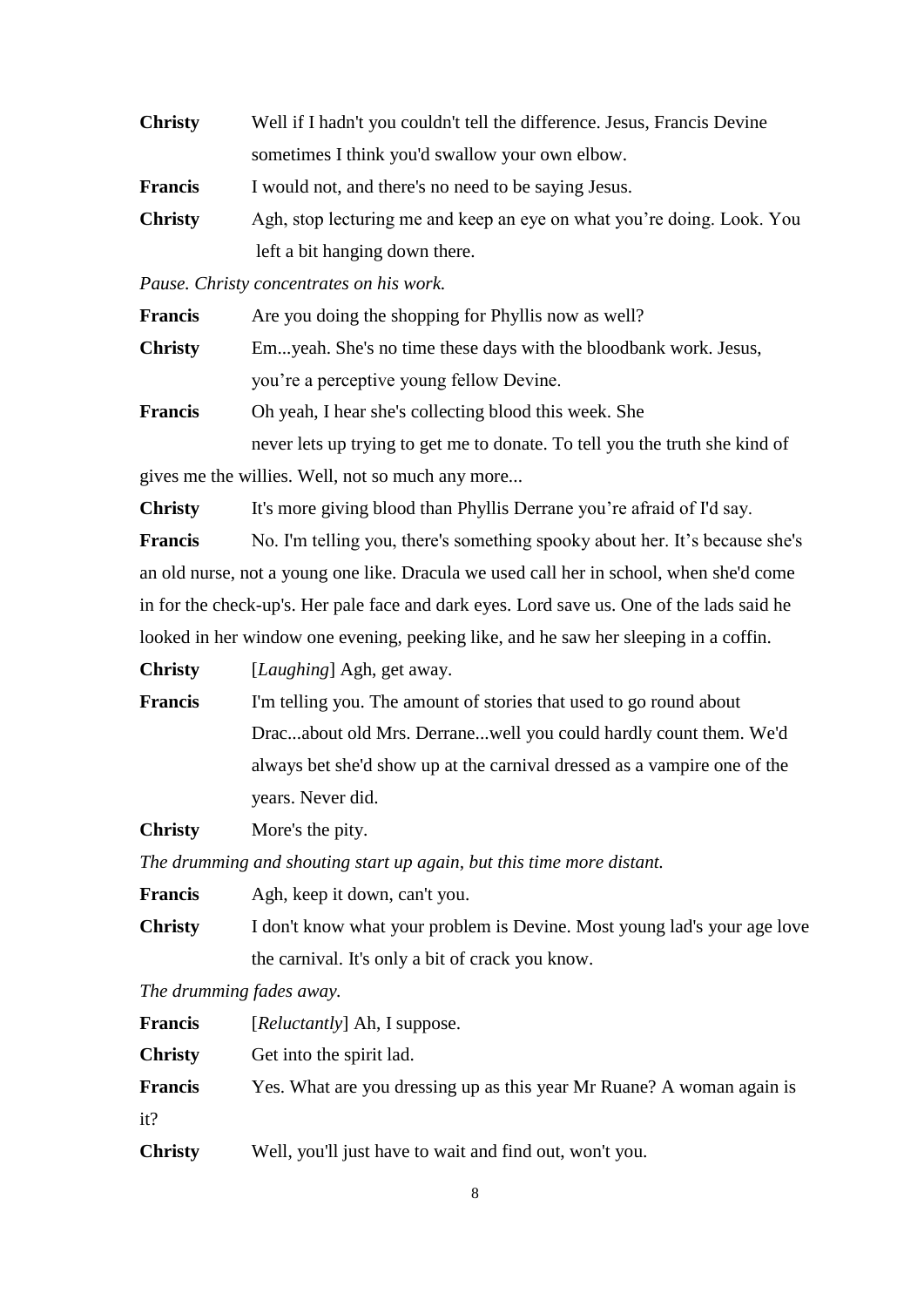**Christy** Well if I hadn't you couldn't tell the difference. Jesus, Francis Devine sometimes I think you'd swallow your own elbow.

**Francis** I would not, and there's no need to be saying Jesus.

**Christy** Agh, stop lecturing me and keep an eye on what you're doing. Look. You left a bit hanging down there.

*Pause. Christy concentrates on his work.*

**Francis** Are you doing the shopping for Phyllis now as well?

**Christy** Em...yeah. She's no time these days with the bloodbank work. Jesus, you're a perceptive young fellow Devine.

**Francis** Oh yeah, I hear she's collecting blood this week. She never lets up trying to get me to donate. To tell you the truth she kind of gives me the willies. Well, not so much any more...

**Christy** It's more giving blood than Phyllis Derrane you're afraid of I'd say.

**Francis** No. I'm telling you, there's something spooky about her. It's because she's an old nurse, not a young one like. Dracula we used call her in school, when she'd come in for the check-up's. Her pale face and dark eyes. Lord save us. One of the lads said he looked in her window one evening, peeking like, and he saw her sleeping in a coffin.

**Christy** [*Laughing*] Agh, get away.

**Francis** I'm telling you. The amount of stories that used to go round about Drac...about old Mrs. Derrane...well you could hardly count them. We'd always bet she'd show up at the carnival dressed as a vampire one of the years. Never did.

**Christy** More's the pity.

*The drumming and shouting start up again, but this time more distant.*

**Francis** Agh, keep it down, can't you.

**Christy** I don't know what your problem is Devine. Most young lad's your age love the carnival. It's only a bit of crack you know.

*The drumming fades away.*

**Francis** [*Reluctantly*] Ah, I suppose.

**Christy** Get into the spirit lad.

**Francis** Yes. What are you dressing up as this year Mr Ruane? A woman again is it?

**Christy** Well, you'll just have to wait and find out, won't you.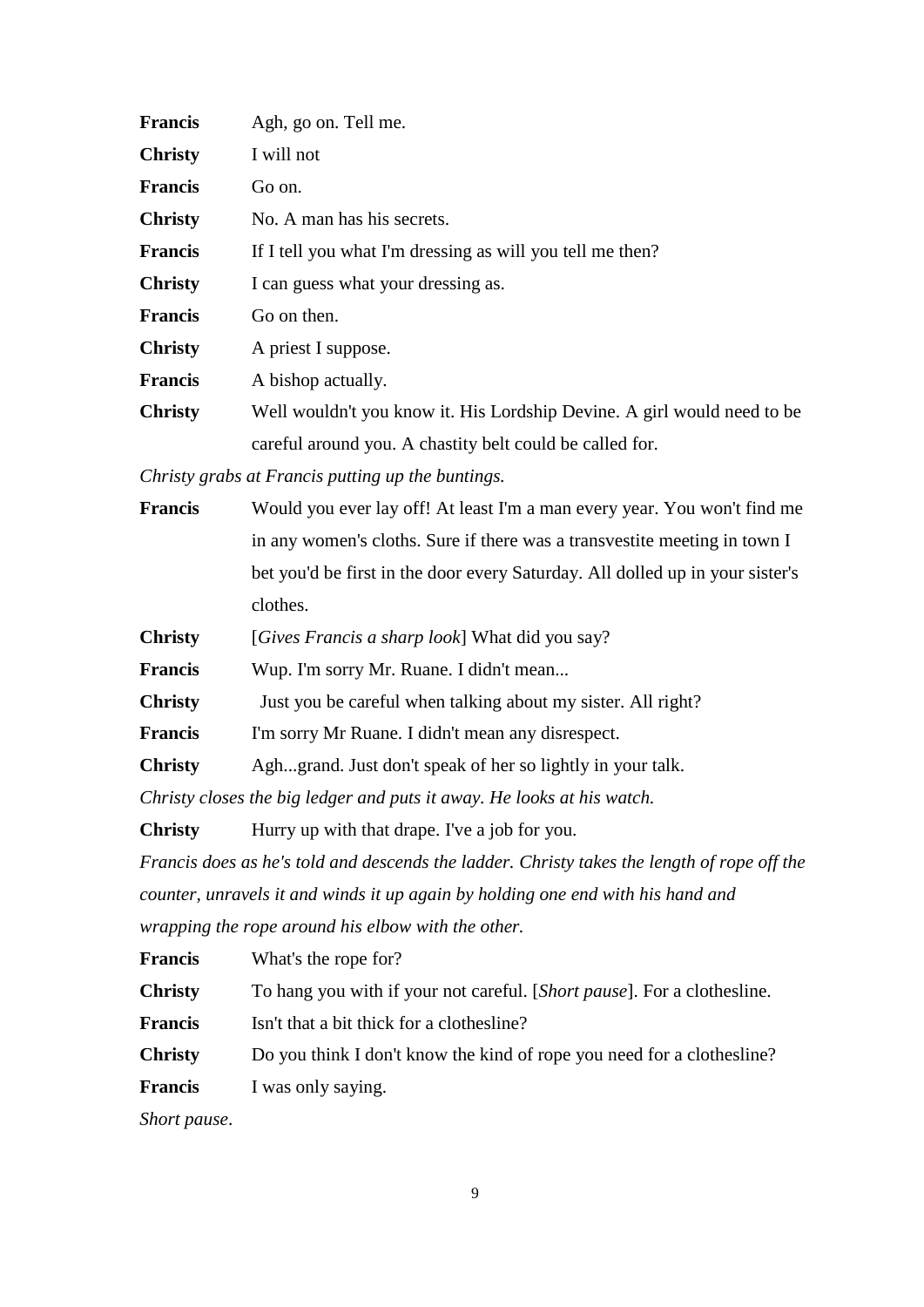**Francis** Agh, go on. Tell me.

**Christy** I will not

**Francis** Go on.

**Christy** No. A man has his secrets.

**Francis** If I tell you what I'm dressing as will you tell me then?

**Christy** I can guess what your dressing as.

**Francis** Go on then.

**Christy** A priest I suppose.

**Francis** A bishop actually.

**Christy** Well wouldn't you know it. His Lordship Devine. A girl would need to be careful around you. A chastity belt could be called for.

*Christy grabs at Francis putting up the buntings.*

**Francis** Would you ever lay off! At least I'm a man every year. You won't find me in any women's cloths. Sure if there was a transvestite meeting in town I bet you'd be first in the door every Saturday. All dolled up in your sister's clothes.

**Christy** [*Gives Francis a sharp look*] What did you say?

**Francis** Wup. I'm sorry Mr. Ruane. I didn't mean...

**Christy** Just you be careful when talking about my sister. All right?

**Francis** I'm sorry Mr Ruane. I didn't mean any disrespect.

**Christy** Agh...grand. Just don't speak of her so lightly in your talk.

*Christy closes the big ledger and puts it away. He looks at his watch.*

**Christy** Hurry up with that drape. I've a job for you.

*Francis does as he's told and descends the ladder. Christy takes the length of rope off the counter, unravels it and winds it up again by holding one end with his hand and wrapping the rope around his elbow with the other.*

**Francis** What's the rope for?

**Christy** To hang you with if your not careful. [*Short pause*]. For a clothesline.

**Francis** Isn't that a bit thick for a clothesline?

**Christy** Do you think I don't know the kind of rope you need for a clothesline?

**Francis** I was only saying.

*Short pause*.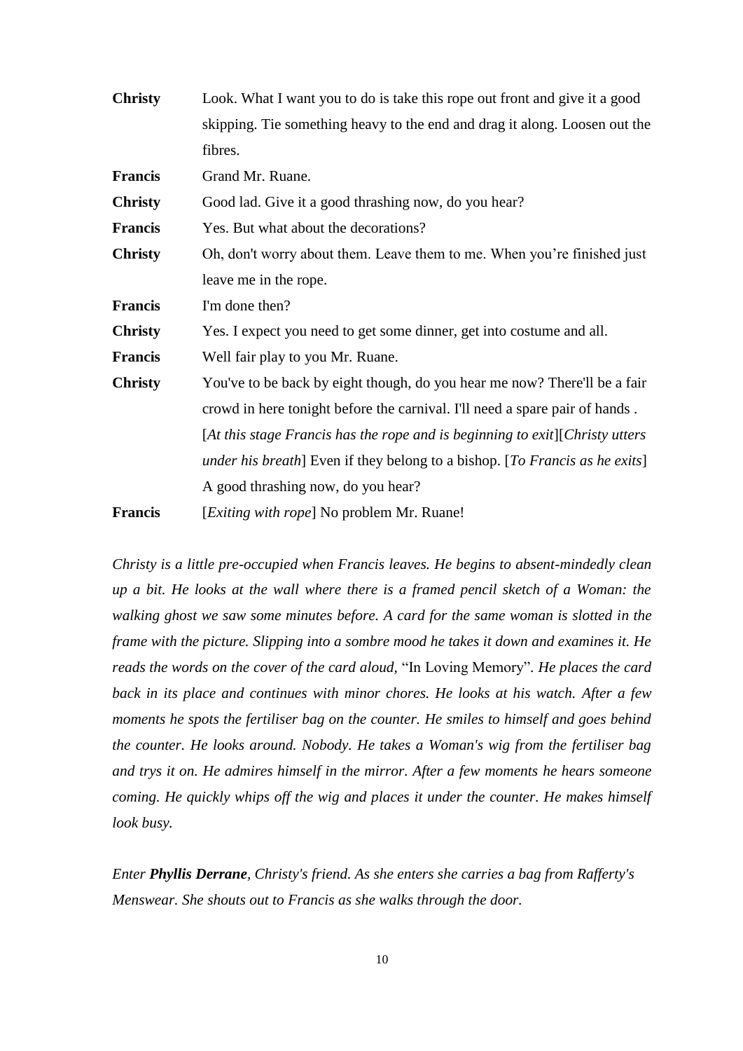**Christy** Look. What I want you to do is take this rope out front and give it a good skipping. Tie something heavy to the end and drag it along. Loosen out the fibres.

**Francis** Grand Mr. Ruane.

**Christy** Good lad. Give it a good thrashing now, do you hear?

**Francis** Yes. But what about the decorations?

**Christy** Oh, don't worry about them. Leave them to me. When you're finished just leave me in the rope.

**Francis** I'm done then?

**Christy** Yes. I expect you need to get some dinner, get into costume and all.

**Francis** Well fair play to you Mr. Ruane.

**Christy** You've to be back by eight though, do you hear me now? There'll be a fair crowd in here tonight before the carnival. I'll need a spare pair of hands . [*At this stage Francis has the rope and is beginning to exit*][*Christy utters under his breath*] Even if they belong to a bishop. [*To Francis as he exits*] A good thrashing now, do you hear?

**Francis** [*Exiting with rope*] No problem Mr. Ruane!

*Christy is a little pre-occupied when Francis leaves. He begins to absent-mindedly clean up a bit. He looks at the wall where there is a framed pencil sketch of a Woman: the walking ghost we saw some minutes before. A card for the same woman is slotted in the frame with the picture. Slipping into a sombre mood he takes it down and examines it. He reads the words on the cover of the card aloud,* "In Loving Memory". *He places the card back in its place and continues with minor chores. He looks at his watch. After a few moments he spots the fertiliser bag on the counter. He smiles to himself and goes behind the counter. He looks around. Nobody. He takes a Woman's wig from the fertiliser bag and trys it on. He admires himself in the mirror. After a few moments he hears someone coming. He quickly whips off the wig and places it under the counter. He makes himself look busy.*

*Enter* ***Phyllis Derrane****, Christy's friend. As she enters she carries a bag from Rafferty's Menswear. She shouts out to Francis as she walks through the door.*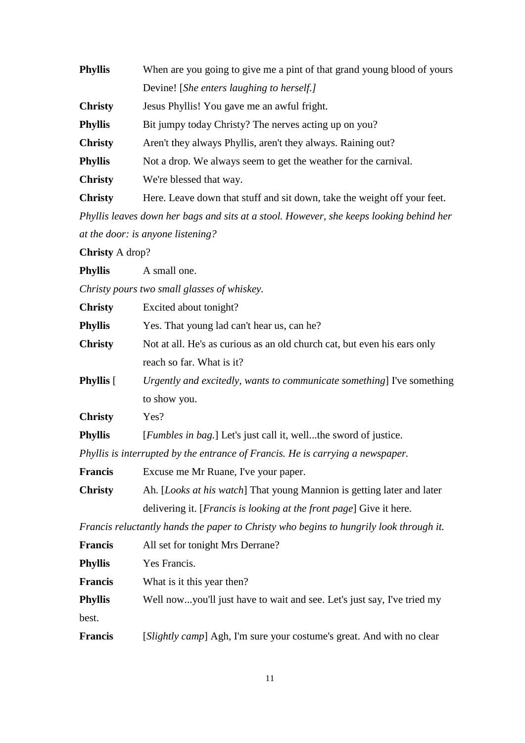**Phyllis** When are you going to give me a pint of that grand young blood of yours Devine! [*She enters laughing to herself.]*

**Christy** Jesus Phyllis! You gave me an awful fright.

**Phyllis** Bit jumpy today Christy? The nerves acting up on you?

**Christy** Aren't they always Phyllis, aren't they always. Raining out?

**Phyllis** Not a drop. We always seem to get the weather for the carnival.

**Christy** We're blessed that way.

**Christy** Here. Leave down that stuff and sit down, take the weight off your feet.

*Phyllis leaves down her bags and sits at a stool. However, she keeps looking behind her at the door: is anyone listening?*

**Christy** A drop?

**Phyllis** A small one.

*Christy pours two small glasses of whiskey.*

**Christy** Excited about tonight?

**Phyllis** Yes. That young lad can't hear us, can he?

**Christy** Not at all. He's as curious as an old church cat, but even his ears only reach so far. What is it?

**Phyllis** [*Urgently and excitedly, wants to communicate something*] I've something to show you.

**Christy** Yes?

**Phyllis** [*Fumbles in bag.*] Let's just call it, well...the sword of justice.

*Phyllis is interrupted by the entrance of Francis. He is carrying a newspaper.*

**Francis** Excuse me Mr Ruane, I've your paper.

**Christy** Ah. [*Looks at his watch*] That young Mannion is getting later and later delivering it. [*Francis is looking at the front page*] Give it here.

*Francis reluctantly hands the paper to Christy who begins to hungrily look through it.*

**Francis** All set for tonight Mrs Derrane?

**Phyllis** Yes Francis.

**Francis** What is it this year then?

**Phyllis** Well now...you'll just have to wait and see. Let's just say, I've tried my best.

**Francis** [*Slightly camp*] Agh, I'm sure your costume's great. And with no clear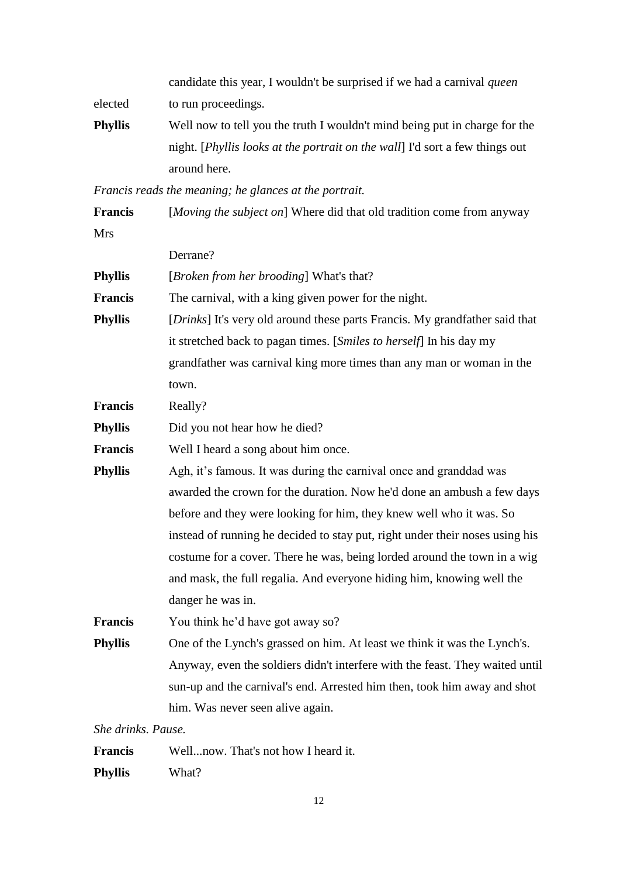candidate this year, I wouldn't be surprised if we had a carnival *queen* elected to run proceedings.

**Phyllis** Well now to tell you the truth I wouldn't mind being put in charge for the night. [*Phyllis looks at the portrait on the wall*] I'd sort a few things out around here.

*Francis reads the meaning; he glances at the portrait.*

**Francis** [*Moving the subject on*] Where did that old tradition come from anyway Mrs Derrane?

**Phyllis** [*Broken from her brooding*] What's that?

**Francis** The carnival, with a king given power for the night.

**Phyllis** [*Drinks*] It's very old around these parts Francis. My grandfather said that it stretched back to pagan times. [*Smiles to herself*] In his day my grandfather was carnival king more times than any man or woman in the town.

**Francis** Really?

**Phyllis** Did you not hear how he died?

**Francis** Well I heard a song about him once.

**Phyllis** Agh, it's famous. It was during the carnival once and granddad was awarded the crown for the duration. Now he'd done an ambush a few days before and they were looking for him, they knew well who it was. So instead of running he decided to stay put, right under their noses using his costume for a cover. There he was, being lorded around the town in a wig and mask, the full regalia. And everyone hiding him, knowing well the danger he was in.

**Francis** You think he'd have got away so?

**Phyllis** One of the Lynch's grassed on him. At least we think it was the Lynch's. Anyway, even the soldiers didn't interfere with the feast. They waited until sun-up and the carnival's end. Arrested him then, took him away and shot him. Was never seen alive again.

*She drinks. Pause.*

**Francis** Well...now. That's not how I heard it.

**Phyllis** What?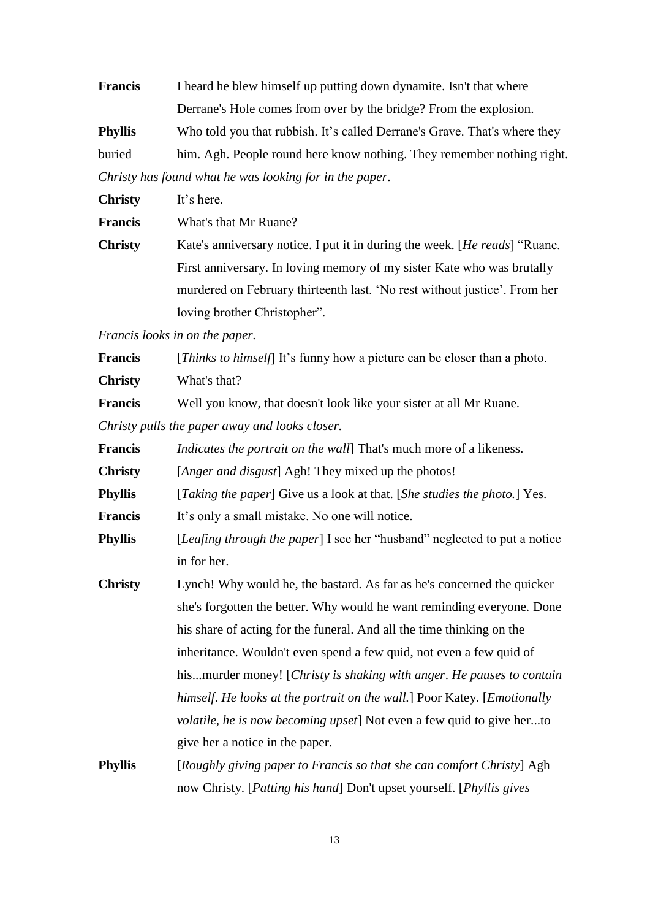**Francis** I heard he blew himself up putting down dynamite. Isn't that where Derrane's Hole comes from over by the bridge? From the explosion.

**Phyllis** Who told you that rubbish. It's called Derrane's Grave. That's where they buried him. Agh. People round here know nothing. They remember nothing right.

*Christy has found what he was looking for in the paper*.

**Christy** It's here.

**Francis** What's that Mr Ruane?

**Christy** Kate's anniversary notice. I put it in during the week. [*He reads*] "Ruane. First anniversary. In loving memory of my sister Kate who was brutally murdered on February thirteenth last. 'No rest without justice'. From her loving brother Christopher".

*Francis looks in on the paper.*

**Francis** [*Thinks to himself*] It's funny how a picture can be closer than a photo.

**Christy** What's that?

**Francis** Well you know, that doesn't look like your sister at all Mr Ruane.

*Christy pulls the paper away and looks closer.*

**Francis** *Indicates the portrait on the wall*] That's much more of a likeness.

**Christy** [*Anger and disgust*] Agh! They mixed up the photos!

**Phyllis** [*Taking the paper*] Give us a look at that. [*She studies the photo.*] Yes.

**Francis** It's only a small mistake. No one will notice.

**Phyllis** [*Leafing through the paper*] I see her "husband" neglected to put a notice in for her.

**Christy** Lynch! Why would he, the bastard. As far as he's concerned the quicker she's forgotten the better. Why would he want reminding everyone. Done his share of acting for the funeral. And all the time thinking on the inheritance. Wouldn't even spend a few quid, not even a few quid of his...murder money! [*Christy is shaking with anger*. *He pauses to contain himself*. *He looks at the portrait on the wall.*] Poor Katey. [*Emotionally volatile, he is now becoming upset*] Not even a few quid to give her...to give her a notice in the paper.

**Phyllis** [*Roughly giving paper to Francis so that she can comfort Christy*] Agh now Christy. [*Patting his hand*] Don't upset yourself. [*Phyllis gives*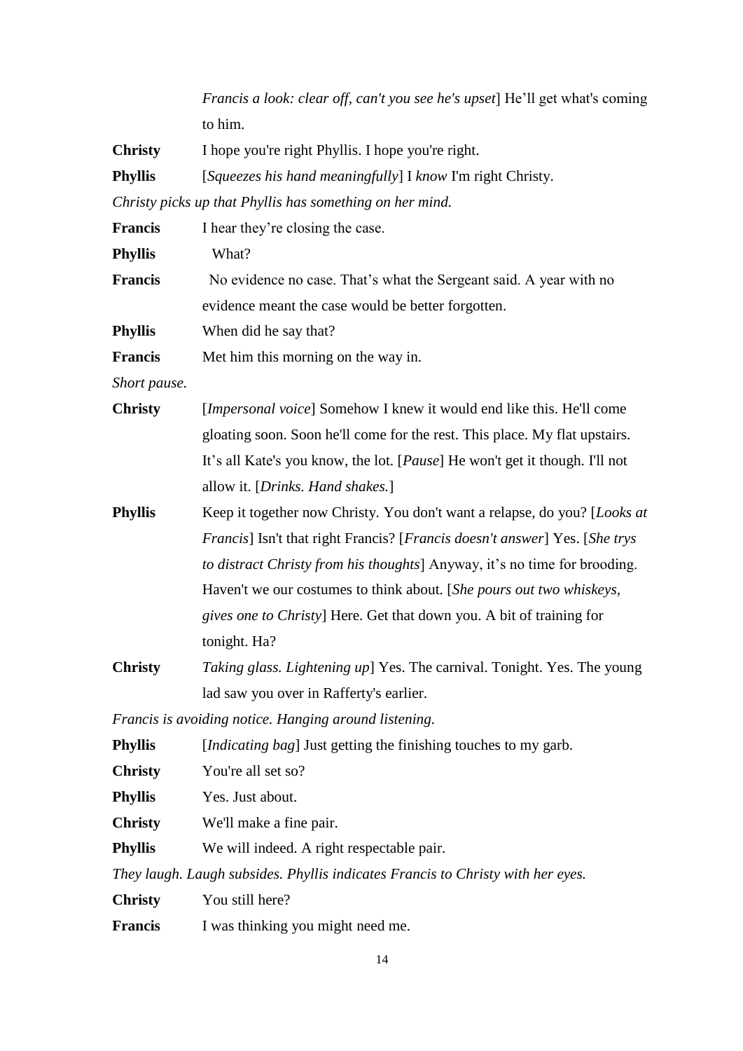*Francis a look: clear off, can't you see he's upset*] He'll get what's coming to him.

**Christy** I hope you're right Phyllis. I hope you're right.

**Phyllis** [*Squeezes his hand meaningfully*] I *know* I'm right Christy.

*Christy picks up that Phyllis has something on her mind.*

**Francis** I hear they're closing the case.

**Phyllis** What?

**Francis** No evidence no case. That's what the Sergeant said. A year with no evidence meant the case would be better forgotten.

**Phyllis** When did he say that?

**Francis** Met him this morning on the way in.

*Short pause.*

**Christy** [*Impersonal voice*] Somehow I knew it would end like this. He'll come gloating soon. Soon he'll come for the rest. This place. My flat upstairs. It's all Kate's you know, the lot. [*Pause*] He won't get it though. I'll not allow it. [*Drinks. Hand shakes.*]

**Phyllis** Keep it together now Christy. You don't want a relapse, do you? [*Looks at Francis*] Isn't that right Francis? [*Francis doesn't answer*] Yes. [*She trys to distract Christy from his thoughts*] Anyway, it's no time for brooding. Haven't we our costumes to think about. [*She pours out two whiskeys, gives one to Christy*] Here. Get that down you. A bit of training for tonight. Ha?

**Christy** *Taking glass. Lightening up*] Yes. The carnival. Tonight. Yes. The young lad saw you over in Rafferty's earlier.

*Francis is avoiding notice. Hanging around listening.*

**Phyllis** [*Indicating bag*] Just getting the finishing touches to my garb.

**Christy** You're all set so?

**Phyllis** Yes. Just about.

**Christy** We'll make a fine pair.

**Phyllis** We will indeed. A right respectable pair.

*They laugh. Laugh subsides. Phyllis indicates Francis to Christy with her eyes.*

**Christy** You still here?

**Francis** I was thinking you might need me.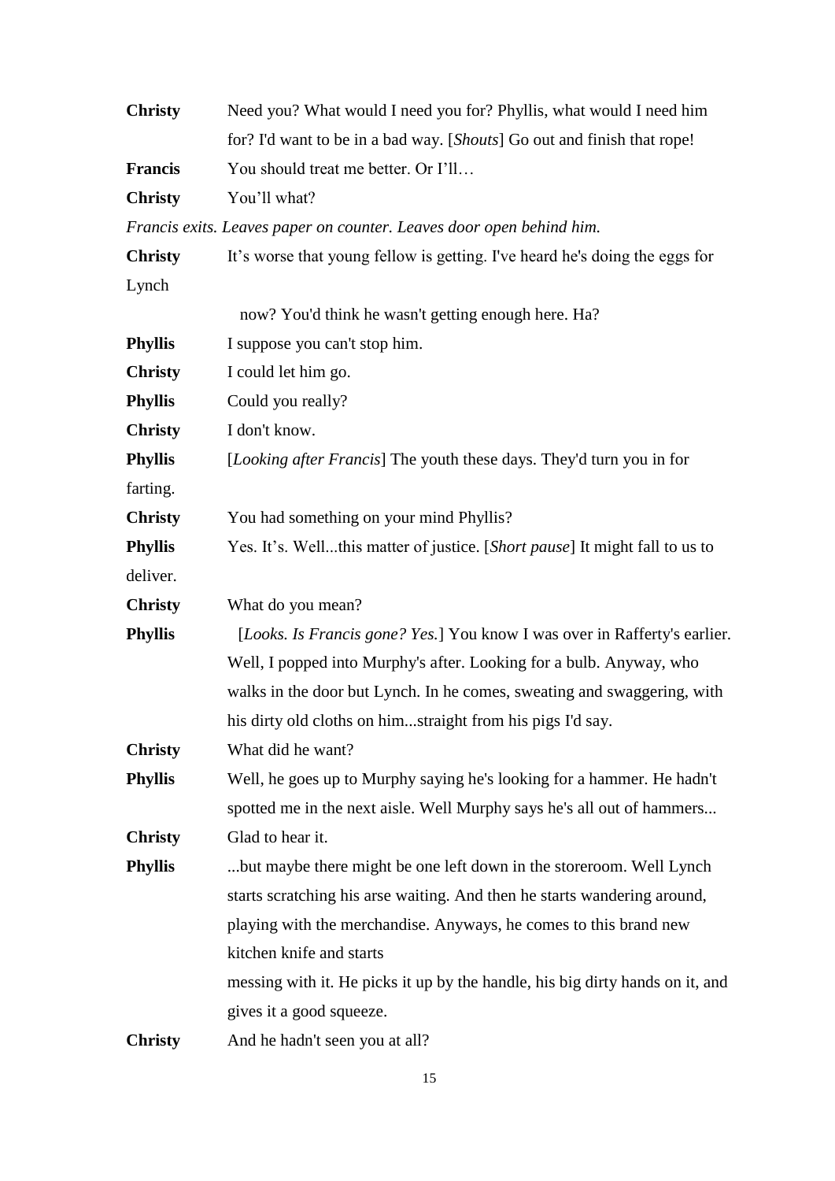**Christy** Need you? What would I need you for? Phyllis, what would I need him for? I'd want to be in a bad way. [*Shouts*] Go out and finish that rope!

**Francis** You should treat me better. Or I'll…

**Christy** You'll what?

*Francis exits. Leaves paper on counter. Leaves door open behind him.*

**Christy** It's worse that young fellow is getting. I've heard he's doing the eggs for Lynch now? You'd think he wasn't getting enough here. Ha?

**Phyllis** I suppose you can't stop him.

**Christy** I could let him go.

**Phyllis** Could you really?

**Christy** I don't know.

**Phyllis** [*Looking after Francis*] The youth these days. They'd turn you in for farting.

**Christy** You had something on your mind Phyllis?

**Phyllis** Yes. It's. Well...this matter of justice. [*Short pause*] It might fall to us to deliver.

**Christy** What do you mean?

**Phyllis** [*Looks. Is Francis gone? Yes.*] You know I was over in Rafferty's earlier. Well, I popped into Murphy's after. Looking for a bulb. Anyway, who walks in the door but Lynch. In he comes, sweating and swaggering, with his dirty old cloths on him...straight from his pigs I'd say.

**Christy** What did he want?

**Phyllis** Well, he goes up to Murphy saying he's looking for a hammer. He hadn't spotted me in the next aisle. Well Murphy says he's all out of hammers...

**Christy** Glad to hear it.

**Phyllis** ...but maybe there might be one left down in the storeroom. Well Lynch starts scratching his arse waiting. And then he starts wandering around, playing with the merchandise. Anyways, he comes to this brand new kitchen knife and starts messing with it. He picks it up by the handle, his big dirty hands on it, and gives it a good squeeze.

**Christy** And he hadn't seen you at all?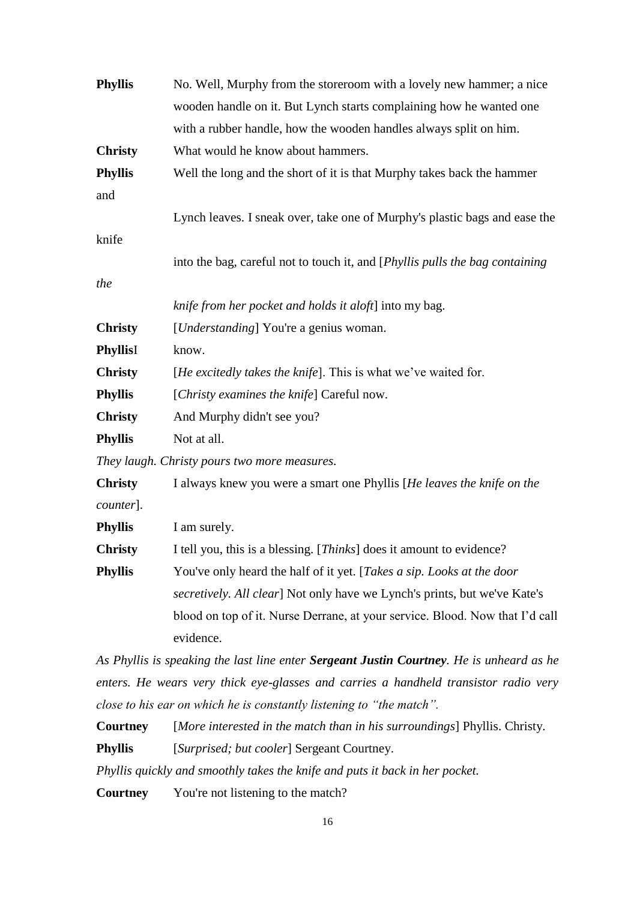**Phyllis** No. Well, Murphy from the storeroom with a lovely new hammer; a nice wooden handle on it. But Lynch starts complaining how he wanted one with a rubber handle, how the wooden handles always split on him.

**Christy** What would he know about hammers.

**Phyllis** Well the long and the short of it is that Murphy takes back the hammer and Lynch leaves. I sneak over, take one of Murphy's plastic bags and ease the knife into the bag, careful not to touch it, and [*Phyllis pulls the bag containing the knife from her pocket and holds it aloft*] into my bag.

**Christy** [*Understanding*] You're a genius woman.

**Phyllis** I know.

**Christy** [*He excitedly takes the knife*]. This is what we've waited for.

**Phyllis** [*Christy examines the knife*] Careful now.

**Christy** And Murphy didn't see you?

**Phyllis** Not at all.

*They laugh. Christy pours two more measures.*

**Christy** I always knew you were a smart one Phyllis [*He leaves the knife on the counter*].

**Phyllis** I am surely.

**Christy** I tell you, this is a blessing. [*Thinks*] does it amount to evidence?

**Phyllis** You've only heard the half of it yet. [*Takes a sip. Looks at the door secretively. All clear*] Not only have we Lynch's prints, but we've Kate's blood on top of it. Nurse Derrane, at your service. Blood. Now that I'd call evidence.

*As Phyllis is speaking the last line enter* ***Sergeant Justin Courtney****. He is unheard as he enters. He wears very thick eye-glasses and carries a handheld transistor radio very close to his ear on which he is constantly listening to "the match".*

**Courtney** [*More interested in the match than in his surroundings*] Phyllis. Christy.

**Phyllis** [*Surprised; but cooler*] Sergeant Courtney.

*Phyllis quickly and smoothly takes the knife and puts it back in her pocket.*

**Courtney** You're not listening to the match?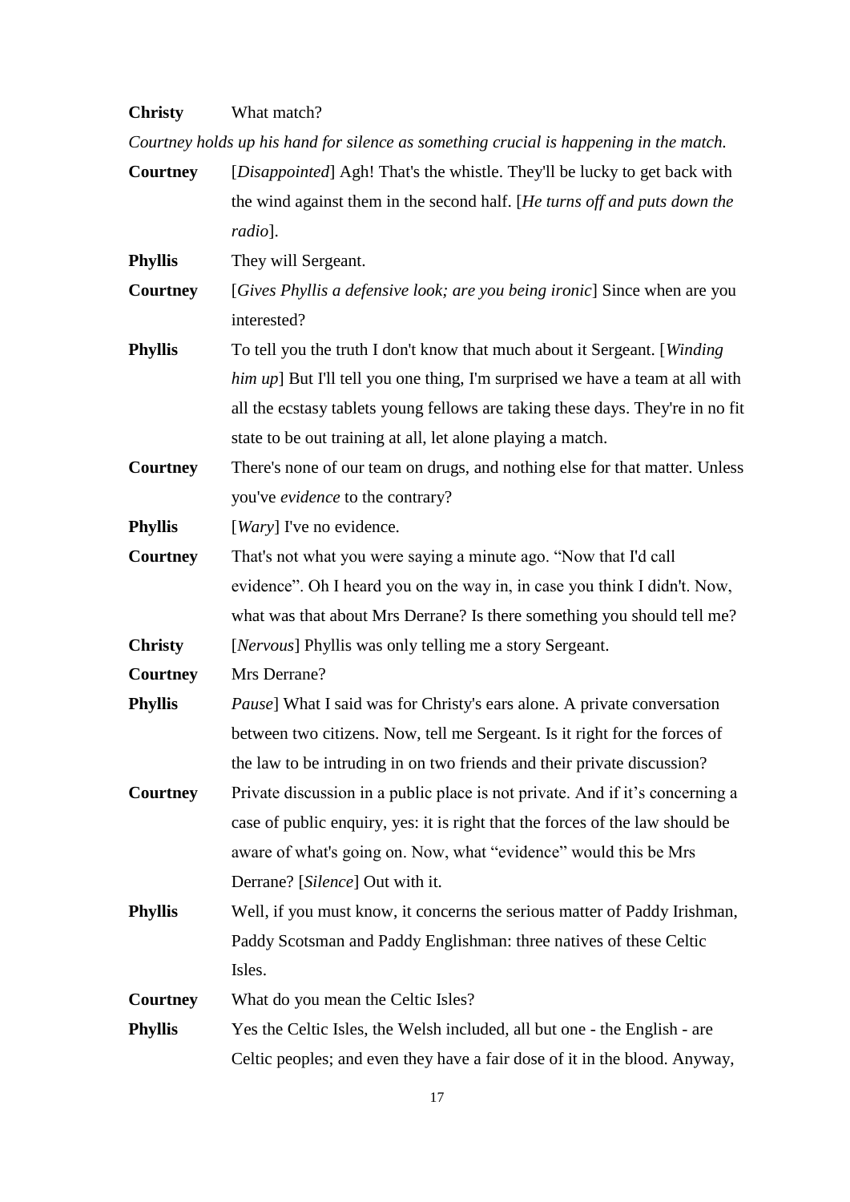**Christy** What match?

*Courtney holds up his hand for silence as something crucial is happening in the match.*

**Courtney** [*Disappointed*] Agh! That's the whistle. They'll be lucky to get back with the wind against them in the second half. [*He turns off and puts down the radio*].

**Phyllis** They will Sergeant.

**Courtney** [*Gives Phyllis a defensive look; are you being ironic*] Since when are you interested?

**Phyllis** To tell you the truth I don't know that much about it Sergeant. [*Winding him up*] But I'll tell you one thing, I'm surprised we have a team at all with all the ecstasy tablets young fellows are taking these days. They're in no fit state to be out training at all, let alone playing a match.

**Courtney** There's none of our team on drugs, and nothing else for that matter. Unless you've *evidence* to the contrary?

**Phyllis** [*Wary*] I've no evidence.

**Courtney** That's not what you were saying a minute ago. "Now that I'd call evidence". Oh I heard you on the way in, in case you think I didn't. Now, what was that about Mrs Derrane? Is there something you should tell me?

**Christy** [*Nervous*] Phyllis was only telling me a story Sergeant.

**Courtney** Mrs Derrane?

**Phyllis** *Pause*] What I said was for Christy's ears alone. A private conversation between two citizens. Now, tell me Sergeant. Is it right for the forces of the law to be intruding in on two friends and their private discussion?

**Courtney** Private discussion in a public place is not private. And if it's concerning a case of public enquiry, yes: it is right that the forces of the law should be aware of what's going on. Now, what "evidence" would this be Mrs Derrane? [*Silence*] Out with it.

**Phyllis** Well, if you must know, it concerns the serious matter of Paddy Irishman, Paddy Scotsman and Paddy Englishman: three natives of these Celtic Isles.

**Courtney** What do you mean the Celtic Isles?

**Phyllis** Yes the Celtic Isles, the Welsh included, all but one - the English - are Celtic peoples; and even they have a fair dose of it in the blood. Anyway,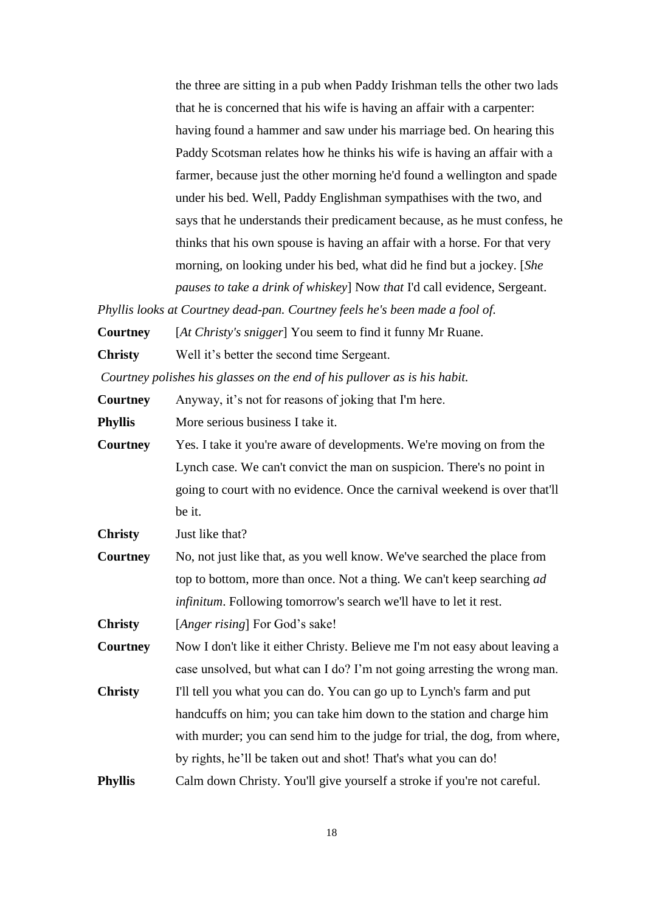the three are sitting in a pub when Paddy Irishman tells the other two lads that he is concerned that his wife is having an affair with a carpenter: having found a hammer and saw under his marriage bed. On hearing this Paddy Scotsman relates how he thinks his wife is having an affair with a farmer, because just the other morning he'd found a wellington and spade under his bed. Well, Paddy Englishman sympathises with the two, and says that he understands their predicament because, as he must confess, he thinks that his own spouse is having an affair with a horse. For that very morning, on looking under his bed, what did he find but a jockey. [*She pauses to take a drink of whiskey*] Now *that* I'd call evidence, Sergeant.

*Phyllis looks at Courtney dead-pan. Courtney feels he's been made a fool of.*

**Courtney** [*At Christy's snigger*] You seem to find it funny Mr Ruane.

**Christy** Well it's better the second time Sergeant.

*Courtney polishes his glasses on the end of his pullover as is his habit.*

**Courtney** Anyway, it's not for reasons of joking that I'm here.

**Phyllis** More serious business I take it.

**Courtney** Yes. I take it you're aware of developments. We're moving on from the Lynch case. We can't convict the man on suspicion. There's no point in going to court with no evidence. Once the carnival weekend is over that'll be it.

**Christy** Just like that?

**Courtney** No, not just like that, as you well know. We've searched the place from top to bottom, more than once. Not a thing. We can't keep searching *ad infinitum*. Following tomorrow's search we'll have to let it rest.

**Christy** [*Anger rising*] For God's sake!

**Courtney** Now I don't like it either Christy. Believe me I'm not easy about leaving a case unsolved, but what can I do? I'm not going arresting the wrong man.

**Christy** I'll tell you what you can do. You can go up to Lynch's farm and put handcuffs on him; you can take him down to the station and charge him with murder; you can send him to the judge for trial, the dog, from where, by rights, he'll be taken out and shot! That's what you can do!

**Phyllis** Calm down Christy. You'll give yourself a stroke if you're not careful.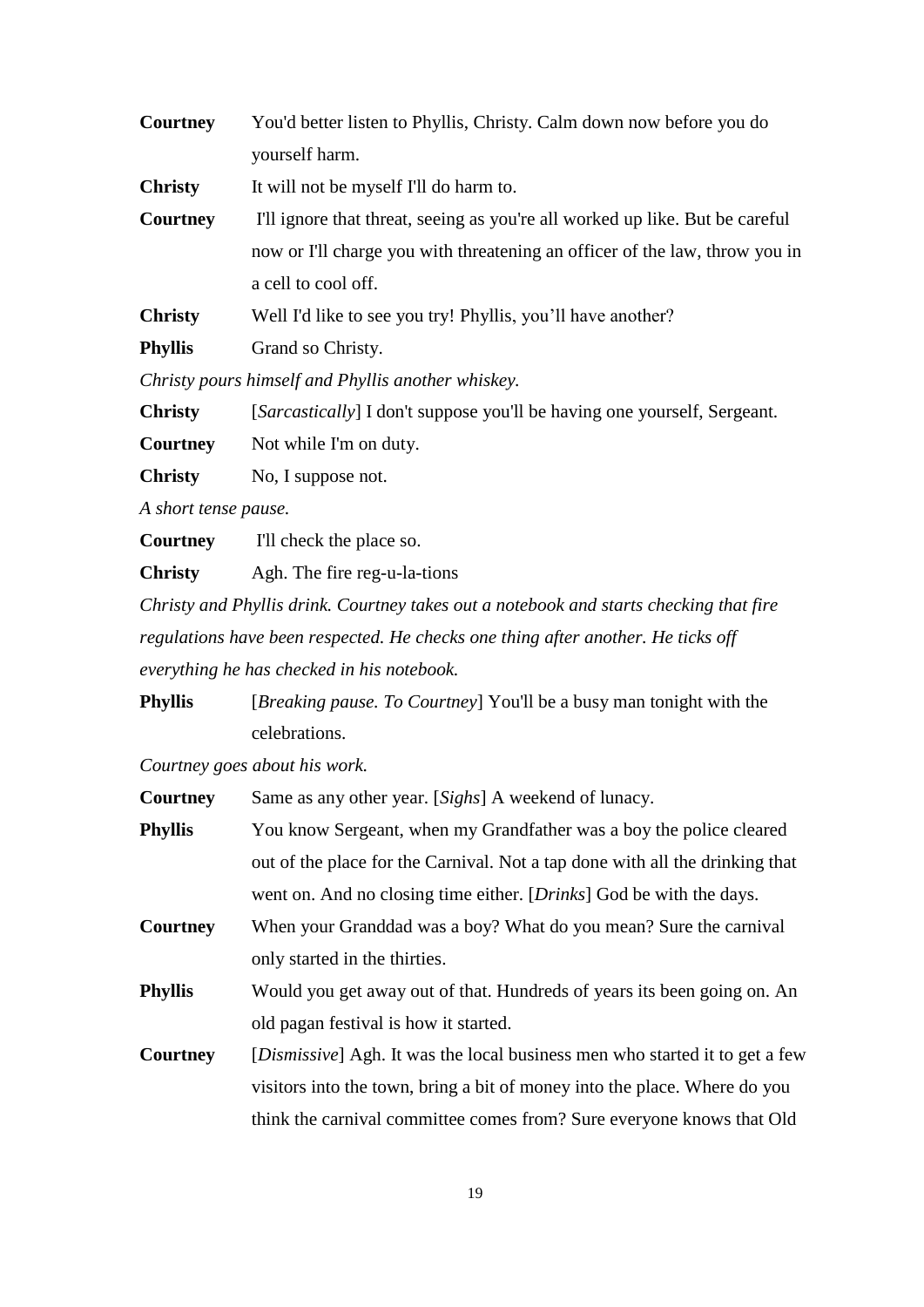**Courtney** You'd better listen to Phyllis, Christy. Calm down now before you do yourself harm.

**Christy** It will not be myself I'll do harm to.

**Courtney** I'll ignore that threat, seeing as you're all worked up like. But be careful now or I'll charge you with threatening an officer of the law, throw you in a cell to cool off.

**Christy** Well I'd like to see you try! Phyllis, you'll have another?

**Phyllis** Grand so Christy.

*Christy pours himself and Phyllis another whiskey.*

**Christy** [*Sarcastically*] I don't suppose you'll be having one yourself, Sergeant.

**Courtney** Not while I'm on duty.

**Christy** No, I suppose not.

*A short tense pause.*

**Courtney** I'll check the place so.

**Christy** Agh. The fire reg-u-la-tions

*Christy and Phyllis drink. Courtney takes out a notebook and starts checking that fire regulations have been respected. He checks one thing after another. He ticks off everything he has checked in his notebook.*

**Phyllis** [*Breaking pause. To Courtney*] You'll be a busy man tonight with the celebrations.

*Courtney goes about his work.*

**Courtney** Same as any other year. [*Sighs*] A weekend of lunacy.

**Phyllis** You know Sergeant, when my Grandfather was a boy the police cleared out of the place for the Carnival. Not a tap done with all the drinking that went on. And no closing time either. [*Drinks*] God be with the days.

**Courtney** When your Granddad was a boy? What do you mean? Sure the carnival only started in the thirties.

**Phyllis** Would you get away out of that. Hundreds of years its been going on. An old pagan festival is how it started.

**Courtney** [*Dismissive*] Agh. It was the local business men who started it to get a few visitors into the town, bring a bit of money into the place. Where do you think the carnival committee comes from? Sure everyone knows that Old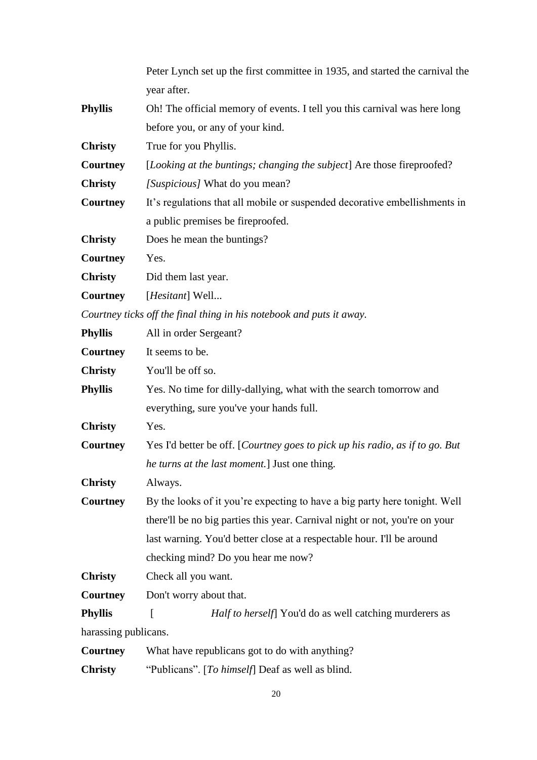Peter Lynch set up the first committee in 1935, and started the carnival the year after.

**Phyllis** Oh! The official memory of events. I tell you this carnival was here long before you, or any of your kind.

**Christy** True for you Phyllis.

**Courtney** [*Looking at the buntings; changing the subject*] Are those fireproofed?

**Christy** *[Suspicious]* What do you mean?

**Courtney** It's regulations that all mobile or suspended decorative embellishments in a public premises be fireproofed.

**Christy** Does he mean the buntings?

**Courtney** Yes.

**Christy** Did them last year.

**Courtney** [*Hesitant*] Well...

*Courtney ticks off the final thing in his notebook and puts it away.*

**Phyllis** All in order Sergeant?

**Courtney** It seems to be.

**Christy** You'll be off so.

**Phyllis** Yes. No time for dilly-dallying, what with the search tomorrow and everything, sure you've your hands full.

**Christy** Yes.

**Courtney** Yes I'd better be off. [*Courtney goes to pick up his radio, as if to go. But he turns at the last moment.*] Just one thing.

**Christy** Always.

**Courtney** By the looks of it you're expecting to have a big party here tonight. Well there'll be no big parties this year. Carnival night or not, you're on your last warning. You'd better close at a respectable hour. I'll be around checking mind? Do you hear me now?

**Christy** Check all you want.

**Courtney** Don't worry about that.

**Phyllis** [ *Half to herself*] You'd do as well catching murderers as harassing publicans.

**Courtney** What have republicans got to do with anything?

**Christy** "Publicans". [*To himself*] Deaf as well as blind.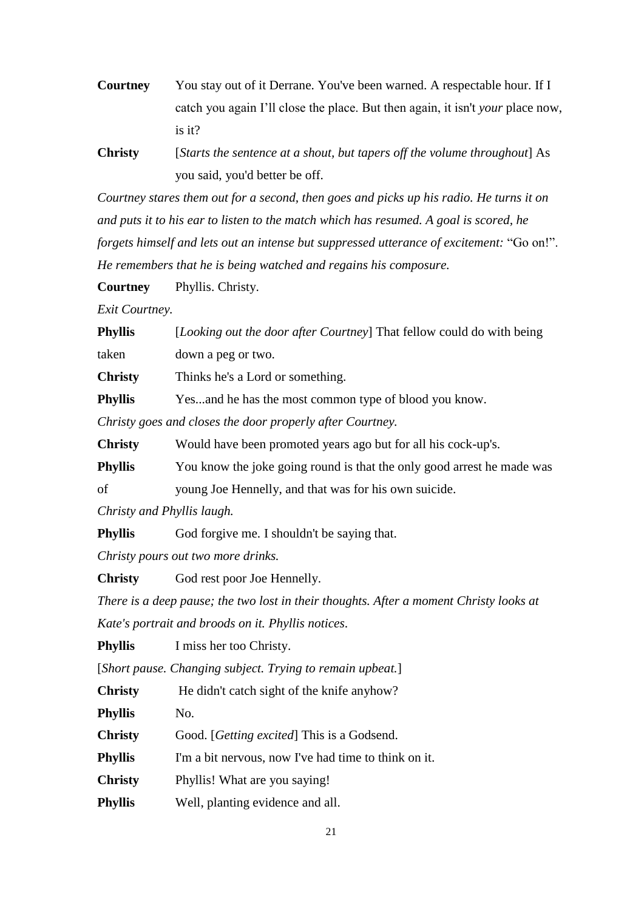**Courtney** You stay out of it Derrane. You've been warned. A respectable hour. If I catch you again I'll close the place. But then again, it isn't *your* place now, is it?

**Christy** [*Starts the sentence at a shout, but tapers off the volume throughout*] As you said, you'd better be off.

*Courtney stares them out for a second, then goes and picks up his radio. He turns it on and puts it to his ear to listen to the match which has resumed. A goal is scored, he forgets himself and lets out an intense but suppressed utterance of excitement:* "Go on!". *He remembers that he is being watched and regains his composure.*

**Courtney** Phyllis. Christy.

*Exit Courtney.*

**Phyllis** [*Looking out the door after Courtney*] That fellow could do with being taken down a peg or two.

**Christy** Thinks he's a Lord or something.

**Phyllis** Yes...and he has the most common type of blood you know.

*Christy goes and closes the door properly after Courtney.*

**Christy** Would have been promoted years ago but for all his cock-up's.

**Phyllis** You know the joke going round is that the only good arrest he made was of young Joe Hennelly, and that was for his own suicide.

*Christy and Phyllis laugh.*

**Phyllis** God forgive me. I shouldn't be saying that.

*Christy pours out two more drinks.*

**Christy** God rest poor Joe Hennelly.

*There is a deep pause; the two lost in their thoughts. After a moment Christy looks at Kate's portrait and broods on it. Phyllis notices.*

**Phyllis** I miss her too Christy.

[*Short pause. Changing subject. Trying to remain upbeat.*]

**Christy** He didn't catch sight of the knife anyhow?

**Phyllis** No.

**Christy** Good. [*Getting excited*] This is a Godsend.

**Phyllis** I'm a bit nervous, now I've had time to think on it.

**Christy** Phyllis! What are you saying!

**Phyllis** Well, planting evidence and all.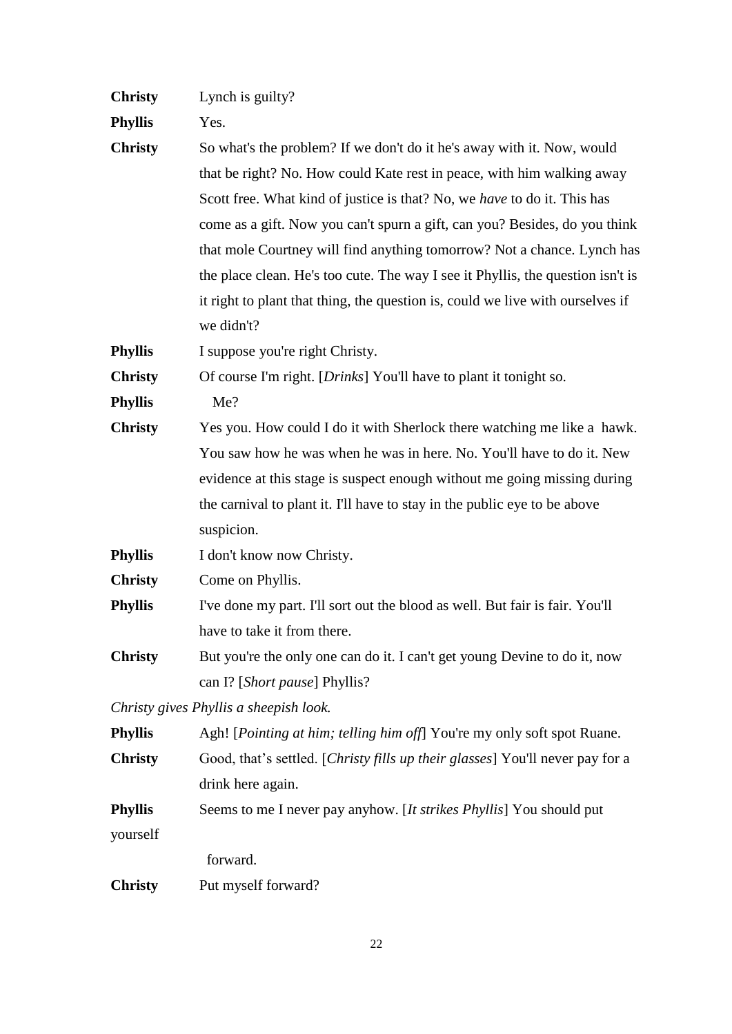**Christy** Lynch is guilty?

**Phyllis** Yes.

**Christy** So what's the problem? If we don't do it he's away with it. Now, would that be right? No. How could Kate rest in peace, with him walking away Scott free. What kind of justice is that? No, we *have* to do it. This has come as a gift. Now you can't spurn a gift, can you? Besides, do you think that mole Courtney will find anything tomorrow? Not a chance. Lynch has the place clean. He's too cute. The way I see it Phyllis, the question isn't is it right to plant that thing, the question is, could we live with ourselves if we didn't?

**Phyllis** I suppose you're right Christy.

**Christy** Of course I'm right. [*Drinks*] You'll have to plant it tonight so.

**Phyllis** Me?

**Christy** Yes you. How could I do it with Sherlock there watching me like a hawk. You saw how he was when he was in here. No. You'll have to do it. New evidence at this stage is suspect enough without me going missing during the carnival to plant it. I'll have to stay in the public eye to be above suspicion.

**Phyllis** I don't know now Christy.

**Christy** Come on Phyllis.

**Phyllis** I've done my part. I'll sort out the blood as well. But fair is fair. You'll have to take it from there.

**Christy** But you're the only one can do it. I can't get young Devine to do it, now can I? [*Short pause*] Phyllis?

*Christy gives Phyllis a sheepish look.*

**Phyllis** Agh! [*Pointing at him; telling him off*] You're my only soft spot Ruane.

**Christy** Good, that's settled. [*Christy fills up their glasses*] You'll never pay for a drink here again.

**Phyllis** Seems to me I never pay anyhow. [*It strikes Phyllis*] You should put yourself forward.

**Christy** Put myself forward?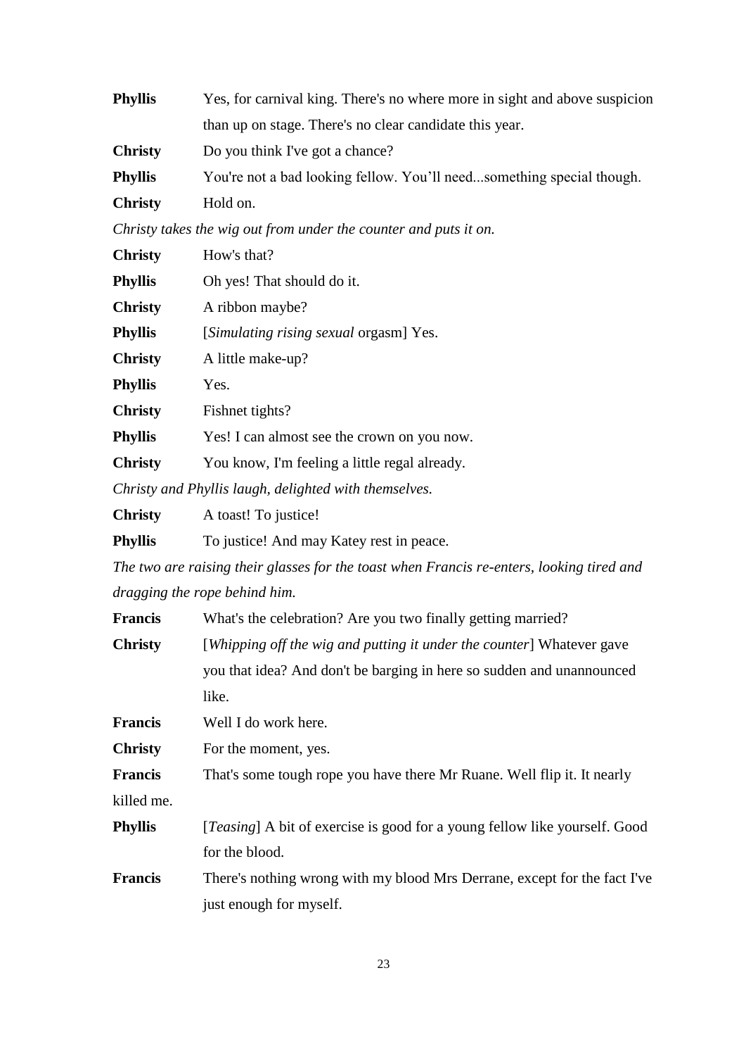**Phyllis** Yes, for carnival king. There's no where more in sight and above suspicion than up on stage. There's no clear candidate this year.

**Christy** Do you think I've got a chance?

**Phyllis** You're not a bad looking fellow. You'll need...something special though.

**Christy** Hold on.

*Christy takes the wig out from under the counter and puts it on.*

**Christy** How's that?

**Phyllis** Oh yes! That should do it.

**Christy** A ribbon maybe?

**Phyllis** [*Simulating rising sexual* orgasm] Yes.

**Christy** A little make-up?

**Phyllis** Yes.

**Christy** Fishnet tights?

**Phyllis** Yes! I can almost see the crown on you now.

**Christy** You know, I'm feeling a little regal already.

*Christy and Phyllis laugh, delighted with themselves.*

**Christy** A toast! To justice!

**Phyllis** To justice! And may Katey rest in peace.

*The two are raising their glasses for the toast when Francis re-enters, looking tired and dragging the rope behind him.*

**Francis** What's the celebration? Are you two finally getting married?

**Christy** [*Whipping off the wig and putting it under the counter*] Whatever gave you that idea? And don't be barging in here so sudden and unannounced like.

**Francis** Well I do work here.

**Christy** For the moment, yes.

**Francis** That's some tough rope you have there Mr Ruane. Well flip it. It nearly killed me.

**Phyllis** [*Teasing*] A bit of exercise is good for a young fellow like yourself. Good for the blood.

**Francis** There's nothing wrong with my blood Mrs Derrane, except for the fact I've just enough for myself.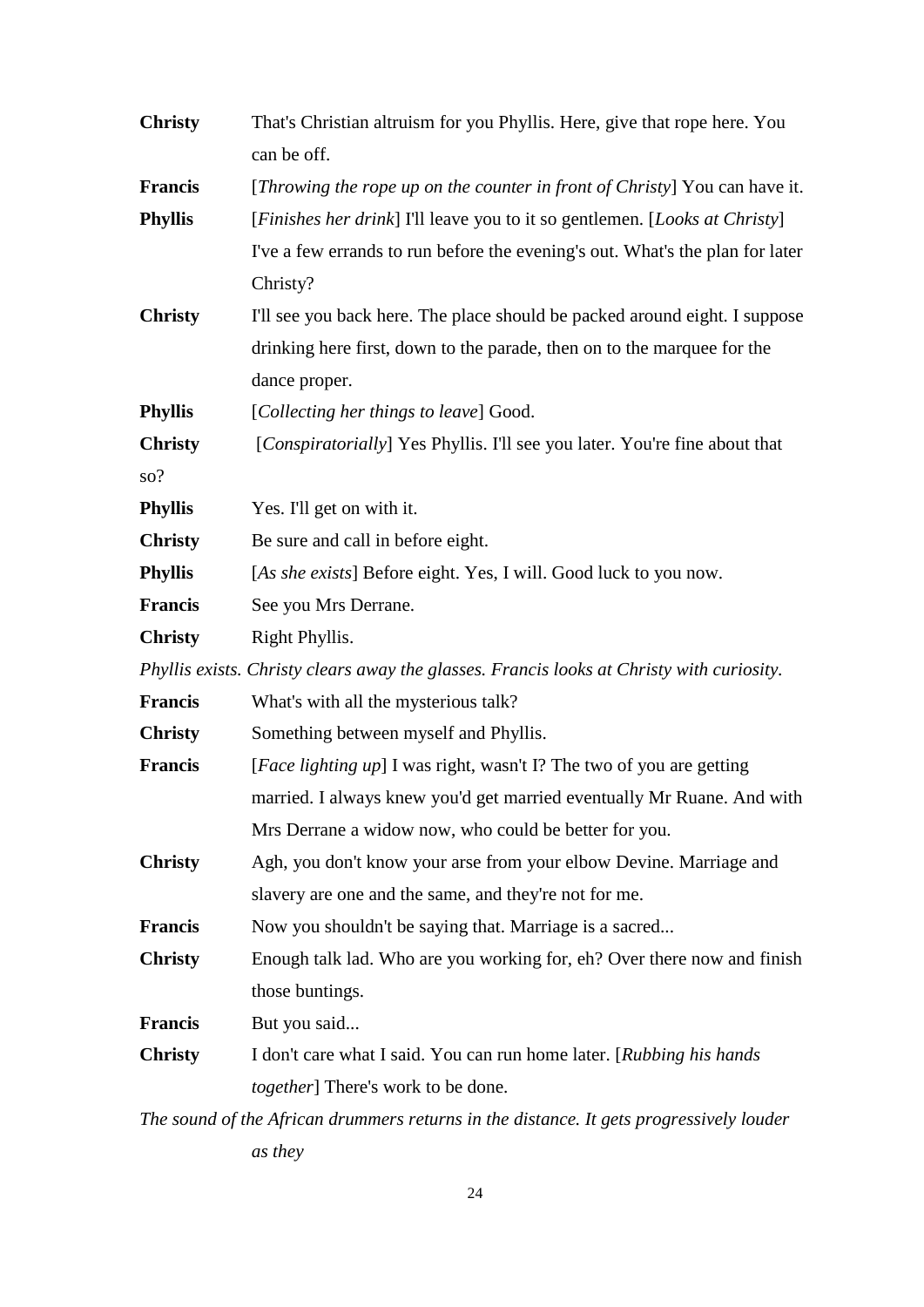**Christy** That's Christian altruism for you Phyllis. Here, give that rope here. You can be off.

**Francis** [*Throwing the rope up on the counter in front of Christy*] You can have it.

**Phyllis** [*Finishes her drink*] I'll leave you to it so gentlemen. [*Looks at Christy*] I've a few errands to run before the evening's out. What's the plan for later Christy?

**Christy** I'll see you back here. The place should be packed around eight. I suppose drinking here first, down to the parade, then on to the marquee for the dance proper.

**Phyllis** [*Collecting her things to leave*] Good.

**Christy** [*Conspiratorially*] Yes Phyllis. I'll see you later. You're fine about that so?

**Phyllis** Yes. I'll get on with it.

**Christy** Be sure and call in before eight.

**Phyllis** [*As she exists*] Before eight. Yes, I will. Good luck to you now.

**Francis** See you Mrs Derrane.

**Christy** Right Phyllis.

*Phyllis exists. Christy clears away the glasses. Francis looks at Christy with curiosity.*

**Francis** What's with all the mysterious talk?

**Christy** Something between myself and Phyllis.

**Francis** [*Face lighting up*] I was right, wasn't I? The two of you are getting married. I always knew you'd get married eventually Mr Ruane. And with Mrs Derrane a widow now, who could be better for you.

**Christy** Agh, you don't know your arse from your elbow Devine. Marriage and slavery are one and the same, and they're not for me.

**Francis** Now you shouldn't be saying that. Marriage is a sacred...

**Christy** Enough talk lad. Who are you working for, eh? Over there now and finish those buntings.

**Francis** But you said...

**Christy** I don't care what I said. You can run home later. [*Rubbing his hands together*] There's work to be done.

*The sound of the African drummers returns in the distance. It gets progressively louder as they*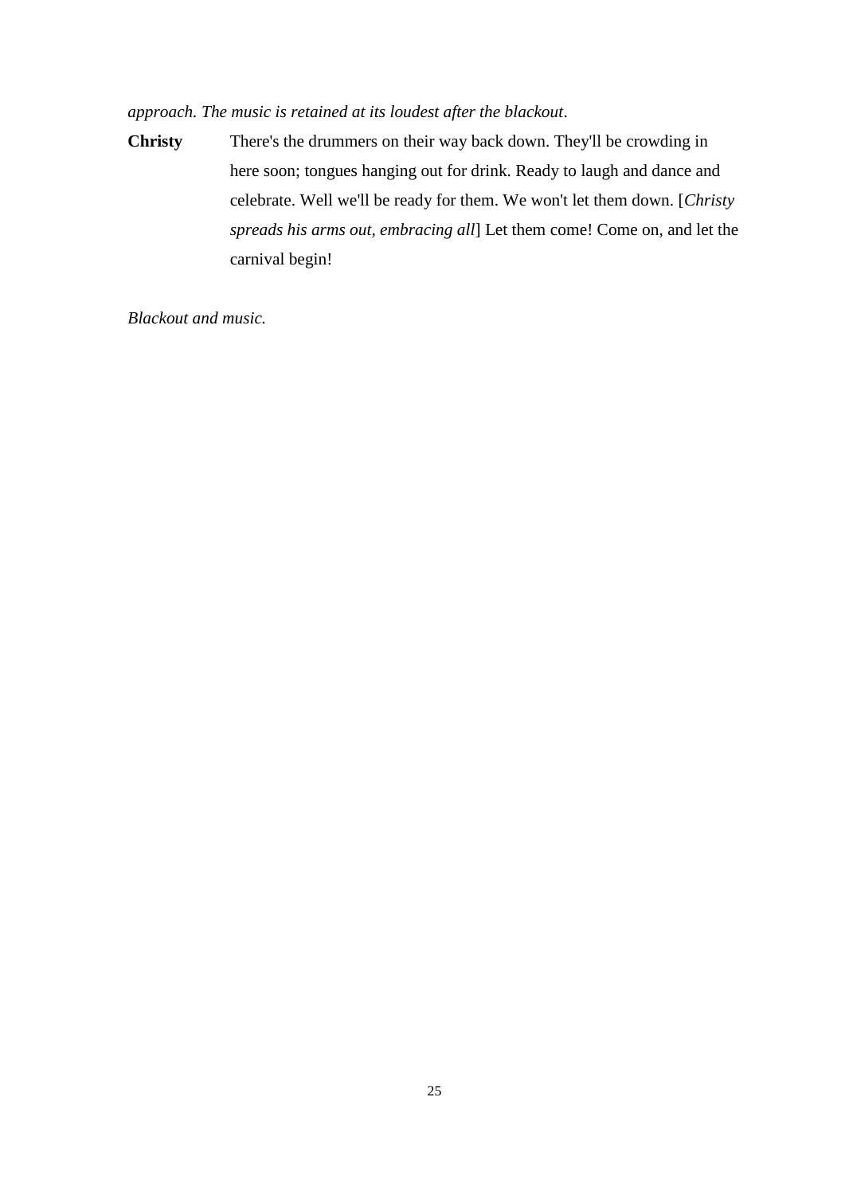*approach. The music is retained at its loudest after the blackout*.

**Christy** There's the drummers on their way back down. They'll be crowding in here soon; tongues hanging out for drink. Ready to laugh and dance and celebrate. Well we'll be ready for them. We won't let them down. [*Christy spreads his arms out, embracing all*] Let them come! Come on, and let the carnival begin!

*Blackout and music.*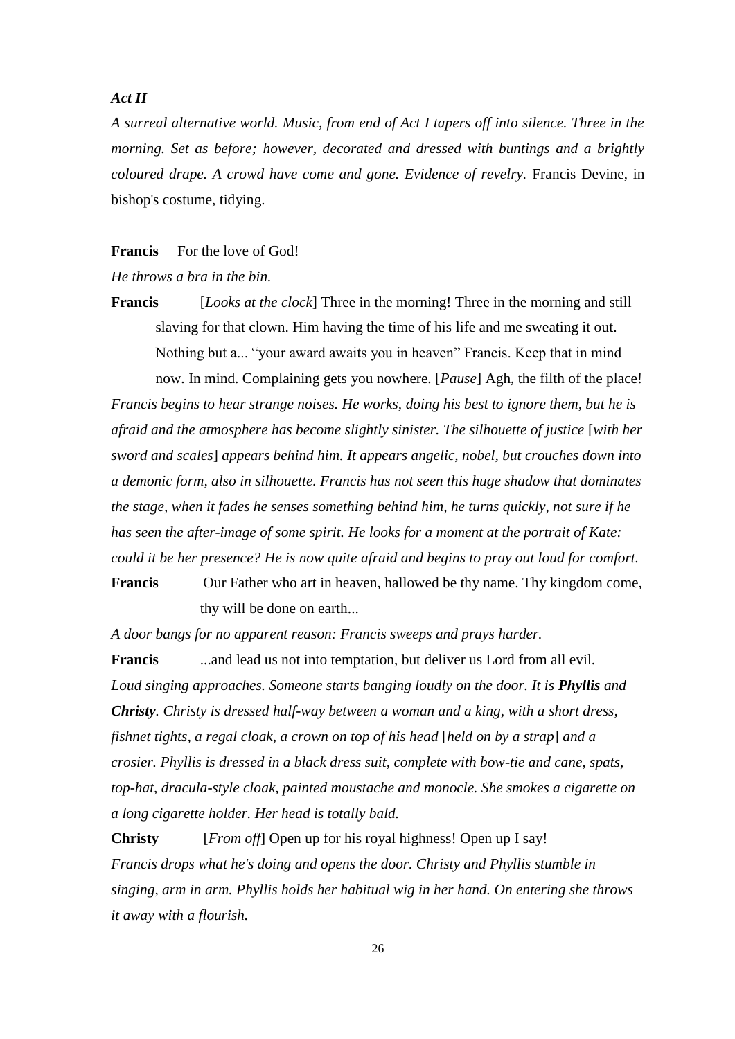***Act II***

*A surreal alternative world. Music, from end of Act I tapers off into silence. Three in the morning. Set as before; however, decorated and dressed with buntings and a brightly coloured drape. A crowd have come and gone. Evidence of revelry.* Francis Devine, in bishop's costume, tidying.

**Francis** For the love of God!

*He throws a bra in the bin.*

**Francis** [*Looks at the clock*] Three in the morning! Three in the morning and still slaving for that clown. Him having the time of his life and me sweating it out. Nothing but a... "your award awaits you in heaven" Francis. Keep that in mind now. In mind. Complaining gets you nowhere. [*Pause*] Agh, the filth of the place!

*Francis begins to hear strange noises. He works, doing his best to ignore them, but he is afraid and the atmosphere has become slightly sinister. The silhouette of justice* [*with her sword and scales*] *appears behind him. It appears angelic, nobel, but crouches down into a demonic form, also in silhouette. Francis has not seen this huge shadow that dominates the stage, when it fades he senses something behind him, he turns quickly, not sure if he has seen the after-image of some spirit. He looks for a moment at the portrait of Kate: could it be her presence? He is now quite afraid and begins to pray out loud for comfort.*

**Francis** Our Father who art in heaven, hallowed be thy name. Thy kingdom come, thy will be done on earth...

*A door bangs for no apparent reason: Francis sweeps and prays harder.*

**Francis** ...and lead us not into temptation, but deliver us Lord from all evil.

*Loud singing approaches. Someone starts banging loudly on the door. It is* ***Phyllis*** *and* ***Christy****. Christy is dressed half-way between a woman and a king, with a short dress, fishnet tights, a regal cloak, a crown on top of his head* [*held on by a strap*] *and a crosier. Phyllis is dressed in a black dress suit, complete with bow-tie and cane, spats, top-hat, dracula-style cloak, painted moustache and monocle. She smokes a cigarette on a long cigarette holder. Her head is totally bald.*

**Christy** [*From off*] Open up for his royal highness! Open up I say!

*Francis drops what he's doing and opens the door. Christy and Phyllis stumble in singing, arm in arm. Phyllis holds her habitual wig in her hand. On entering she throws it away with a flourish.*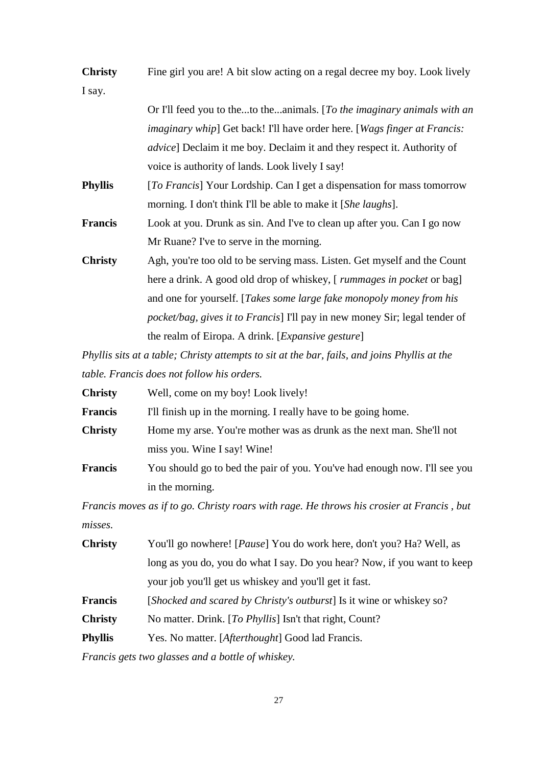**Christy** Fine girl you are! A bit slow acting on a regal decree my boy. Look lively I say.

Or I'll feed you to the...to the...animals. [*To the imaginary animals with an imaginary whip*] Get back! I'll have order here. [*Wags finger at Francis: advice*] Declaim it me boy. Declaim it and they respect it. Authority of voice is authority of lands. Look lively I say!

**Phyllis** [*To Francis*] Your Lordship. Can I get a dispensation for mass tomorrow morning. I don't think I'll be able to make it [*She laughs*].

**Francis** Look at you. Drunk as sin. And I've to clean up after you. Can I go now Mr Ruane? I've to serve in the morning.

**Christy** Agh, you're too old to be serving mass. Listen. Get myself and the Count here a drink. A good old drop of whiskey, [ *rummages in pocket* or bag] and one for yourself. [*Takes some large fake monopoly money from his pocket/bag, gives it to Francis*] I'll pay in new money Sir; legal tender of the realm of Eiropa. A drink. [*Expansive gesture*]

*Phyllis sits at a table; Christy attempts to sit at the bar, fails, and joins Phyllis at the table. Francis does not follow his orders.*

**Christy** Well, come on my boy! Look lively!

**Francis** I'll finish up in the morning. I really have to be going home.

**Christy** Home my arse. You're mother was as drunk as the next man. She'll not miss you. Wine I say! Wine!

**Francis** You should go to bed the pair of you. You've had enough now. I'll see you in the morning.

*Francis moves as if to go. Christy roars with rage. He throws his crosier at Francis , but misses.*

**Christy** You'll go nowhere! [*Pause*] You do work here, don't you? Ha? Well, as long as you do, you do what I say. Do you hear? Now, if you want to keep your job you'll get us whiskey and you'll get it fast.

**Francis** [*Shocked and scared by Christy's outburst*] Is it wine or whiskey so?

**Christy** No matter. Drink. [*To Phyllis*] Isn't that right, Count?

**Phyllis** Yes. No matter. [*Afterthought*] Good lad Francis.

*Francis gets two glasses and a bottle of whiskey.*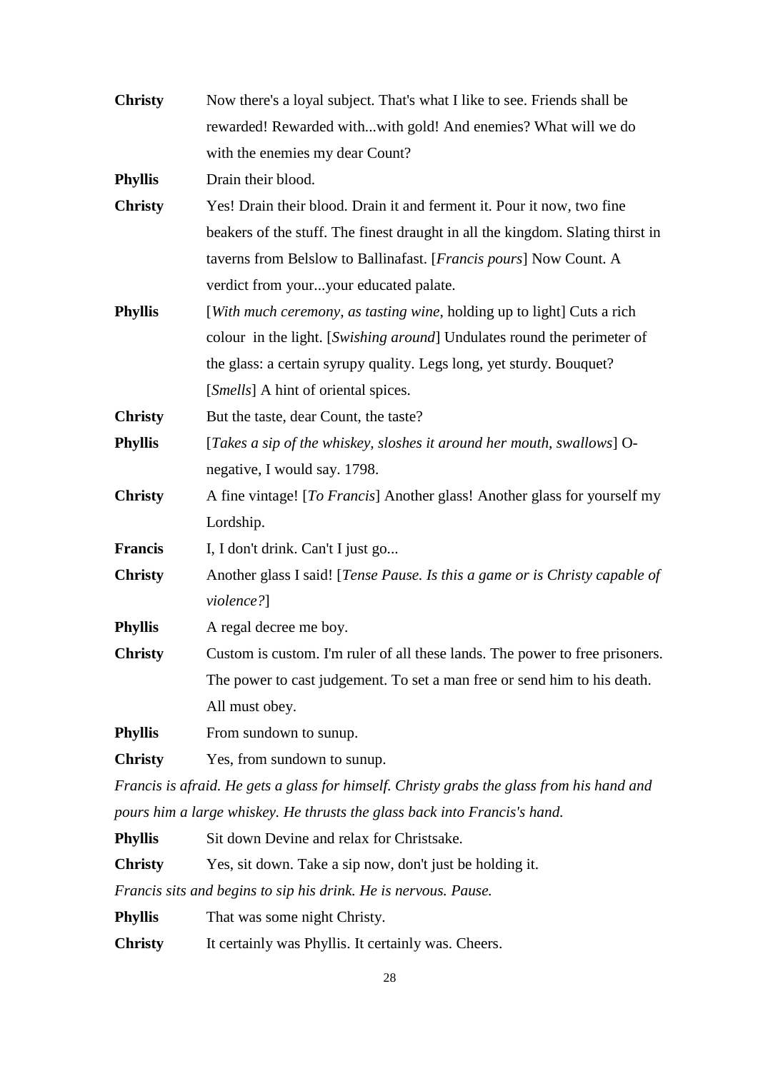**Christy** Now there's a loyal subject. That's what I like to see. Friends shall be rewarded! Rewarded with...with gold! And enemies? What will we do with the enemies my dear Count?

**Phyllis** Drain their blood.

**Christy** Yes! Drain their blood. Drain it and ferment it. Pour it now, two fine beakers of the stuff. The finest draught in all the kingdom. Slating thirst in taverns from Belslow to Ballinafast. [*Francis pours*] Now Count. A verdict from your...your educated palate.

**Phyllis** [*With much ceremony, as tasting wine*, holding up to light] Cuts a rich colour in the light. [*Swishing around*] Undulates round the perimeter of the glass: a certain syrupy quality. Legs long, yet sturdy. Bouquet? [*Smells*] A hint of oriental spices.

**Christy** But the taste, dear Count, the taste?

**Phyllis** [*Takes a sip of the whiskey, sloshes it around her mouth, swallows*] O-negative, I would say. 1798.

**Christy** A fine vintage! [*To Francis*] Another glass! Another glass for yourself my Lordship.

**Francis** I, I don't drink. Can't I just go...

**Christy** Another glass I said! [*Tense Pause. Is this a game or is Christy capable of violence?*]

**Phyllis** A regal decree me boy.

**Christy** Custom is custom. I'm ruler of all these lands. The power to free prisoners. The power to cast judgement. To set a man free or send him to his death. All must obey.

**Phyllis** From sundown to sunup.

**Christy** Yes, from sundown to sunup.

*Francis is afraid. He gets a glass for himself. Christy grabs the glass from his hand and pours him a large whiskey. He thrusts the glass back into Francis's hand.*

**Phyllis** Sit down Devine and relax for Christsake.

**Christy** Yes, sit down. Take a sip now, don't just be holding it.

*Francis sits and begins to sip his drink. He is nervous. Pause.*

**Phyllis** That was some night Christy.

**Christy** It certainly was Phyllis. It certainly was. Cheers.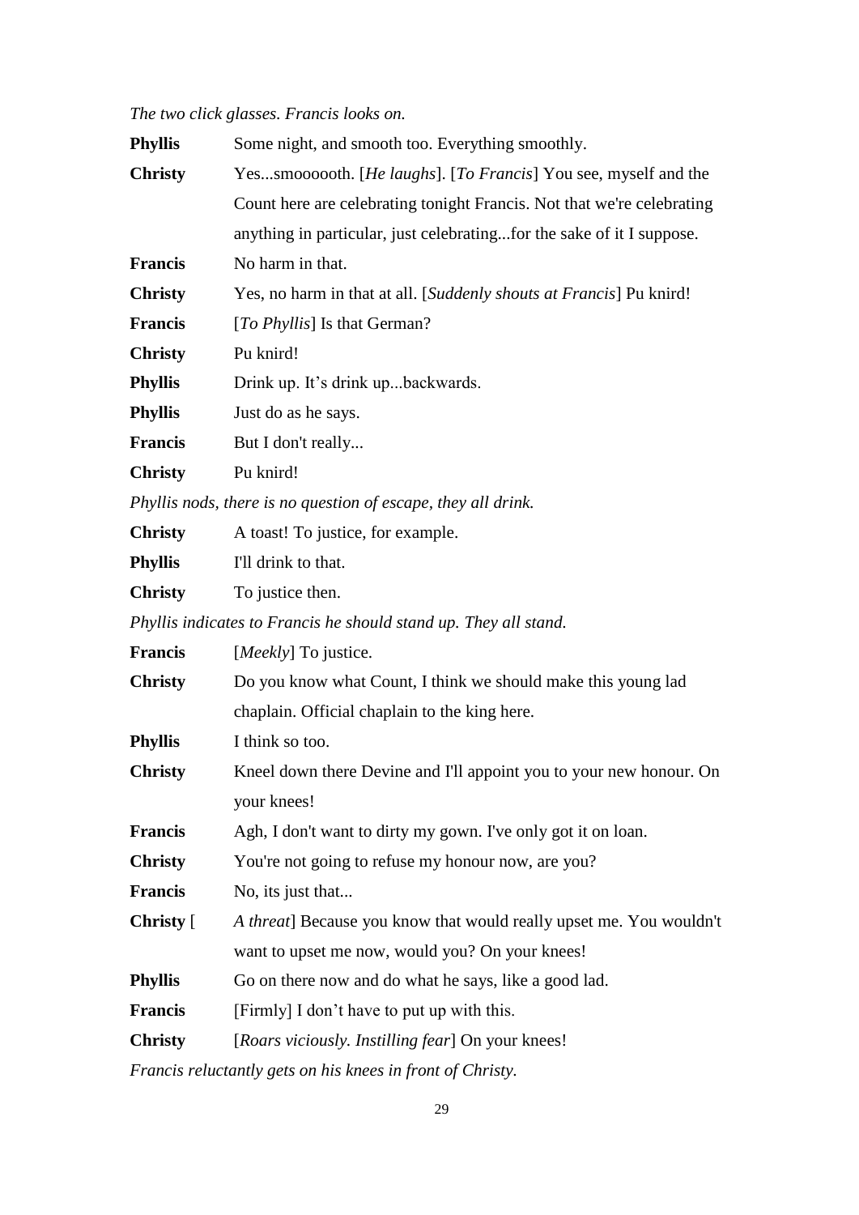*The two click glasses. Francis looks on.*

**Phyllis** Some night, and smooth too. Everything smoothly.

**Christy** Yes...smoooooth. [*He laughs*]. [*To Francis*] You see, myself and the Count here are celebrating tonight Francis. Not that we're celebrating anything in particular, just celebrating...for the sake of it I suppose.

**Francis** No harm in that.

**Christy** Yes, no harm in that at all. [*Suddenly shouts at Francis*] Pu knird!

**Francis** [*To Phyllis*] Is that German?

**Christy** Pu knird!

**Phyllis** Drink up. It's drink up...backwards.

**Phyllis** Just do as he says.

**Francis** But I don't really...

**Christy** Pu knird!

*Phyllis nods, there is no question of escape, they all drink.*

**Christy** A toast! To justice, for example.

**Phyllis** I'll drink to that.

**Christy** To justice then.

*Phyllis indicates to Francis he should stand up. They all stand.*

**Francis** [*Meekly*] To justice.

**Christy** Do you know what Count, I think we should make this young lad chaplain. Official chaplain to the king here.

**Phyllis** I think so too.

**Christy** Kneel down there Devine and I'll appoint you to your new honour. On your knees!

**Francis** Agh, I don't want to dirty my gown. I've only got it on loan.

**Christy** You're not going to refuse my honour now, are you?

**Francis** No, its just that...

**Christy** [*A threat*] Because you know that would really upset me. You wouldn't want to upset me now, would you? On your knees!

**Phyllis** Go on there now and do what he says, like a good lad.

**Francis** [Firmly] I don't have to put up with this.

**Christy** [*Roars viciously. Instilling fear*] On your knees!

*Francis reluctantly gets on his knees in front of Christy.*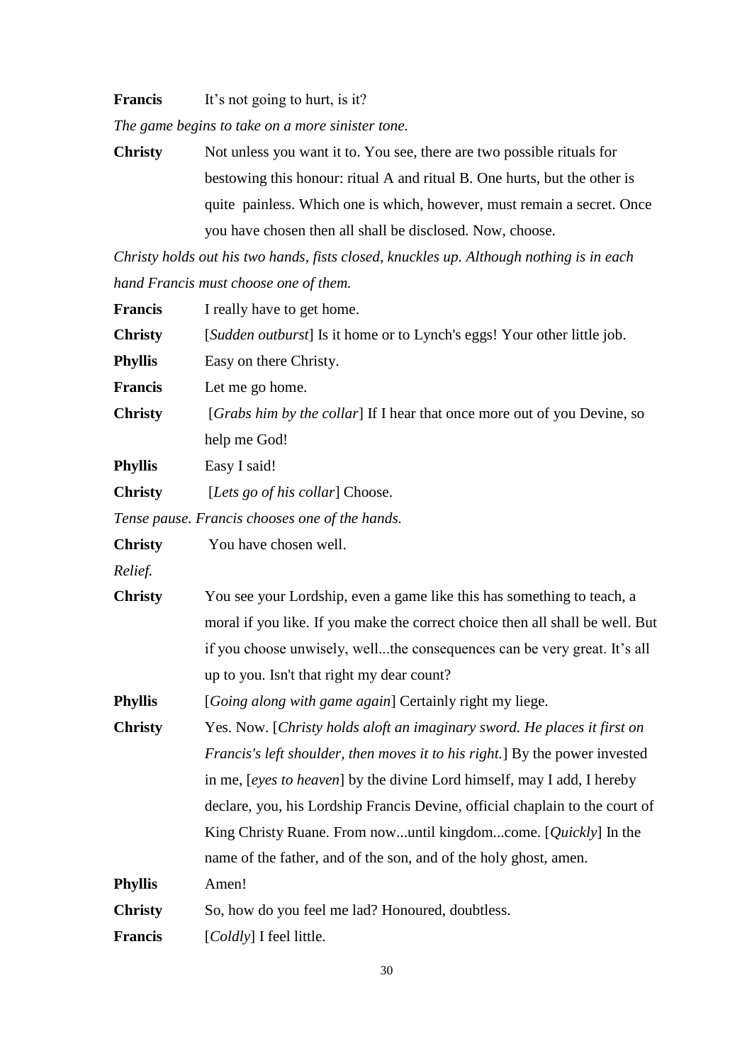**Francis** It's not going to hurt, is it?

*The game begins to take on a more sinister tone.*

**Christy** Not unless you want it to. You see, there are two possible rituals for bestowing this honour: ritual A and ritual B. One hurts, but the other is quite painless. Which one is which, however, must remain a secret. Once you have chosen then all shall be disclosed. Now, choose.

*Christy holds out his two hands, fists closed, knuckles up. Although nothing is in each hand Francis must choose one of them.*

**Francis** I really have to get home.

**Christy** [*Sudden outburst*] Is it home or to Lynch's eggs! Your other little job.

**Phyllis** Easy on there Christy.

**Francis** Let me go home.

**Christy** [*Grabs him by the collar*] If I hear that once more out of you Devine, so help me God!

**Phyllis** Easy I said!

**Christy** [*Lets go of his collar*] Choose.

*Tense pause. Francis chooses one of the hands.*

**Christy** You have chosen well.

*Relief.*

**Christy** You see your Lordship, even a game like this has something to teach, a moral if you like. If you make the correct choice then all shall be well. But if you choose unwisely, well...the consequences can be very great. It's all up to you. Isn't that right my dear count?

**Phyllis** [*Going along with game again*] Certainly right my liege.

**Christy** Yes. Now. [*Christy holds aloft an imaginary sword. He places it first on Francis's left shoulder, then moves it to his right.*] By the power invested in me, [*eyes to heaven*] by the divine Lord himself, may I add, I hereby declare, you, his Lordship Francis Devine, official chaplain to the court of King Christy Ruane. From now...until kingdom...come. [*Quickly*] In the name of the father, and of the son, and of the holy ghost, amen.

**Phyllis** Amen!

**Christy** So, how do you feel me lad? Honoured, doubtless.

**Francis** [*Coldly*] I feel little.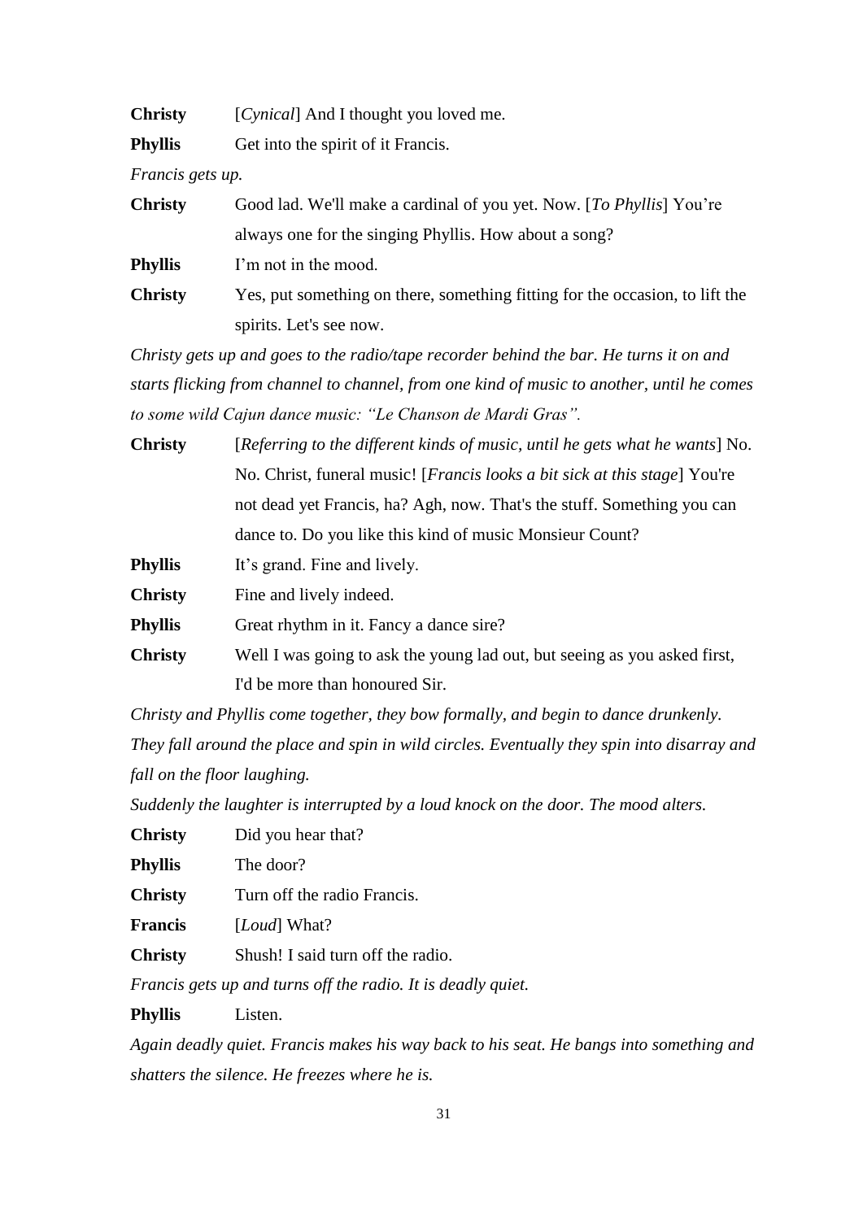**Christy** [*Cynical*] And I thought you loved me.

**Phyllis** Get into the spirit of it Francis.

*Francis gets up.*

**Christy** Good lad. We'll make a cardinal of you yet. Now. [*To Phyllis*] You're always one for the singing Phyllis. How about a song?

**Phyllis** I'm not in the mood.

**Christy** Yes, put something on there, something fitting for the occasion, to lift the spirits. Let's see now.

*Christy gets up and goes to the radio/tape recorder behind the bar. He turns it on and starts flicking from channel to channel, from one kind of music to another, until he comes to some wild Cajun dance music: "Le Chanson de Mardi Gras".*

**Christy** [*Referring to the different kinds of music, until he gets what he wants*] No. No. Christ, funeral music! [*Francis looks a bit sick at this stage*] You're not dead yet Francis, ha? Agh, now. That's the stuff. Something you can dance to. Do you like this kind of music Monsieur Count?

**Phyllis** It's grand. Fine and lively.

**Christy** Fine and lively indeed.

**Phyllis** Great rhythm in it. Fancy a dance sire?

**Christy** Well I was going to ask the young lad out, but seeing as you asked first, I'd be more than honoured Sir.

*Christy and Phyllis come together, they bow formally, and begin to dance drunkenly. They fall around the place and spin in wild circles. Eventually they spin into disarray and fall on the floor laughing.*

*Suddenly the laughter is interrupted by a loud knock on the door. The mood alters.*

**Christy** Did you hear that?

**Phyllis** The door?

**Christy** Turn off the radio Francis.

**Francis** [*Loud*] What?

**Christy** Shush! I said turn off the radio.

*Francis gets up and turns off the radio. It is deadly quiet.*

**Phyllis** Listen.

*Again deadly quiet. Francis makes his way back to his seat. He bangs into something and shatters the silence. He freezes where he is.*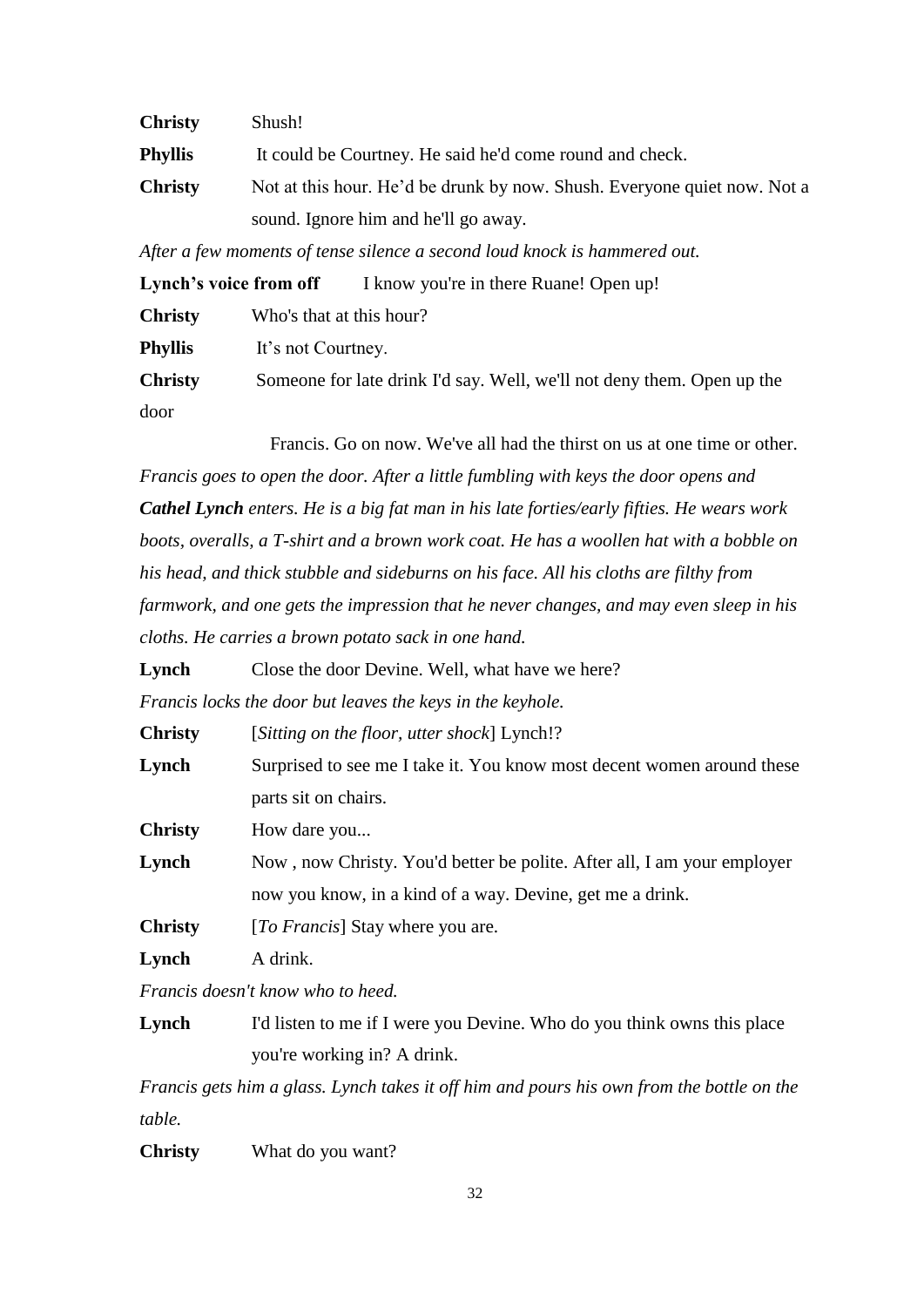**Christy** Shush!

**Phyllis** It could be Courtney. He said he'd come round and check.

**Christy** Not at this hour. He'd be drunk by now. Shush. Everyone quiet now. Not a sound. Ignore him and he'll go away.

*After a few moments of tense silence a second loud knock is hammered out.*

**Lynch's voice from off** I know you're in there Ruane! Open up!

**Christy** Who's that at this hour?

**Phyllis** It's not Courtney.

**Christy** Someone for late drink I'd say. Well, we'll not deny them. Open up the door Francis. Go on now. We've all had the thirst on us at one time or other.

*Francis goes to open the door. After a little fumbling with keys the door opens and* ***Cathel Lynch*** *enters. He is a big fat man in his late forties/early fifties. He wears work boots, overalls, a T-shirt and a brown work coat. He has a woollen hat with a bobble on his head, and thick stubble and sideburns on his face. All his cloths are filthy from farmwork, and one gets the impression that he never changes, and may even sleep in his cloths. He carries a brown potato sack in one hand.*

**Lynch** Close the door Devine. Well, what have we here?

*Francis locks the door but leaves the keys in the keyhole.*

**Christy** [*Sitting on the floor, utter shock*] Lynch!?

**Lynch** Surprised to see me I take it. You know most decent women around these parts sit on chairs.

**Christy** How dare you...

**Lynch** Now , now Christy. You'd better be polite. After all, I am your employer now you know, in a kind of a way. Devine, get me a drink.

**Christy** [*To Francis*] Stay where you are.

**Lynch** A drink.

*Francis doesn't know who to heed.*

**Lynch** I'd listen to me if I were you Devine. Who do you think owns this place you're working in? A drink.

*Francis gets him a glass. Lynch takes it off him and pours his own from the bottle on the table.*

**Christy** What do you want?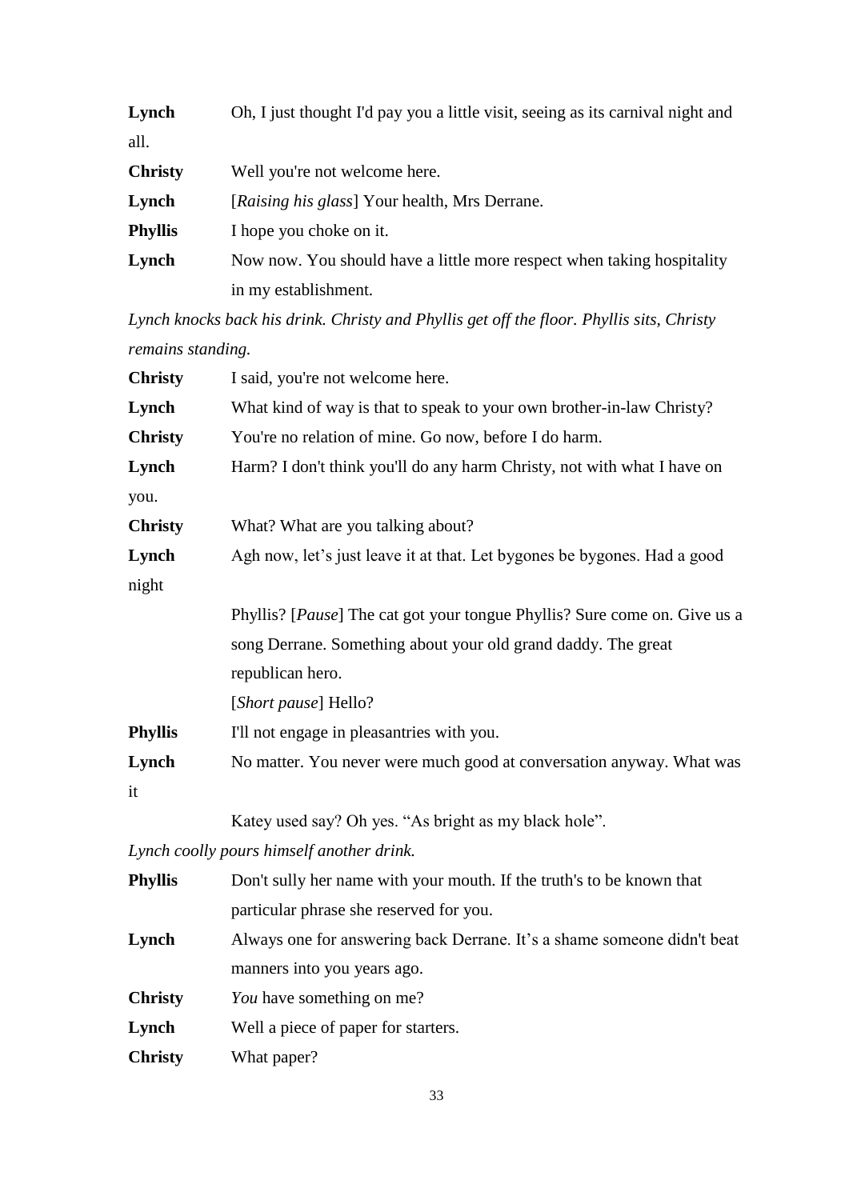**Lynch** Oh, I just thought I'd pay you a little visit, seeing as its carnival night and all.

**Christy** Well you're not welcome here.

**Lynch** [*Raising his glass*] Your health, Mrs Derrane.

**Phyllis** I hope you choke on it.

**Lynch** Now now. You should have a little more respect when taking hospitality in my establishment.

*Lynch knocks back his drink. Christy and Phyllis get off the floor. Phyllis sits, Christy remains standing.*

**Christy** I said, you're not welcome here.

**Lynch** What kind of way is that to speak to your own brother-in-law Christy?

**Christy** You're no relation of mine. Go now, before I do harm.

**Lynch** Harm? I don't think you'll do any harm Christy, not with what I have on you.

**Christy** What? What are you talking about?

**Lynch** Agh now, let's just leave it at that. Let bygones be bygones. Had a good night

Phyllis? [*Pause*] The cat got your tongue Phyllis? Sure come on. Give us a song Derrane. Something about your old grand daddy. The great republican hero.

[*Short pause*] Hello?

**Phyllis** I'll not engage in pleasantries with you.

**Lynch** No matter. You never were much good at conversation anyway. What was it

Katey used say? Oh yes. "As bright as my black hole".

*Lynch coolly pours himself another drink.*

**Phyllis** Don't sully her name with your mouth. If the truth's to be known that particular phrase she reserved for you.

**Lynch** Always one for answering back Derrane. It's a shame someone didn't beat manners into you years ago.

**Christy** *You* have something on me?

**Lynch** Well a piece of paper for starters.

**Christy** What paper?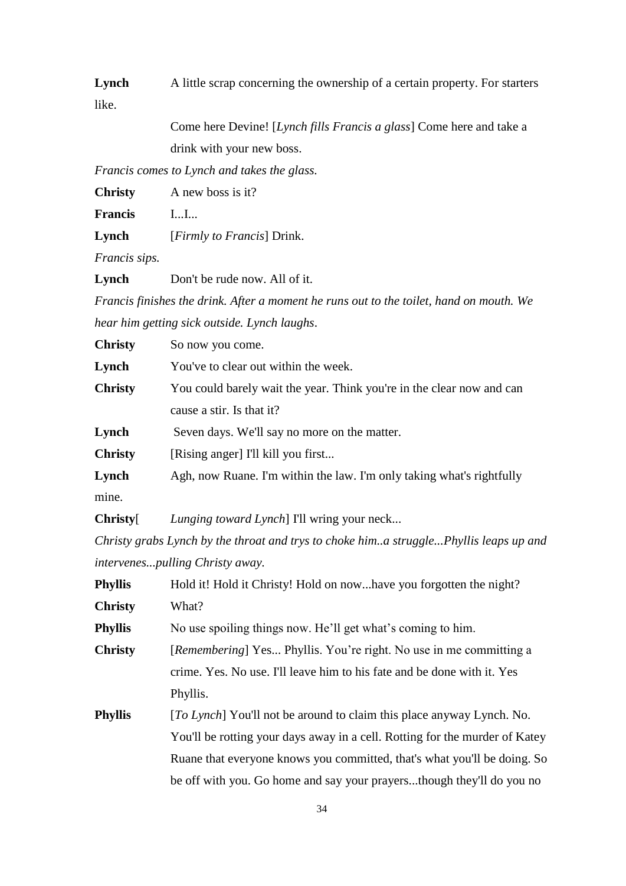**Lynch** A little scrap concerning the ownership of a certain property. For starters like.

Come here Devine! [*Lynch fills Francis a glass*] Come here and take a drink with your new boss.

*Francis comes to Lynch and takes the glass.*

**Christy** A new boss is it?

**Francis** I...I...

**Lynch** [*Firmly to Francis*] Drink.

*Francis sips.*

**Lynch** Don't be rude now. All of it.

*Francis finishes the drink. After a moment he runs out to the toilet, hand on mouth. We hear him getting sick outside. Lynch laughs*.

**Christy** So now you come.

**Lynch** You've to clear out within the week.

**Christy** You could barely wait the year. Think you're in the clear now and can cause a stir. Is that it?

**Lynch** Seven days. We'll say no more on the matter.

**Christy** [Rising anger] I'll kill you first...

**Lynch** Agh, now Ruane. I'm within the law. I'm only taking what's rightfully mine.

**Christy**[ *Lunging toward Lynch*] I'll wring your neck...

*Christy grabs Lynch by the throat and trys to choke him..a struggle...Phyllis leaps up and intervenes...pulling Christy away.*

**Phyllis** Hold it! Hold it Christy! Hold on now...have you forgotten the night?

**Christy** What?

**Phyllis** No use spoiling things now. He'll get what's coming to him.

**Christy** [*Remembering*] Yes... Phyllis. You're right. No use in me committing a crime. Yes. No use. I'll leave him to his fate and be done with it. Yes Phyllis.

**Phyllis** [*To Lynch*] You'll not be around to claim this place anyway Lynch. No. You'll be rotting your days away in a cell. Rotting for the murder of Katey Ruane that everyone knows you committed, that's what you'll be doing. So be off with you. Go home and say your prayers...though they'll do you no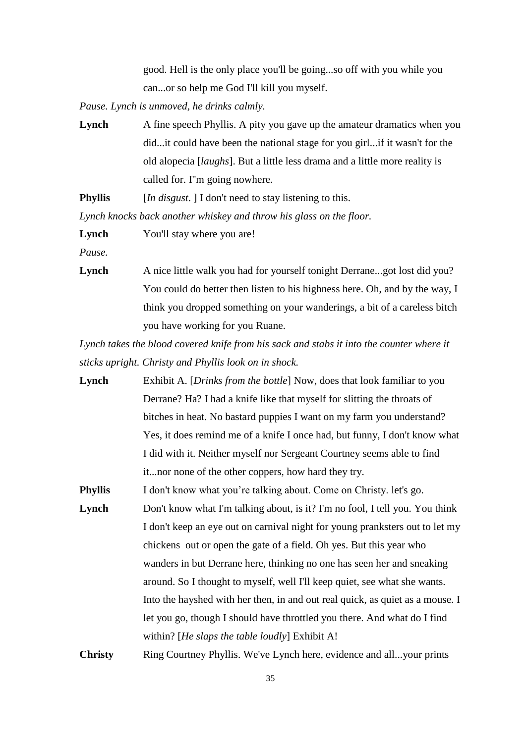good. Hell is the only place you'll be going...so off with you while you can...or so help me God I'll kill you myself.

*Pause. Lynch is unmoved, he drinks calmly.*

**Lynch** A fine speech Phyllis. A pity you gave up the amateur dramatics when you did...it could have been the national stage for you girl...if it wasn't for the old alopecia [*laughs*]. But a little less drama and a little more reality is called for. I"m going nowhere.

**Phyllis** [*In disgust*. ] I don't need to stay listening to this.

*Lynch knocks back another whiskey and throw his glass on the floor.*

**Lynch** You'll stay where you are!

*Pause.*

**Lynch** A nice little walk you had for yourself tonight Derrane...got lost did you? You could do better then listen to his highness here. Oh, and by the way, I think you dropped something on your wanderings, a bit of a careless bitch you have working for you Ruane.

*Lynch takes the blood covered knife from his sack and stabs it into the counter where it sticks upright. Christy and Phyllis look on in shock.*

**Lynch** Exhibit A. [*Drinks from the bottle*] Now, does that look familiar to you Derrane? Ha? I had a knife like that myself for slitting the throats of bitches in heat. No bastard puppies I want on my farm you understand? Yes, it does remind me of a knife I once had, but funny, I don't know what I did with it. Neither myself nor Sergeant Courtney seems able to find it...nor none of the other coppers, how hard they try.

**Phyllis** I don't know what you're talking about. Come on Christy. let's go.

**Lynch** Don't know what I'm talking about, is it? I'm no fool, I tell you. You think I don't keep an eye out on carnival night for young pranksters out to let my chickens out or open the gate of a field. Oh yes. But this year who wanders in but Derrane here, thinking no one has seen her and sneaking around. So I thought to myself, well I'll keep quiet, see what she wants. Into the hayshed with her then, in and out real quick, as quiet as a mouse. I let you go, though I should have throttled you there. And what do I find within? [*He slaps the table loudly*] Exhibit A!

**Christy** Ring Courtney Phyllis. We've Lynch here, evidence and all...your prints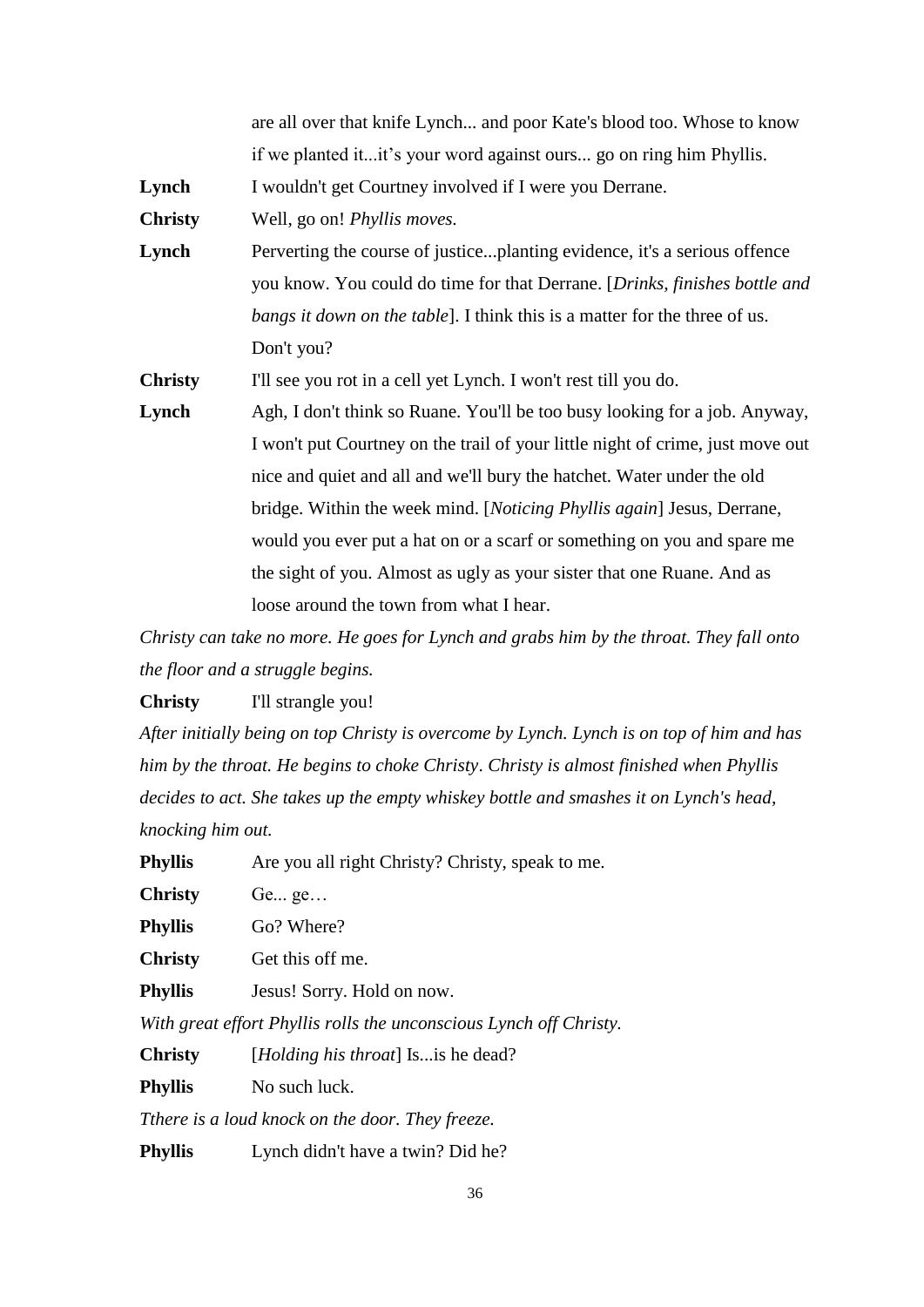are all over that knife Lynch... and poor Kate's blood too. Whose to know if we planted it...it's your word against ours... go on ring him Phyllis.

**Lynch** I wouldn't get Courtney involved if I were you Derrane.

**Christy** Well, go on! *Phyllis moves.*

**Lynch** Perverting the course of justice...planting evidence, it's a serious offence you know. You could do time for that Derrane. [*Drinks, finishes bottle and bangs it down on the table*]. I think this is a matter for the three of us. Don't you?

**Christy** I'll see you rot in a cell yet Lynch. I won't rest till you do.

**Lynch** Agh, I don't think so Ruane. You'll be too busy looking for a job. Anyway, I won't put Courtney on the trail of your little night of crime, just move out nice and quiet and all and we'll bury the hatchet. Water under the old bridge. Within the week mind. [*Noticing Phyllis again*] Jesus, Derrane, would you ever put a hat on or a scarf or something on you and spare me the sight of you. Almost as ugly as your sister that one Ruane. And as loose around the town from what I hear.

*Christy can take no more. He goes for Lynch and grabs him by the throat. They fall onto the floor and a struggle begins.*

**Christy** I'll strangle you!

*After initially being on top Christy is overcome by Lynch. Lynch is on top of him and has him by the throat. He begins to choke Christy. Christy is almost finished when Phyllis decides to act. She takes up the empty whiskey bottle and smashes it on Lynch's head, knocking him out.*

**Phyllis** Are you all right Christy? Christy, speak to me.

**Christy** Ge... ge…

**Phyllis** Go? Where?

**Christy** Get this off me.

**Phyllis** Jesus! Sorry. Hold on now.

*With great effort Phyllis rolls the unconscious Lynch off Christy.*

**Christy** [*Holding his throat*] Is...is he dead?

**Phyllis** No such luck.

*Tthere is a loud knock on the door. They freeze.*

**Phyllis** Lynch didn't have a twin? Did he?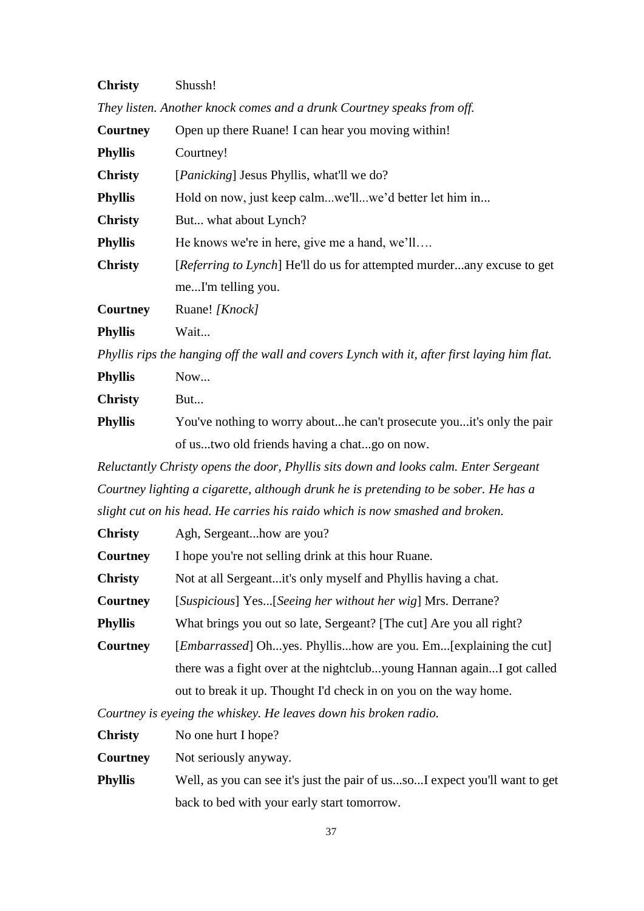**Christy** Shussh!

*They listen. Another knock comes and a drunk Courtney speaks from off.*

**Courtney** Open up there Ruane! I can hear you moving within!

**Phyllis** Courtney!

**Christy** [*Panicking*] Jesus Phyllis, what'll we do?

**Phyllis** Hold on now, just keep calm...we'll...we'd better let him in...

**Christy** But... what about Lynch?

**Phyllis** He knows we're in here, give me a hand, we'll….

**Christy** [*Referring to Lynch*] He'll do us for attempted murder...any excuse to get me...I'm telling you.

**Courtney** Ruane! *[Knock]*

**Phyllis** Wait...

*Phyllis rips the hanging off the wall and covers Lynch with it, after first laying him flat.*

**Phyllis** Now...

**Christy** But...

**Phyllis** You've nothing to worry about...he can't prosecute you...it's only the pair of us...two old friends having a chat...go on now.

*Reluctantly Christy opens the door, Phyllis sits down and looks calm. Enter Sergeant Courtney lighting a cigarette, although drunk he is pretending to be sober. He has a slight cut on his head. He carries his raido which is now smashed and broken.*

**Christy** Agh, Sergeant...how are you?

**Courtney** I hope you're not selling drink at this hour Ruane.

**Christy** Not at all Sergeant...it's only myself and Phyllis having a chat.

**Courtney** [*Suspicious*] Yes...[*Seeing her without her wig*] Mrs. Derrane?

**Phyllis** What brings you out so late, Sergeant? [The cut] Are you all right?

**Courtney** [*Embarrassed*] Oh...yes. Phyllis...how are you. Em...[explaining the cut] there was a fight over at the nightclub...young Hannan again...I got called out to break it up. Thought I'd check in on you on the way home.

*Courtney is eyeing the whiskey. He leaves down his broken radio.*

**Christy** No one hurt I hope?

**Courtney** Not seriously anyway.

**Phyllis** Well, as you can see it's just the pair of us...so...I expect you'll want to get back to bed with your early start tomorrow.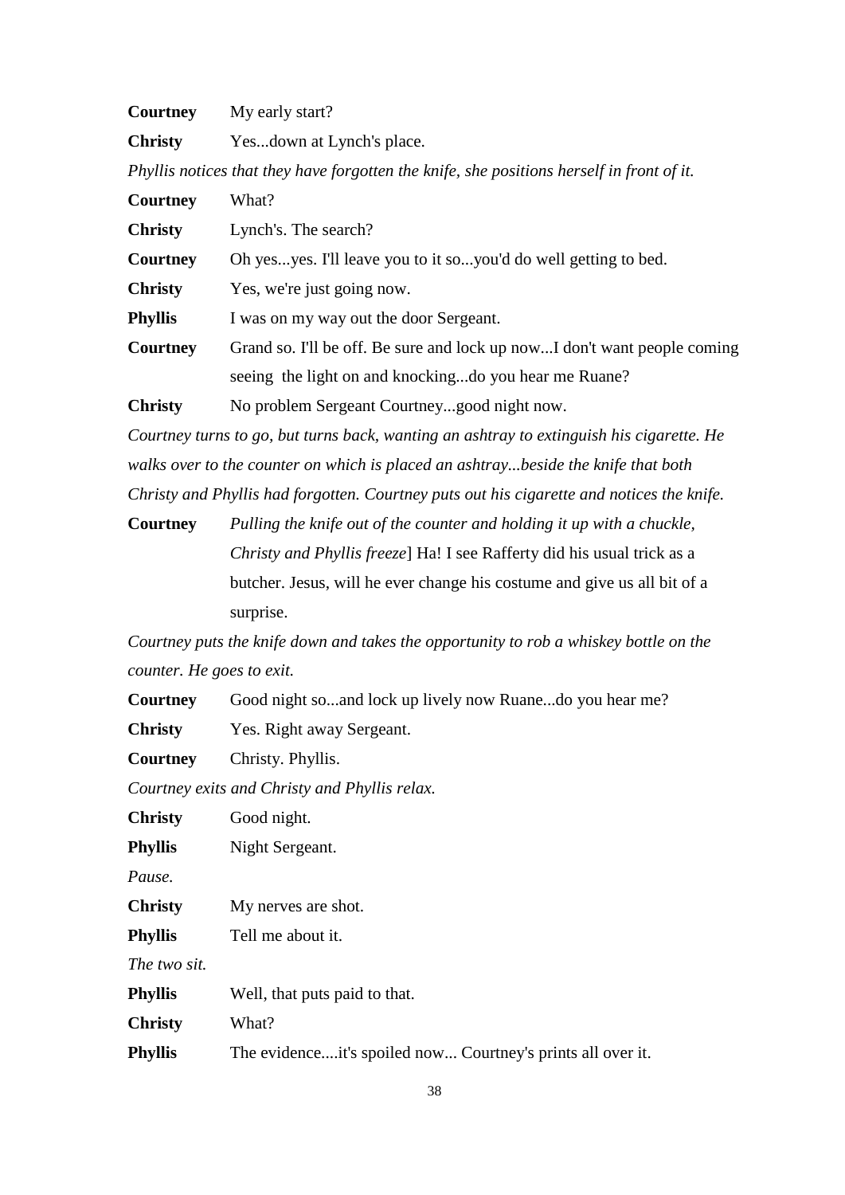**Courtney** My early start?

**Christy** Yes...down at Lynch's place.

*Phyllis notices that they have forgotten the knife, she positions herself in front of it.*

**Courtney** What?

**Christy** Lynch's. The search?

**Courtney** Oh yes...yes. I'll leave you to it so...you'd do well getting to bed.

**Christy** Yes, we're just going now.

**Phyllis** I was on my way out the door Sergeant.

**Courtney** Grand so. I'll be off. Be sure and lock up now...I don't want people coming seeing the light on and knocking...do you hear me Ruane?

**Christy** No problem Sergeant Courtney...good night now.

*Courtney turns to go, but turns back, wanting an ashtray to extinguish his cigarette. He walks over to the counter on which is placed an ashtray...beside the knife that both Christy and Phyllis had forgotten. Courtney puts out his cigarette and notices the knife.*

**Courtney** *Pulling the knife out of the counter and holding it up with a chuckle, Christy and Phyllis freeze*] Ha! I see Rafferty did his usual trick as a butcher. Jesus, will he ever change his costume and give us all bit of a surprise.

*Courtney puts the knife down and takes the opportunity to rob a whiskey bottle on the counter. He goes to exit.*

**Courtney** Good night so...and lock up lively now Ruane...do you hear me?

**Christy** Yes. Right away Sergeant.

**Courtney** Christy. Phyllis.

*Courtney exits and Christy and Phyllis relax.*

**Christy** Good night.

**Phyllis** Night Sergeant.

*Pause.*

**Christy** My nerves are shot.

**Phyllis** Tell me about it.

*The two sit.*

**Phyllis** Well, that puts paid to that.

**Christy** What?

**Phyllis** The evidence....it's spoiled now... Courtney's prints all over it.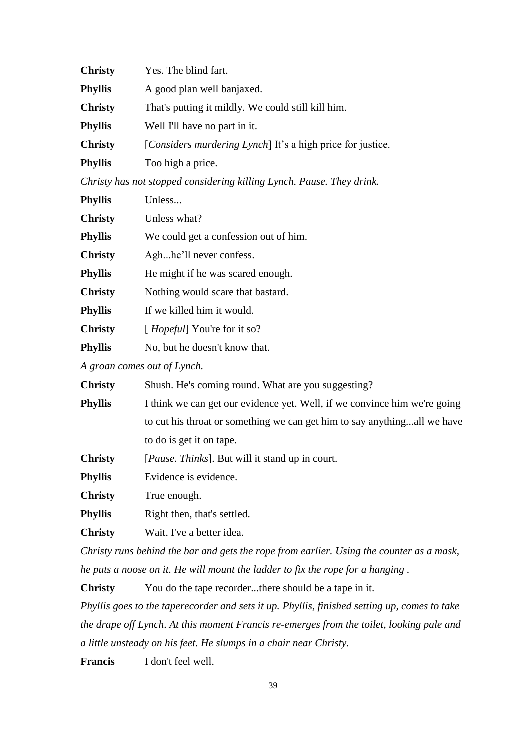**Christy** Yes. The blind fart.

**Phyllis** A good plan well banjaxed.

**Christy** That's putting it mildly. We could still kill him.

**Phyllis** Well I'll have no part in it.

**Christy** [*Considers murdering Lynch*] It's a high price for justice.

**Phyllis** Too high a price.

*Christy has not stopped considering killing Lynch. Pause. They drink.*

**Phyllis** Unless...

**Christy** Unless what?

**Phyllis** We could get a confession out of him.

**Christy** Agh...he'll never confess.

**Phyllis** He might if he was scared enough.

**Christy** Nothing would scare that bastard.

**Phyllis** If we killed him it would.

**Christy** [ *Hopeful*] You're for it so?

**Phyllis** No, but he doesn't know that.

*A groan comes out of Lynch.*

**Christy** Shush. He's coming round. What are you suggesting?

**Phyllis** I think we can get our evidence yet. Well, if we convince him we're going to cut his throat or something we can get him to say anything...all we have to do is get it on tape.

**Christy** [*Pause. Thinks*]. But will it stand up in court.

**Phyllis** Evidence is evidence.

**Christy** True enough.

**Phyllis** Right then, that's settled.

**Christy** Wait. I've a better idea.

*Christy runs behind the bar and gets the rope from earlier. Using the counter as a mask, he puts a noose on it. He will mount the ladder to fix the rope for a hanging .*

**Christy** You do the tape recorder...there should be a tape in it.

*Phyllis goes to the taperecorder and sets it up. Phyllis, finished setting up, comes to take the drape off Lynch. At this moment Francis re-emerges from the toilet, looking pale and a little unsteady on his feet. He slumps in a chair near Christy.*

**Francis** I don't feel well.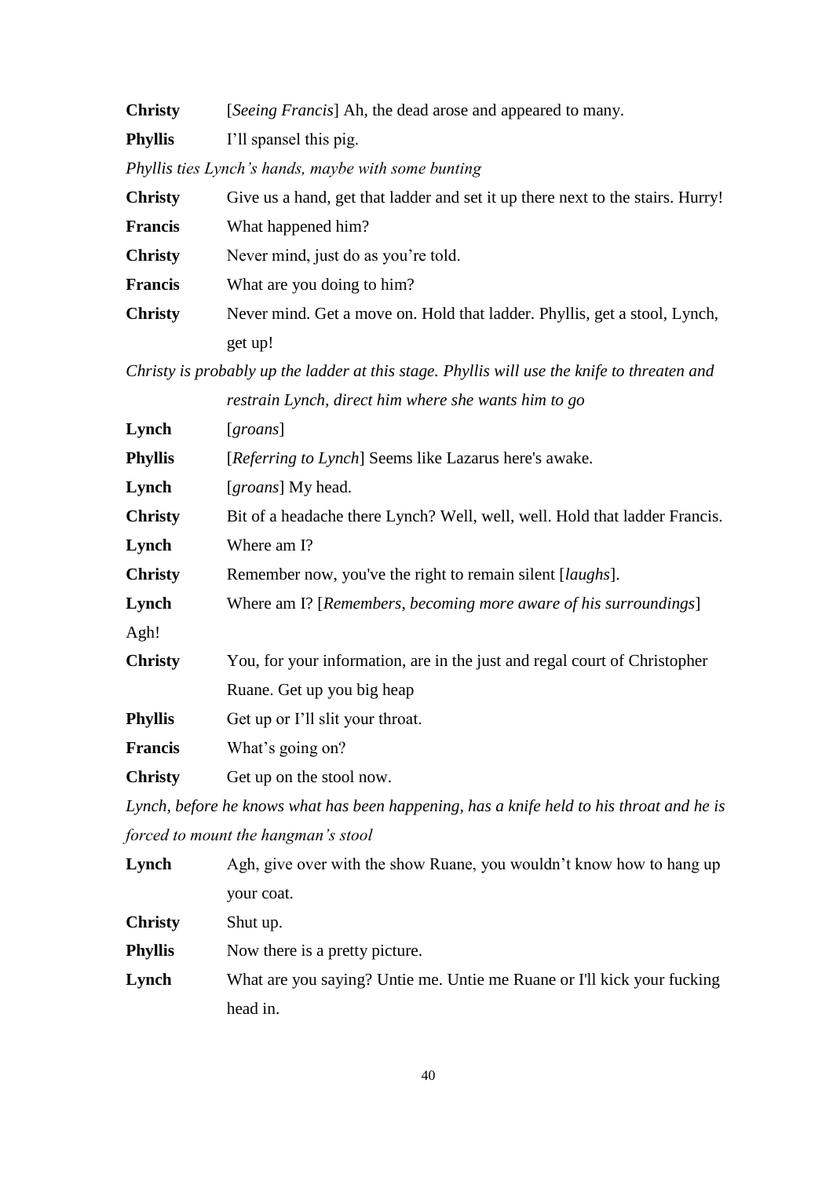**Christy** [*Seeing Francis*] Ah, the dead arose and appeared to many.

**Phyllis** I'll spansel this pig.

*Phyllis ties Lynch's hands, maybe with some bunting*

**Christy** Give us a hand, get that ladder and set it up there next to the stairs. Hurry!

**Francis** What happened him?

**Christy** Never mind, just do as you're told.

**Francis** What are you doing to him?

**Christy** Never mind. Get a move on. Hold that ladder. Phyllis, get a stool, Lynch, get up!

*Christy is probably up the ladder at this stage. Phyllis will use the knife to threaten and restrain Lynch, direct him where she wants him to go*

**Lynch** [*groans*]

**Phyllis** [*Referring to Lynch*] Seems like Lazarus here's awake.

**Lynch** [*groans*] My head.

**Christy** Bit of a headache there Lynch? Well, well, well. Hold that ladder Francis.

**Lynch** Where am I?

**Christy** Remember now, you've the right to remain silent [*laughs*].

**Lynch** Where am I? [*Remembers, becoming more aware of his surroundings*] Agh!

**Christy** You, for your information, are in the just and regal court of Christopher Ruane. Get up you big heap

**Phyllis** Get up or I'll slit your throat.

**Francis** What's going on?

**Christy** Get up on the stool now.

*Lynch, before he knows what has been happening, has a knife held to his throat and he is forced to mount the hangman's stool*

**Lynch** Agh, give over with the show Ruane, you wouldn't know how to hang up your coat.

**Christy** Shut up.

**Phyllis** Now there is a pretty picture.

**Lynch** What are you saying? Untie me. Untie me Ruane or I'll kick your fucking head in.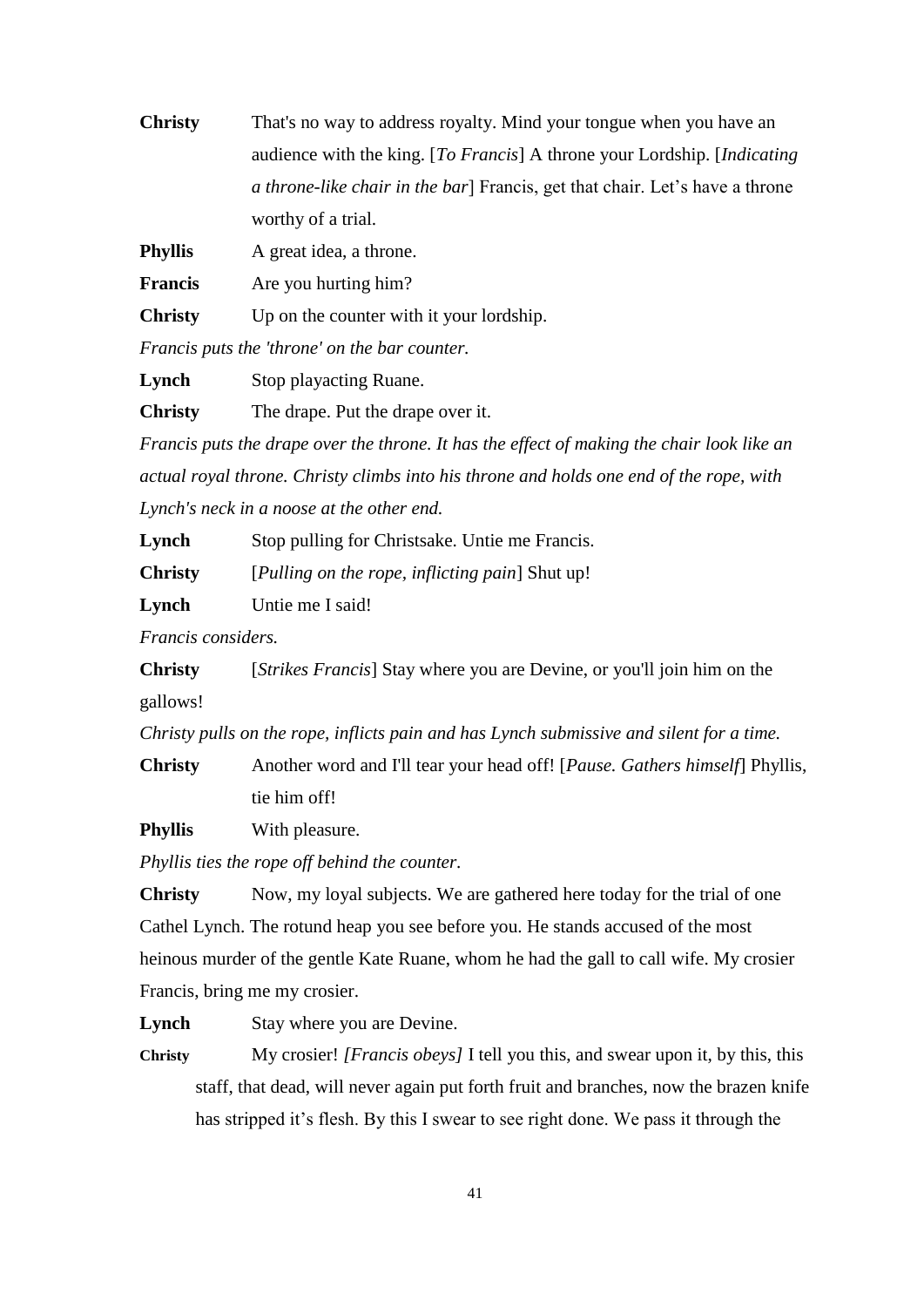**Christy** That's no way to address royalty. Mind your tongue when you have an audience with the king. [*To Francis*] A throne your Lordship. [*Indicating a throne-like chair in the bar*] Francis, get that chair. Let's have a throne worthy of a trial.

**Phyllis** A great idea, a throne.

**Francis** Are you hurting him?

**Christy** Up on the counter with it your lordship.

*Francis puts the 'throne' on the bar counter.*

**Lynch** Stop playacting Ruane.

**Christy** The drape. Put the drape over it.

*Francis puts the drape over the throne. It has the effect of making the chair look like an actual royal throne. Christy climbs into his throne and holds one end of the rope, with Lynch's neck in a noose at the other end.*

**Lynch** Stop pulling for Christsake. Untie me Francis.

**Christy** [*Pulling on the rope, inflicting pain*] Shut up!

**Lynch** Untie me I said!

*Francis considers.*

**Christy** [*Strikes Francis*] Stay where you are Devine, or you'll join him on the gallows!

*Christy pulls on the rope, inflicts pain and has Lynch submissive and silent for a time.*

**Christy** Another word and I'll tear your head off! [*Pause. Gathers himself*] Phyllis, tie him off!

**Phyllis** With pleasure.

*Phyllis ties the rope off behind the counter.*

**Christy** Now, my loyal subjects. We are gathered here today for the trial of one Cathel Lynch. The rotund heap you see before you. He stands accused of the most heinous murder of the gentle Kate Ruane, whom he had the gall to call wife. My crosier Francis, bring me my crosier.

**Lynch** Stay where you are Devine.

**Christy** My crosier! *[Francis obeys]* I tell you this, and swear upon it, by this, this staff, that dead, will never again put forth fruit and branches, now the brazen knife has stripped it's flesh. By this I swear to see right done. We pass it through the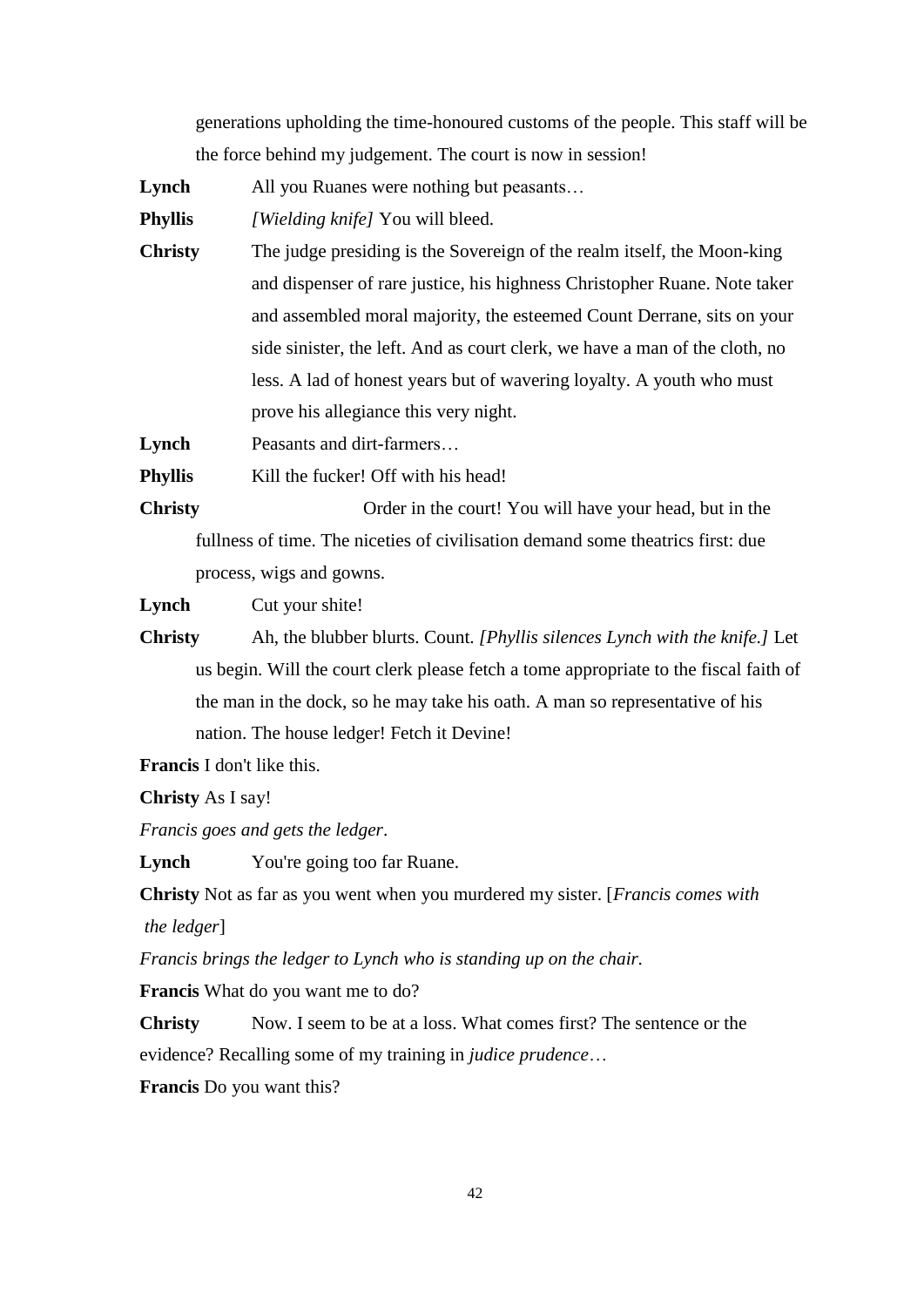generations upholding the time-honoured customs of the people. This staff will be the force behind my judgement. The court is now in session!

**Lynch** All you Ruanes were nothing but peasants…

**Phyllis** *[Wielding knife]* You will bleed.

**Christy** The judge presiding is the Sovereign of the realm itself, the Moon-king and dispenser of rare justice, his highness Christopher Ruane. Note taker and assembled moral majority, the esteemed Count Derrane, sits on your side sinister, the left. And as court clerk, we have a man of the cloth, no less. A lad of honest years but of wavering loyalty. A youth who must prove his allegiance this very night.

**Lynch** Peasants and dirt-farmers…

**Phyllis** Kill the fucker! Off with his head!

**Christy** Order in the court! You will have your head, but in the fullness of time. The niceties of civilisation demand some theatrics first: due process, wigs and gowns.

**Lynch** Cut your shite!

**Christy** Ah, the blubber blurts. Count. *[Phyllis silences Lynch with the knife.]* Let us begin. Will the court clerk please fetch a tome appropriate to the fiscal faith of the man in the dock, so he may take his oath. A man so representative of his nation. The house ledger! Fetch it Devine!

**Francis** I don't like this.

**Christy** As I say!

*Francis goes and gets the ledger*.

**Lynch** You're going too far Ruane.

**Christy** Not as far as you went when you murdered my sister. [*Francis comes with the ledger*]

*Francis brings the ledger to Lynch who is standing up on the chair.*

**Francis** What do you want me to do?

**Christy** Now. I seem to be at a loss. What comes first? The sentence or the evidence? Recalling some of my training in *judice prudence*…

**Francis** Do you want this?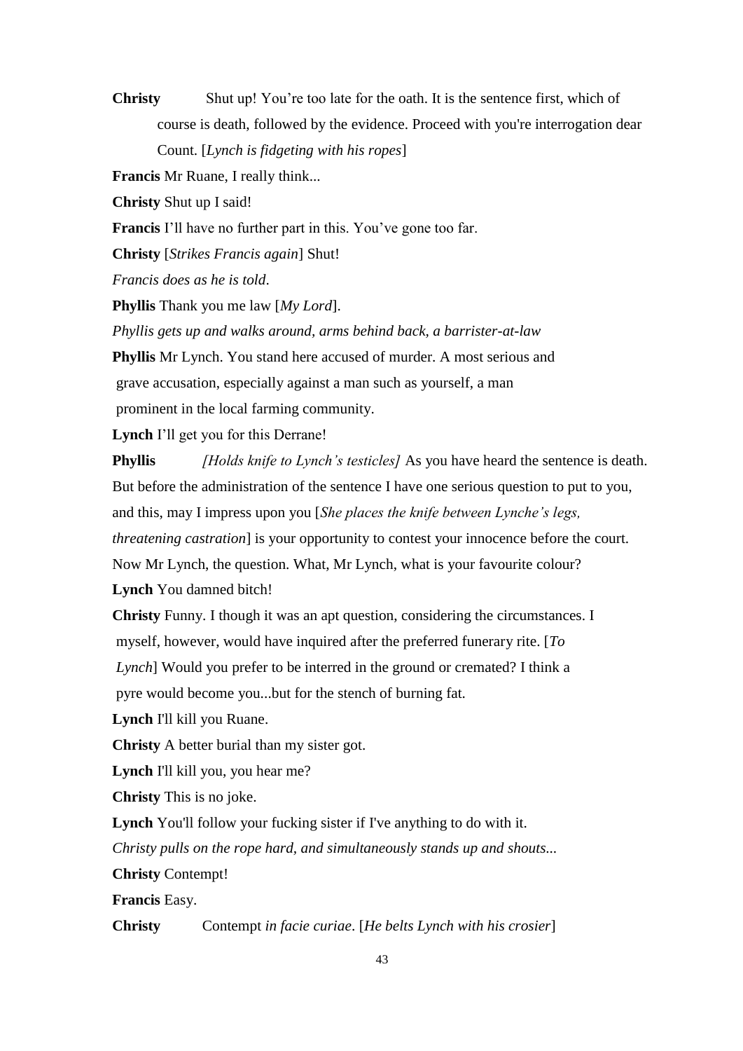**Christy** Shut up! You're too late for the oath. It is the sentence first, which of course is death, followed by the evidence. Proceed with you're interrogation dear Count. [*Lynch is fidgeting with his ropes*]

**Francis** Mr Ruane, I really think...

**Christy** Shut up I said!

**Francis** I'll have no further part in this. You've gone too far.

**Christy** [*Strikes Francis again*] Shut!

*Francis does as he is told*.

**Phyllis** Thank you me law [*My Lord*].

*Phyllis gets up and walks around, arms behind back, a barrister-at-law*

**Phyllis** Mr Lynch. You stand here accused of murder. A most serious and grave accusation, especially against a man such as yourself, a man prominent in the local farming community.

**Lynch** I'll get you for this Derrane!

**Phyllis** *[Holds knife to Lynch's testicles]* As you have heard the sentence is death. But before the administration of the sentence I have one serious question to put to you, and this, may I impress upon you [*She places the knife between Lynche's legs, threatening castration*] is your opportunity to contest your innocence before the court. Now Mr Lynch, the question. What, Mr Lynch, what is your favourite colour?

**Lynch** You damned bitch!

**Christy** Funny. I though it was an apt question, considering the circumstances. I myself, however, would have inquired after the preferred funerary rite. [*To Lynch*] Would you prefer to be interred in the ground or cremated? I think a pyre would become you...but for the stench of burning fat.

**Lynch** I'll kill you Ruane.

**Christy** A better burial than my sister got.

**Lynch** I'll kill you, you hear me?

**Christy** This is no joke.

**Lynch** You'll follow your fucking sister if I've anything to do with it.

*Christy pulls on the rope hard, and simultaneously stands up and shouts...*

**Christy** Contempt!

**Francis** Easy.

**Christy** Contempt *in facie curiae*. [*He belts Lynch with his crosier*]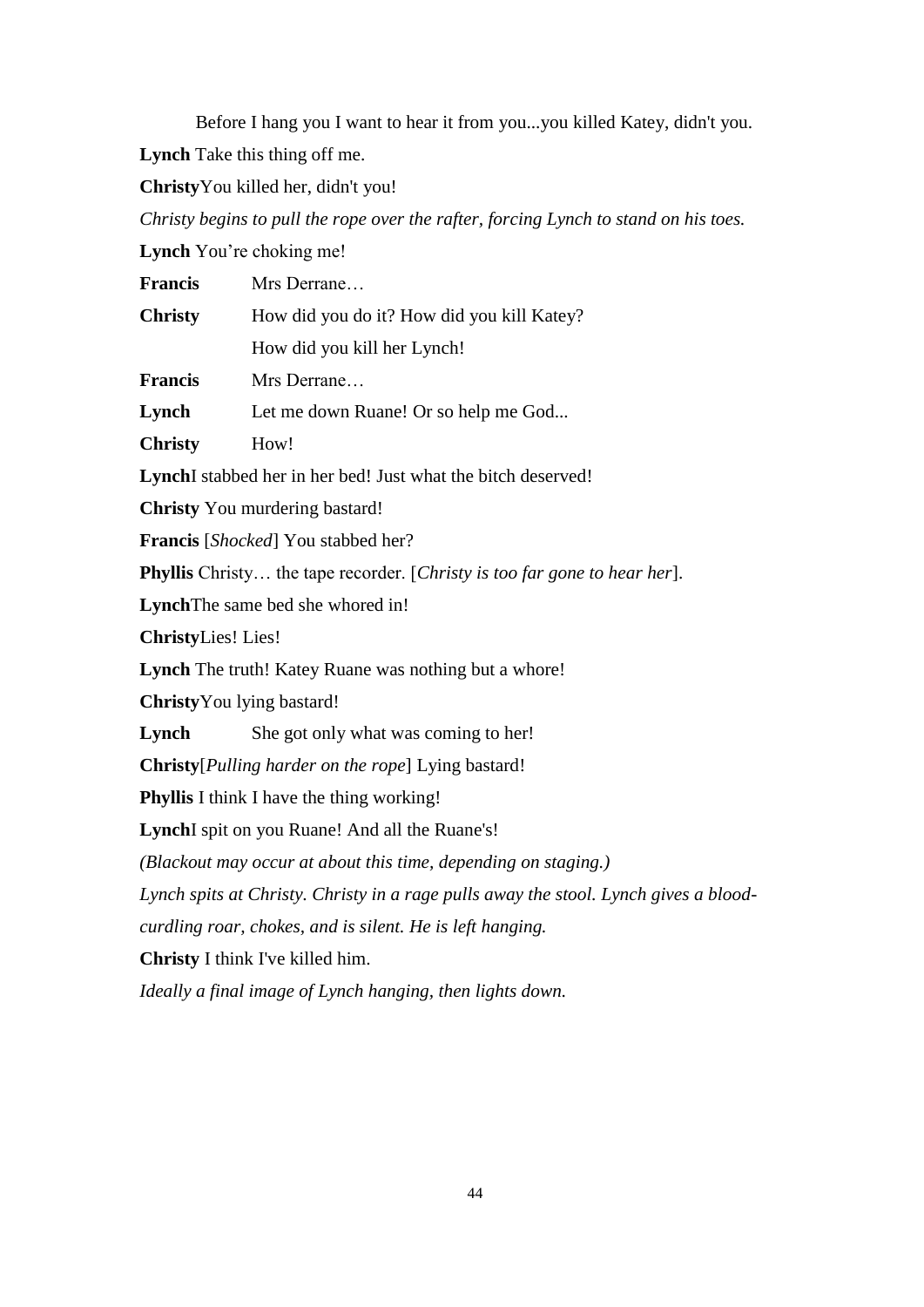Before I hang you I want to hear it from you...you killed Katey, didn't you.

**Lynch** Take this thing off me.

**Christy** You killed her, didn't you!

*Christy begins to pull the rope over the rafter, forcing Lynch to stand on his toes.*

**Lynch** You're choking me!

**Francis** Mrs Derrane…

**Christy** How did you do it? How did you kill Katey?
How did you kill her Lynch!

**Francis** Mrs Derrane…

**Lynch** Let me down Ruane! Or so help me God...

**Christy** How!

**Lynch** I stabbed her in her bed! Just what the bitch deserved!

**Christy** You murdering bastard!

**Francis** [*Shocked*] You stabbed her?

**Phyllis** Christy… the tape recorder. [*Christy is too far gone to hear her*].

**Lynch** The same bed she whored in!

**Christy** Lies! Lies!

**Lynch** The truth! Katey Ruane was nothing but a whore!

**Christy** You lying bastard!

**Lynch** She got only what was coming to her!

**Christy** [*Pulling harder on the rope*] Lying bastard!

**Phyllis** I think I have the thing working!

**Lynch** I spit on you Ruane! And all the Ruane's!

*(Blackout may occur at about this time, depending on staging.)*

*Lynch spits at Christy. Christy in a rage pulls away the stool. Lynch gives a blood-curdling roar, chokes, and is silent. He is left hanging.*

**Christy** I think I've killed him.

*Ideally a final image of Lynch hanging, then lights down.*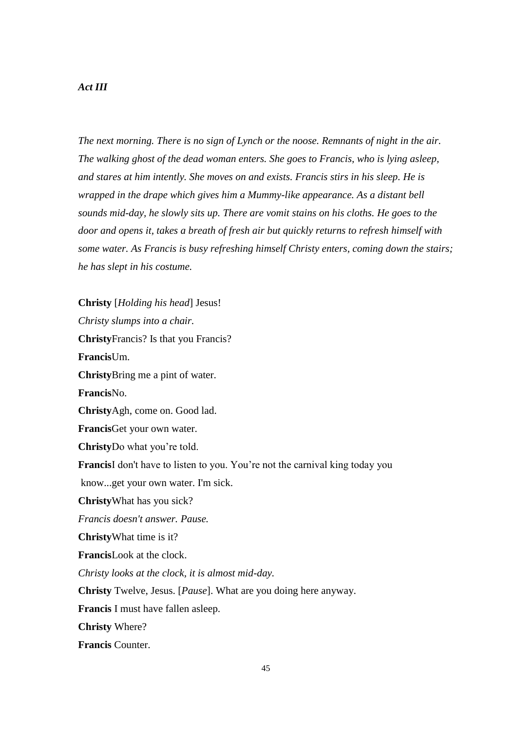*Act III*

*The next morning. There is no sign of Lynch or the noose. Remnants of night in the air. The walking ghost of the dead woman enters. She goes to Francis, who is lying asleep, and stares at him intently. She moves on and exists. Francis stirs in his sleep. He is wrapped in the drape which gives him a Mummy-like appearance. As a distant bell sounds mid-day, he slowly sits up. There are vomit stains on his cloths. He goes to the door and opens it, takes a breath of fresh air but quickly returns to refresh himself with some water. As Francis is busy refreshing himself Christy enters, coming down the stairs; he has slept in his costume.*

**Christy** [*Holding his head*] Jesus!

*Christy slumps into a chair.*

**Christy**Francis? Is that you Francis?

**Francis**Um.

**Christy**Bring me a pint of water.

**Francis**No.

**Christy**Agh, come on. Good lad.

**Francis**Get your own water.

**Christy**Do what you're told.

**Francis**I don't have to listen to you. You're not the carnival king today you know...get your own water. I'm sick.

**Christy**What has you sick?

*Francis doesn't answer. Pause.*

**Christy**What time is it?

**Francis**Look at the clock.

*Christy looks at the clock, it is almost mid-day.*

**Christy** Twelve, Jesus. [*Pause*]. What are you doing here anyway.

**Francis** I must have fallen asleep.

**Christy** Where?

**Francis** Counter.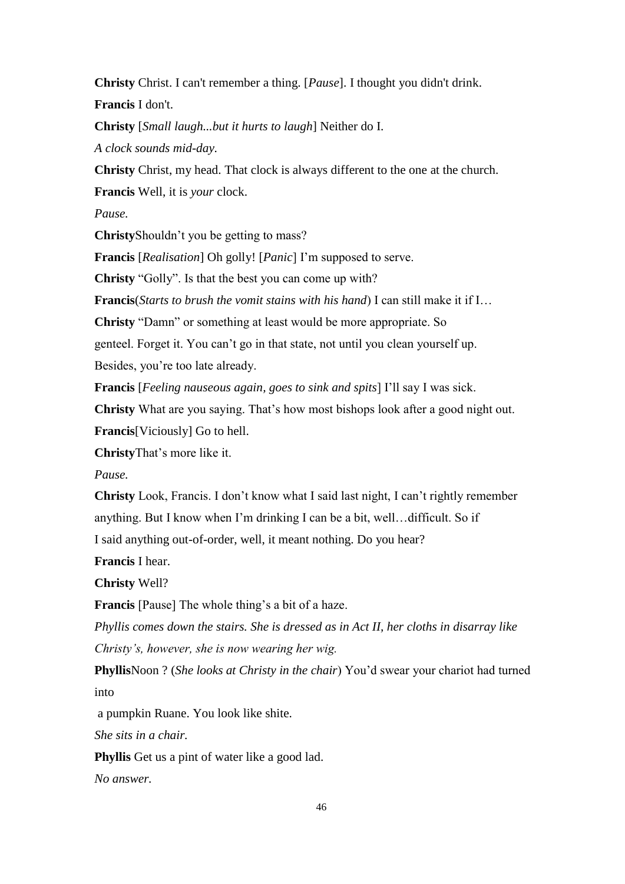**Christy** Christ. I can't remember a thing. [*Pause*]. I thought you didn't drink.

**Francis** I don't.

**Christy** [*Small laugh...but it hurts to laugh*] Neither do I.

*A clock sounds mid-day.*

**Christy** Christ, my head. That clock is always different to the one at the church.

**Francis** Well, it is *your* clock.

*Pause.*

**Christy**Shouldn't you be getting to mass?

**Francis** [*Realisation*] Oh golly! [*Panic*] I'm supposed to serve.

**Christy** "Golly". Is that the best you can come up with?

**Francis**(*Starts to brush the vomit stains with his hand*) I can still make it if I…

**Christy** "Damn" or something at least would be more appropriate. So genteel. Forget it. You can't go in that state, not until you clean yourself up. Besides, you're too late already.

**Francis** [*Feeling nauseous again, goes to sink and spits*] I'll say I was sick.

**Christy** What are you saying. That's how most bishops look after a good night out.

**Francis**[Viciously] Go to hell.

**Christy**That's more like it.

*Pause.*

**Christy** Look, Francis. I don't know what I said last night, I can't rightly remember anything. But I know when I'm drinking I can be a bit, well…difficult. So if I said anything out-of-order, well, it meant nothing. Do you hear?

**Francis** I hear.

**Christy** Well?

**Francis** [Pause] The whole thing's a bit of a haze.

*Phyllis comes down the stairs. She is dressed as in Act II, her cloths in disarray like Christy's, however, she is now wearing her wig.*

**Phyllis**Noon ? (*She looks at Christy in the chair*) You'd swear your chariot had turned into a pumpkin Ruane. You look like shite.

*She sits in a chair.*

**Phyllis** Get us a pint of water like a good lad.

*No answer.*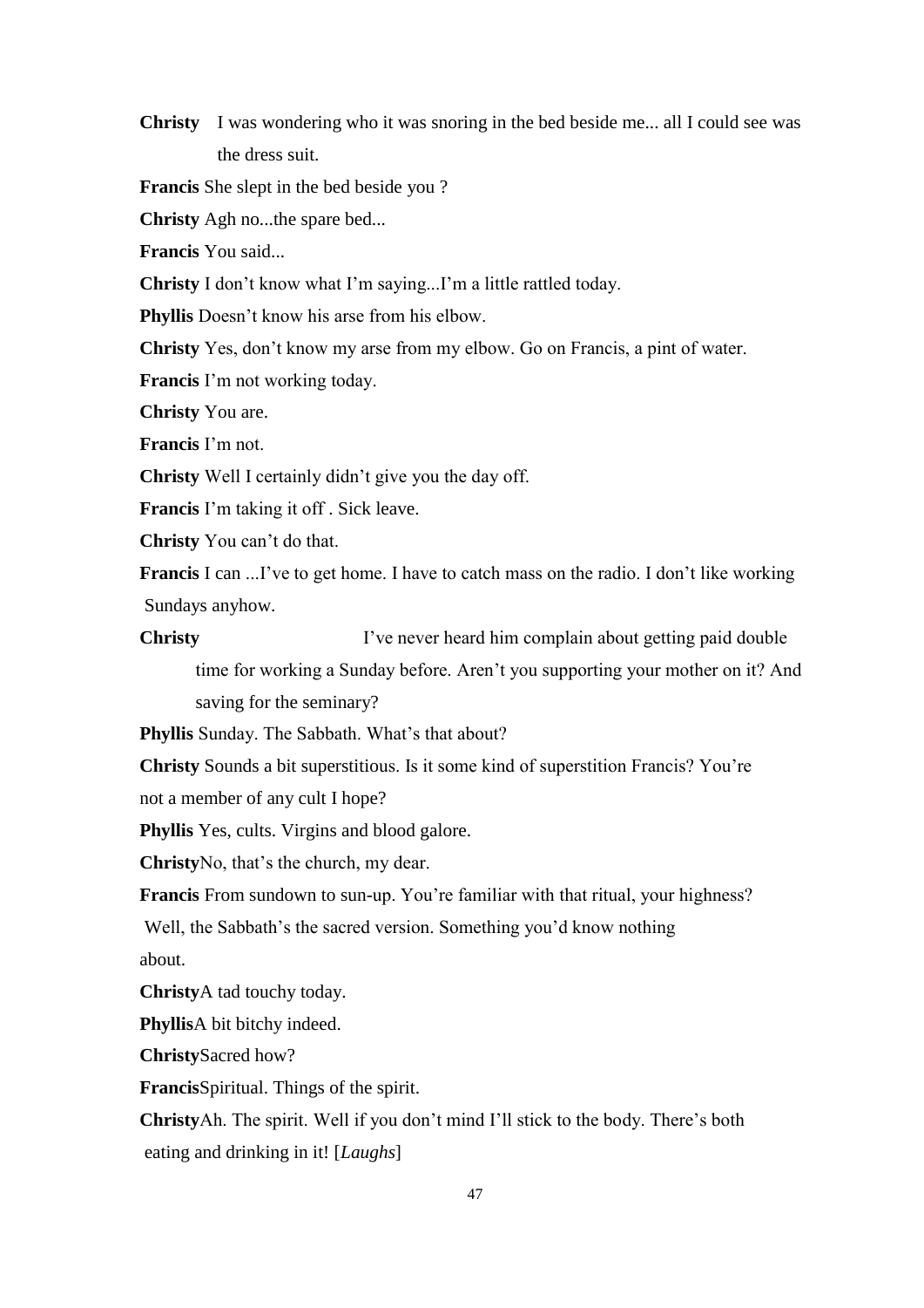**Christy** I was wondering who it was snoring in the bed beside me... all I could see was the dress suit.

**Francis** She slept in the bed beside you ?

**Christy** Agh no...the spare bed...

**Francis** You said...

**Christy** I don't know what I'm saying...I'm a little rattled today.

**Phyllis** Doesn't know his arse from his elbow.

**Christy** Yes, don't know my arse from my elbow. Go on Francis, a pint of water.

**Francis** I'm not working today.

**Christy** You are.

**Francis** I'm not.

**Christy** Well I certainly didn't give you the day off.

**Francis** I'm taking it off . Sick leave.

**Christy** You can't do that.

**Francis** I can ...I've to get home. I have to catch mass on the radio. I don't like working Sundays anyhow.

**Christy** I've never heard him complain about getting paid double time for working a Sunday before. Aren't you supporting your mother on it? And saving for the seminary?

**Phyllis** Sunday. The Sabbath. What's that about?

**Christy** Sounds a bit superstitious. Is it some kind of superstition Francis? You're not a member of any cult I hope?

**Phyllis** Yes, cults. Virgins and blood galore.

**Christy** No, that's the church, my dear.

**Francis** From sundown to sun-up. You're familiar with that ritual, your highness? Well, the Sabbath's the sacred version. Something you'd know nothing about.

**Christy** A tad touchy today.

**Phyllis** A bit bitchy indeed.

**Christy** Sacred how?

**Francis** Spiritual. Things of the spirit.

**Christy** Ah. The spirit. Well if you don't mind I'll stick to the body. There's both eating and drinking in it! [*Laughs*]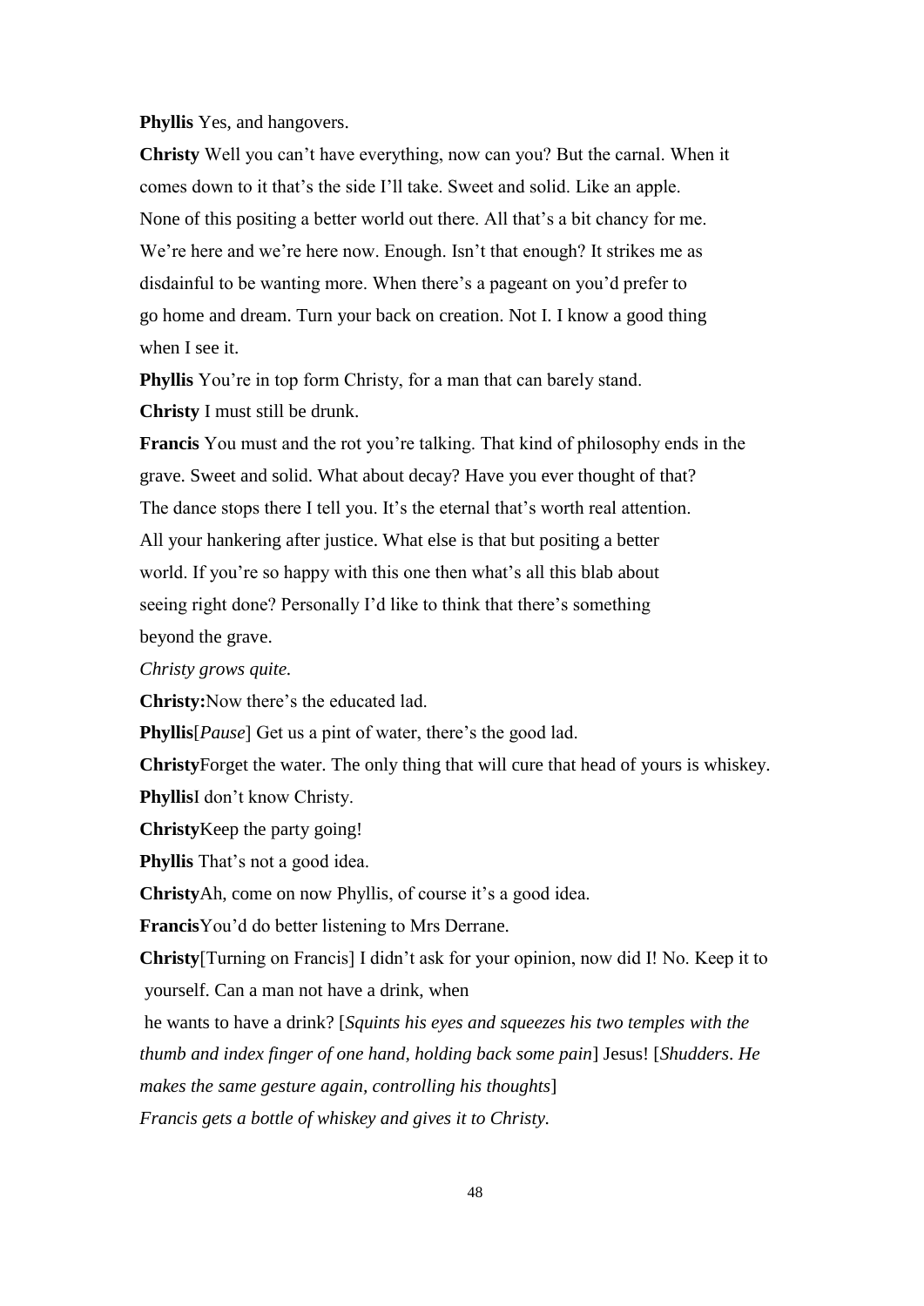**Phyllis** Yes, and hangovers.

**Christy** Well you can't have everything, now can you? But the carnal. When it comes down to it that's the side I'll take. Sweet and solid. Like an apple. None of this positing a better world out there. All that's a bit chancy for me. We're here and we're here now. Enough. Isn't that enough? It strikes me as disdainful to be wanting more. When there's a pageant on you'd prefer to go home and dream. Turn your back on creation. Not I. I know a good thing when I see it.

**Phyllis** You're in top form Christy, for a man that can barely stand.

**Christy** I must still be drunk.

**Francis** You must and the rot you're talking. That kind of philosophy ends in the grave. Sweet and solid. What about decay? Have you ever thought of that? The dance stops there I tell you. It's the eternal that's worth real attention. All your hankering after justice. What else is that but positing a better world. If you're so happy with this one then what's all this blab about seeing right done? Personally I'd like to think that there's something beyond the grave.

*Christy grows quite.*

**Christy:**Now there's the educated lad.

**Phyllis**[*Pause*] Get us a pint of water, there's the good lad.

**Christy**Forget the water. The only thing that will cure that head of yours is whiskey.

**Phyllis**I don't know Christy.

**Christy**Keep the party going!

**Phyllis** That's not a good idea.

**Christy**Ah, come on now Phyllis, of course it's a good idea.

**Francis**You'd do better listening to Mrs Derrane.

**Christy**[Turning on Francis] I didn't ask for your opinion, now did I! No. Keep it to yourself. Can a man not have a drink, when he wants to have a drink? [*Squints his eyes and squeezes his two temples with the thumb and index finger of one hand, holding back some pain*] Jesus! [*Shudders*. *He makes the same gesture again, controlling his thoughts*]

*Francis gets a bottle of whiskey and gives it to Christy.*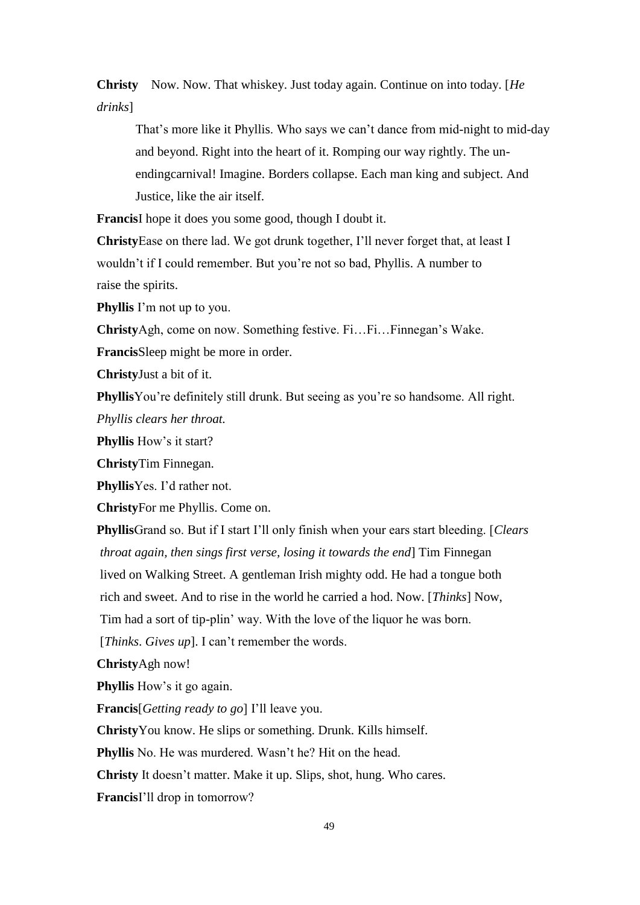**Christy** Now. Now. That whiskey. Just today again. Continue on into today. [*He drinks*]

That's more like it Phyllis. Who says we can't dance from mid-night to mid-day and beyond. Right into the heart of it. Romping our way rightly. The un-endingcarnival! Imagine. Borders collapse. Each man king and subject. And Justice, like the air itself.

**Francis**I hope it does you some good, though I doubt it.

**Christy**Ease on there lad. We got drunk together, I'll never forget that, at least I wouldn't if I could remember. But you're not so bad, Phyllis. A number to raise the spirits.

**Phyllis** I'm not up to you.

**Christy**Agh, come on now. Something festive. Fi…Fi…Finnegan's Wake.

**Francis**Sleep might be more in order.

**Christy**Just a bit of it.

**Phyllis**You're definitely still drunk. But seeing as you're so handsome. All right.

*Phyllis clears her throat.*

**Phyllis** How's it start?

**Christy**Tim Finnegan.

**Phyllis**Yes. I'd rather not.

**Christy**For me Phyllis. Come on.

**Phyllis**Grand so. But if I start I'll only finish when your ears start bleeding. [*Clears throat again, then sings first verse, losing it towards the end*] Tim Finnegan lived on Walking Street. A gentleman Irish mighty odd. He had a tongue both rich and sweet. And to rise in the world he carried a hod. Now. [*Thinks*] Now, Tim had a sort of tip-plin' way. With the love of the liquor he was born. [*Thinks*. *Gives up*]. I can't remember the words.

**Christy**Agh now!

**Phyllis** How's it go again.

**Francis**[*Getting ready to go*] I'll leave you.

**Christy**You know. He slips or something. Drunk. Kills himself.

**Phyllis** No. He was murdered. Wasn't he? Hit on the head.

**Christy** It doesn't matter. Make it up. Slips, shot, hung. Who cares.

**Francis**I'll drop in tomorrow?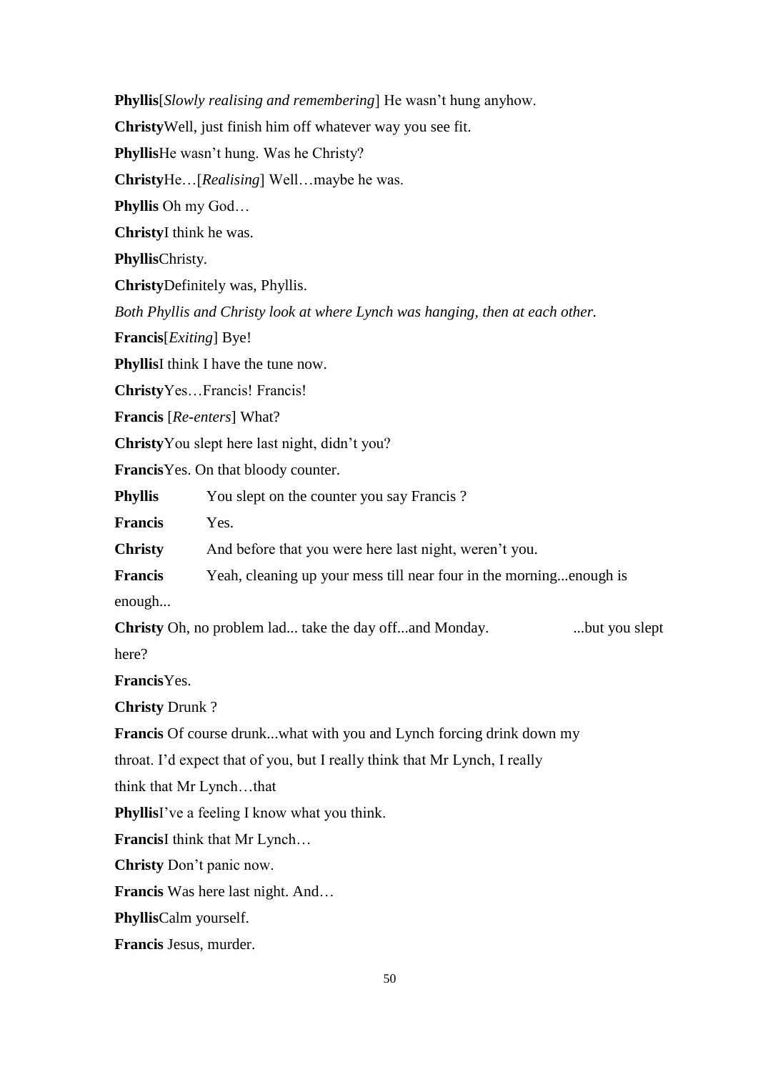**Phyllis**[*Slowly realising and remembering*] He wasn't hung anyhow.

**Christy**Well, just finish him off whatever way you see fit.

**Phyllis**He wasn't hung. Was he Christy?

**Christy**He…[*Realising*] Well…maybe he was.

**Phyllis** Oh my God…

**Christy**I think he was.

**Phyllis**Christy.

**Christy**Definitely was, Phyllis.

*Both Phyllis and Christy look at where Lynch was hanging, then at each other.*

**Francis**[*Exiting*] Bye!

**Phyllis**I think I have the tune now.

**Christy**Yes…Francis! Francis!

**Francis** [*Re-enters*] What?

**Christy**You slept here last night, didn't you?

**Francis**Yes. On that bloody counter.

**Phyllis** You slept on the counter you say Francis ?

**Francis** Yes.

**Christy** And before that you were here last night, weren't you.

**Francis** Yeah, cleaning up your mess till near four in the morning...enough is enough...

**Christy** Oh, no problem lad... take the day off...and Monday. ...but you slept here?

**Francis**Yes.

**Christy** Drunk ?

**Francis** Of course drunk...what with you and Lynch forcing drink down my throat. I'd expect that of you, but I really think that Mr Lynch, I really think that Mr Lynch…that

**Phyllis**I've a feeling I know what you think.

**Francis**I think that Mr Lynch…

**Christy** Don't panic now.

**Francis** Was here last night. And…

**Phyllis**Calm yourself.

**Francis** Jesus, murder.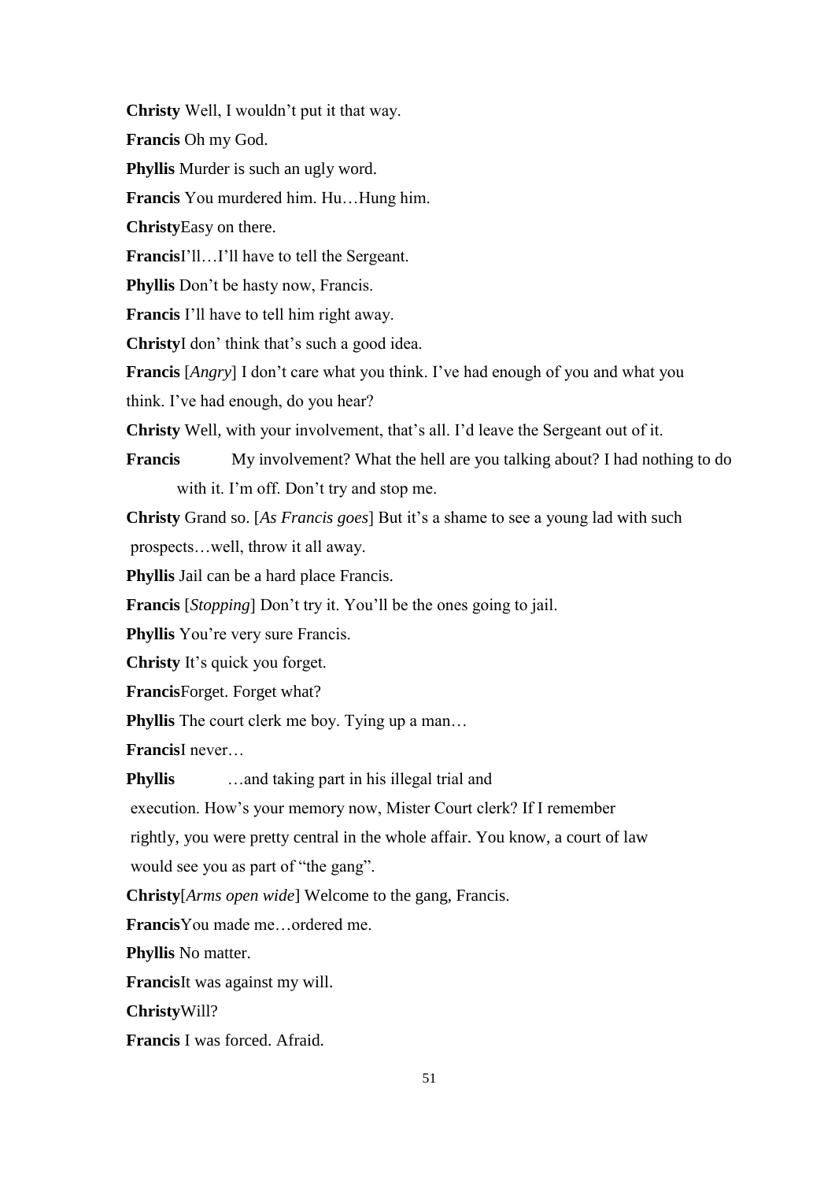**Christy** Well, I wouldn't put it that way.

**Francis** Oh my God.

**Phyllis** Murder is such an ugly word.

**Francis** You murdered him. Hu…Hung him.

**Christy** Easy on there.

**Francis** I'll…I'll have to tell the Sergeant.

**Phyllis** Don't be hasty now, Francis.

**Francis** I'll have to tell him right away.

**Christy** I don' think that's such a good idea.

**Francis** [*Angry*] I don't care what you think. I've had enough of you and what you think. I've had enough, do you hear?

**Christy** Well, with your involvement, that's all. I'd leave the Sergeant out of it.

**Francis** My involvement? What the hell are you talking about? I had nothing to do with it. I'm off. Don't try and stop me.

**Christy** Grand so. [*As Francis goes*] But it's a shame to see a young lad with such prospects…well, throw it all away.

**Phyllis** Jail can be a hard place Francis.

**Francis** [*Stopping*] Don't try it. You'll be the ones going to jail.

**Phyllis** You're very sure Francis.

**Christy** It's quick you forget.

**Francis** Forget. Forget what?

**Phyllis** The court clerk me boy. Tying up a man…

**Francis** I never…

**Phyllis** …and taking part in his illegal trial and execution. How's your memory now, Mister Court clerk? If I remember rightly, you were pretty central in the whole affair. You know, a court of law would see you as part of "the gang".

**Christy** [*Arms open wide*] Welcome to the gang, Francis.

**Francis** You made me…ordered me.

**Phyllis** No matter.

**Francis** It was against my will.

**Christy** Will?

**Francis** I was forced. Afraid.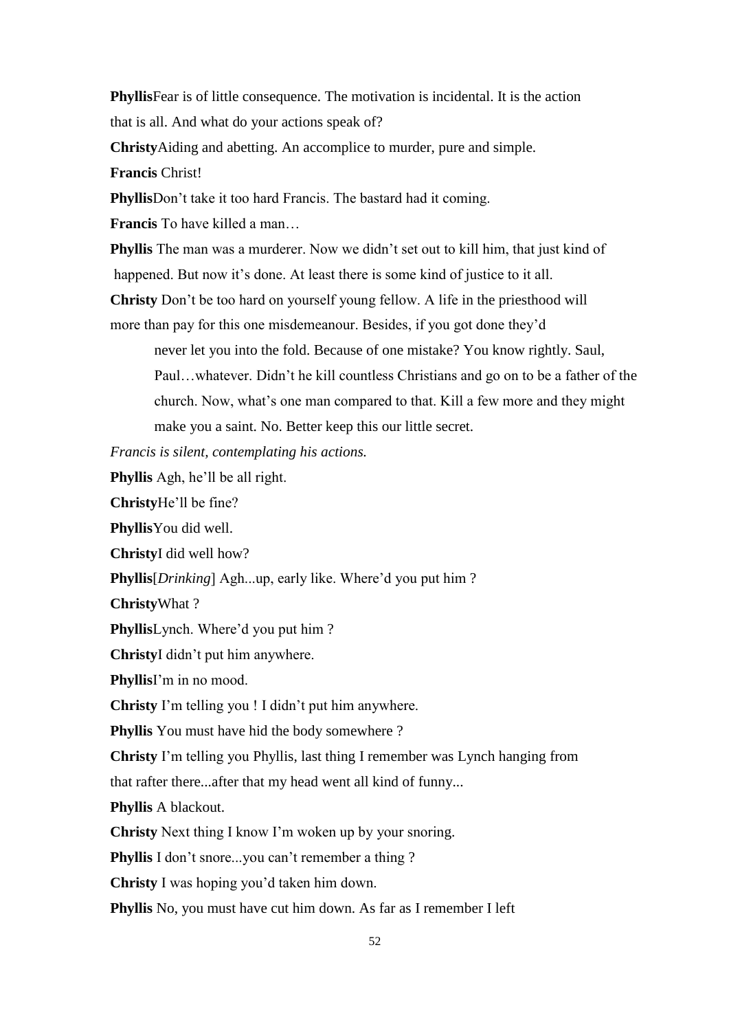**Phyllis** Fear is of little consequence. The motivation is incidental. It is the action that is all. And what do your actions speak of?

**Christy** Aiding and abetting. An accomplice to murder, pure and simple.

**Francis** Christ!

**Phyllis** Don't take it too hard Francis. The bastard had it coming.

**Francis** To have killed a man…

**Phyllis** The man was a murderer. Now we didn't set out to kill him, that just kind of happened. But now it's done. At least there is some kind of justice to it all.

**Christy** Don't be too hard on yourself young fellow. A life in the priesthood will more than pay for this one misdemeanour. Besides, if you got done they'd never let you into the fold. Because of one mistake? You know rightly. Saul, Paul…whatever. Didn't he kill countless Christians and go on to be a father of the church. Now, what's one man compared to that. Kill a few more and they might make you a saint. No. Better keep this our little secret.

*Francis is silent, contemplating his actions.*

**Phyllis** Agh, he'll be all right.

**Christy** He'll be fine?

**Phyllis** You did well.

**Christy** I did well how?

**Phyllis** [*Drinking*] Agh...up, early like. Where'd you put him ?

**Christy** What ?

**Phyllis** Lynch. Where'd you put him ?

**Christy** I didn't put him anywhere.

**Phyllis** I'm in no mood.

**Christy** I'm telling you ! I didn't put him anywhere.

**Phyllis** You must have hid the body somewhere ?

**Christy** I'm telling you Phyllis, last thing I remember was Lynch hanging from that rafter there...after that my head went all kind of funny...

**Phyllis** A blackout.

**Christy** Next thing I know I'm woken up by your snoring.

**Phyllis** I don't snore...you can't remember a thing ?

**Christy** I was hoping you'd taken him down.

**Phyllis** No, you must have cut him down. As far as I remember I left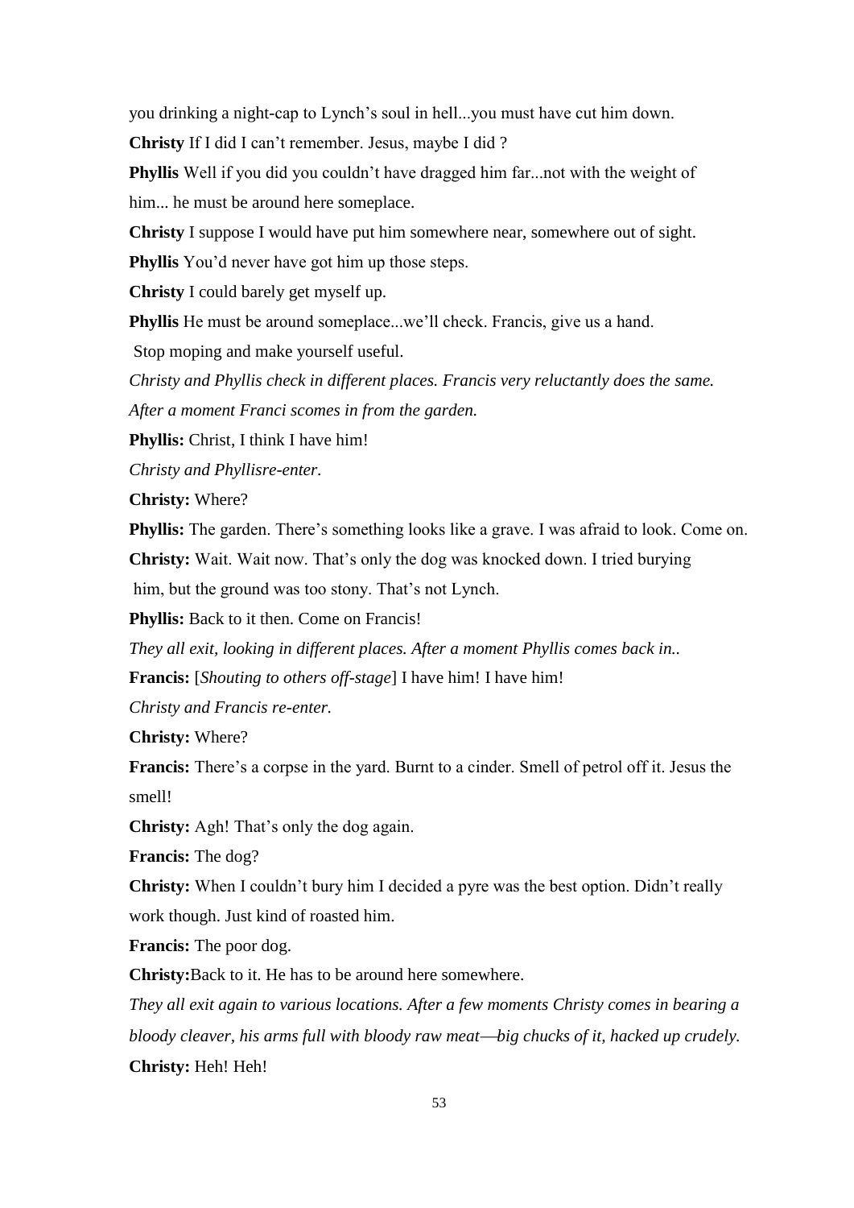you drinking a night-cap to Lynch's soul in hell...you must have cut him down.

**Christy** If I did I can't remember. Jesus, maybe I did ?

**Phyllis** Well if you did you couldn't have dragged him far...not with the weight of him... he must be around here someplace.

**Christy** I suppose I would have put him somewhere near, somewhere out of sight.

**Phyllis** You'd never have got him up those steps.

**Christy** I could barely get myself up.

**Phyllis** He must be around someplace...we'll check. Francis, give us a hand.

Stop moping and make yourself useful.

*Christy and Phyllis check in different places. Francis very reluctantly does the same.*

*After a moment Franci scomes in from the garden.*

**Phyllis:** Christ, I think I have him!

*Christy and Phyllisre-enter.*

**Christy:** Where?

**Phyllis:** The garden. There's something looks like a grave. I was afraid to look. Come on.

**Christy:** Wait. Wait now. That's only the dog was knocked down. I tried burying him, but the ground was too stony. That's not Lynch.

**Phyllis:** Back to it then. Come on Francis!

*They all exit, looking in different places. After a moment Phyllis comes back in..*

**Francis:** [*Shouting to others off-stage*] I have him! I have him!

*Christy and Francis re-enter.*

**Christy:** Where?

**Francis:** There's a corpse in the yard. Burnt to a cinder. Smell of petrol off it. Jesus the smell!

**Christy:** Agh! That's only the dog again.

**Francis:** The dog?

**Christy:** When I couldn't bury him I decided a pyre was the best option. Didn't really work though. Just kind of roasted him.

**Francis:** The poor dog.

**Christy:**Back to it. He has to be around here somewhere.

*They all exit again to various locations. After a few moments Christy comes in bearing a bloody cleaver, his arms full with bloody raw meat—big chucks of it, hacked up crudely.*

**Christy:** Heh! Heh!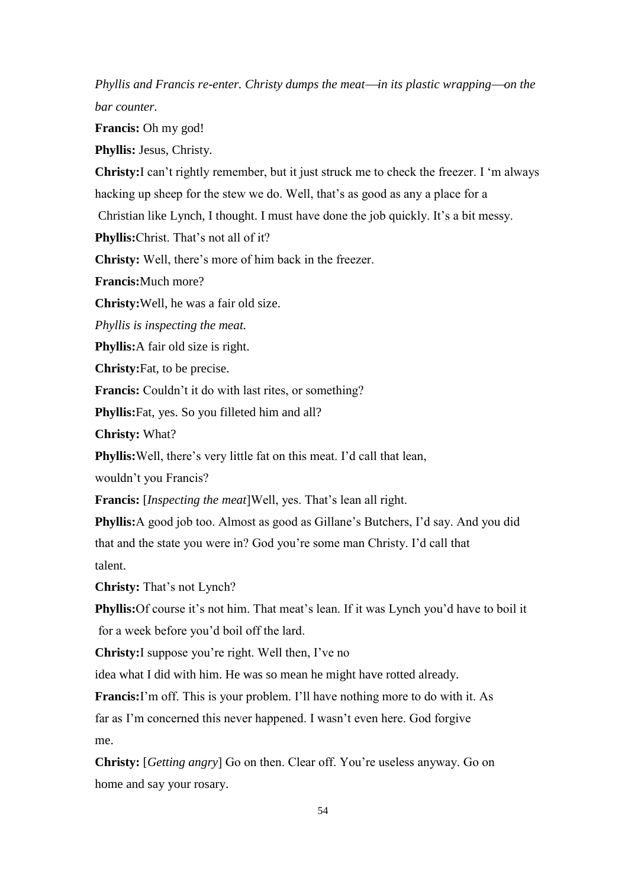*Phyllis and Francis re-enter. Christy dumps the meat—in its plastic wrapping—on the bar counter.*

**Francis:** Oh my god!

**Phyllis:** Jesus, Christy.

**Christy:** I can't rightly remember, but it just struck me to check the freezer. I 'm always hacking up sheep for the stew we do. Well, that's as good as any a place for a Christian like Lynch, I thought. I must have done the job quickly. It's a bit messy.

**Phyllis:** Christ. That's not all of it?

**Christy:** Well, there's more of him back in the freezer.

**Francis:** Much more?

**Christy:** Well, he was a fair old size.

*Phyllis is inspecting the meat.*

**Phyllis:** A fair old size is right.

**Christy:** Fat, to be precise.

**Francis:** Couldn't it do with last rites, or something?

**Phyllis:** Fat, yes. So you filleted him and all?

**Christy:** What?

**Phyllis:** Well, there's very little fat on this meat. I'd call that lean, wouldn't you Francis?

**Francis:** [*Inspecting the meat*] Well, yes. That's lean all right.

**Phyllis:** A good job too. Almost as good as Gillane's Butchers, I'd say. And you did that and the state you were in? God you're some man Christy. I'd call that talent.

**Christy:** That's not Lynch?

**Phyllis:** Of course it's not him. That meat's lean. If it was Lynch you'd have to boil it for a week before you'd boil off the lard.

**Christy:** I suppose you're right. Well then, I've no idea what I did with him. He was so mean he might have rotted already.

**Francis:** I'm off. This is your problem. I'll have nothing more to do with it. As far as I'm concerned this never happened. I wasn't even here. God forgive me.

**Christy:** [*Getting angry*] Go on then. Clear off. You're useless anyway. Go on home and say your rosary.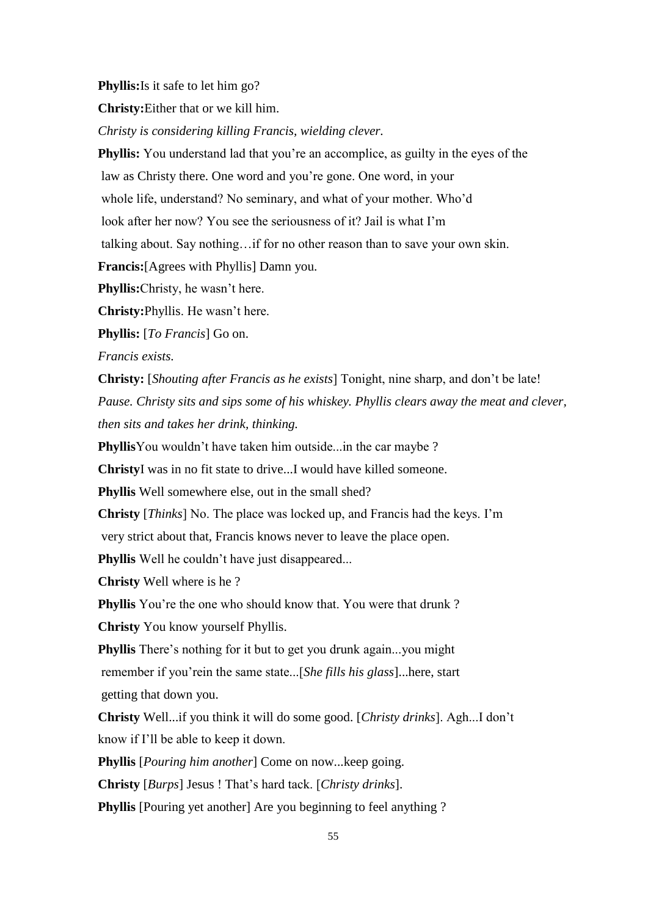**Phyllis:**Is it safe to let him go?

**Christy:**Either that or we kill him.

*Christy is considering killing Francis, wielding clever.*

**Phyllis:** You understand lad that you're an accomplice, as guilty in the eyes of the law as Christy there. One word and you're gone. One word, in your whole life, understand? No seminary, and what of your mother. Who'd look after her now? You see the seriousness of it? Jail is what I'm talking about. Say nothing…if for no other reason than to save your own skin.

**Francis:**[Agrees with Phyllis] Damn you.

**Phyllis:**Christy, he wasn't here.

**Christy:**Phyllis. He wasn't here.

**Phyllis:** [*To Francis*] Go on.

*Francis exists.*

**Christy:** [*Shouting after Francis as he exists*] Tonight, nine sharp, and don't be late!

*Pause. Christy sits and sips some of his whiskey. Phyllis clears away the meat and clever, then sits and takes her drink, thinking.*

**Phyllis**You wouldn't have taken him outside...in the car maybe ?

**Christy**I was in no fit state to drive...I would have killed someone.

**Phyllis** Well somewhere else, out in the small shed?

**Christy** [*Thinks*] No. The place was locked up, and Francis had the keys. I'm very strict about that, Francis knows never to leave the place open.

**Phyllis** Well he couldn't have just disappeared...

**Christy** Well where is he ?

**Phyllis** You're the one who should know that. You were that drunk ?

**Christy** You know yourself Phyllis.

**Phyllis** There's nothing for it but to get you drunk again...you might remember if you'rein the same state...[*She fills his glass*]...here, start getting that down you.

**Christy** Well...if you think it will do some good. [*Christy drinks*]. Agh...I don't know if I'll be able to keep it down.

**Phyllis** [*Pouring him another*] Come on now...keep going.

**Christy** [*Burps*] Jesus ! That's hard tack. [*Christy drinks*].

**Phyllis** [Pouring yet another] Are you beginning to feel anything ?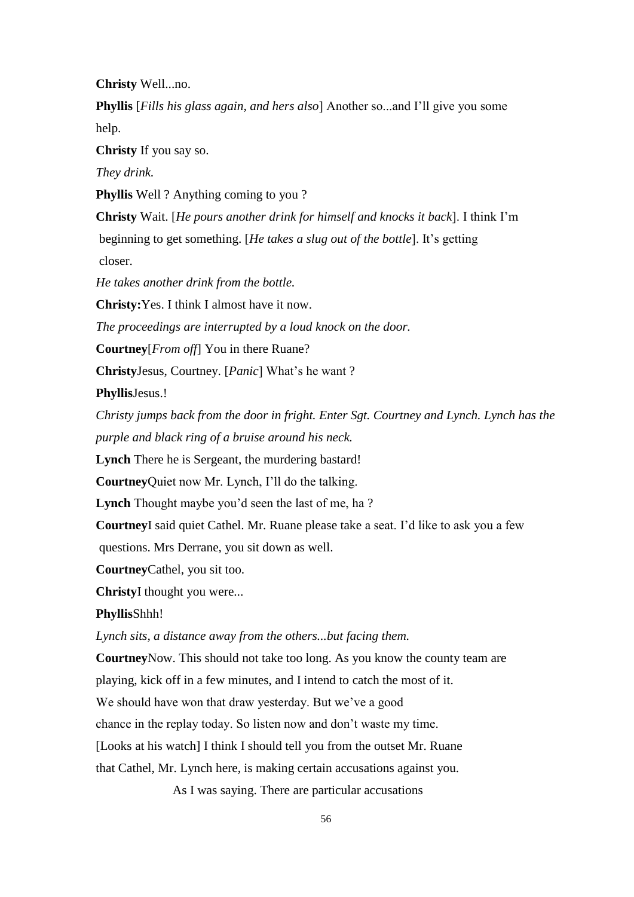**Christy** Well...no.

**Phyllis** [*Fills his glass again, and hers also*] Another so...and I'll give you some help.

**Christy** If you say so.

*They drink.*

**Phyllis** Well ? Anything coming to you ?

**Christy** Wait. [*He pours another drink for himself and knocks it back*]. I think I'm beginning to get something. [*He takes a slug out of the bottle*]. It's getting closer.

*He takes another drink from the bottle.*

**Christy:**Yes. I think I almost have it now.

*The proceedings are interrupted by a loud knock on the door.*

**Courtney**[*From off*] You in there Ruane?

**Christy**Jesus, Courtney. [*Panic*] What's he want ?

**Phyllis**Jesus.!

*Christy jumps back from the door in fright. Enter Sgt. Courtney and Lynch. Lynch has the purple and black ring of a bruise around his neck.*

**Lynch** There he is Sergeant, the murdering bastard!

**Courtney**Quiet now Mr. Lynch, I'll do the talking.

**Lynch** Thought maybe you'd seen the last of me, ha ?

**Courtney**I said quiet Cathel. Mr. Ruane please take a seat. I'd like to ask you a few questions. Mrs Derrane, you sit down as well.

**Courtney**Cathel, you sit too.

**Christy**I thought you were...

**Phyllis**Shhh!

*Lynch sits, a distance away from the others...but facing them.*

**Courtney**Now. This should not take too long. As you know the county team are playing, kick off in a few minutes, and I intend to catch the most of it. We should have won that draw yesterday. But we've a good chance in the replay today. So listen now and don't waste my time. [Looks at his watch] I think I should tell you from the outset Mr. Ruane that Cathel, Mr. Lynch here, is making certain accusations against you.

As I was saying. There are particular accusations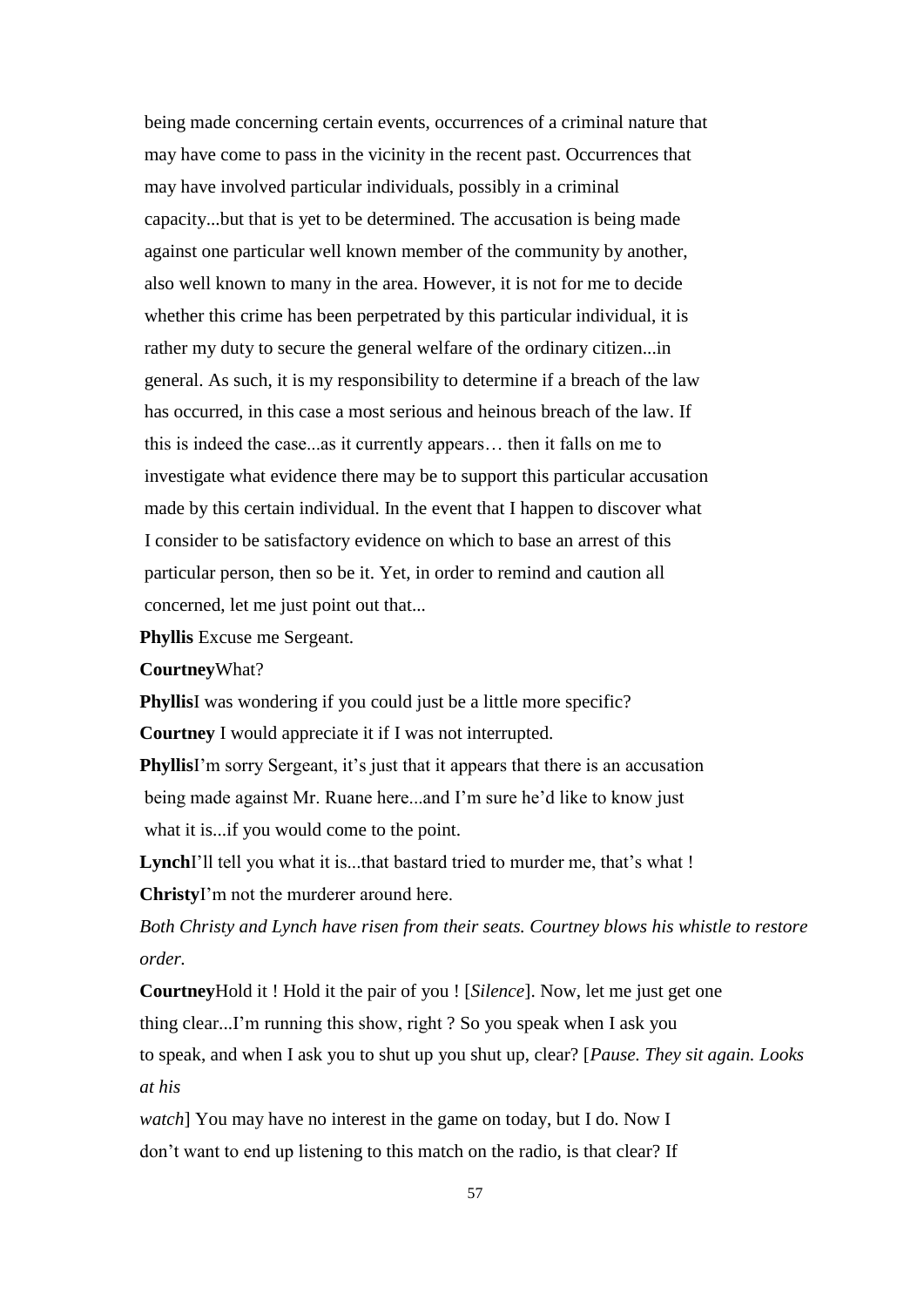being made concerning certain events, occurrences of a criminal nature that may have come to pass in the vicinity in the recent past. Occurrences that may have involved particular individuals, possibly in a criminal capacity...but that is yet to be determined. The accusation is being made against one particular well known member of the community by another, also well known to many in the area. However, it is not for me to decide whether this crime has been perpetrated by this particular individual, it is rather my duty to secure the general welfare of the ordinary citizen...in general. As such, it is my responsibility to determine if a breach of the law has occurred, in this case a most serious and heinous breach of the law. If this is indeed the case...as it currently appears… then it falls on me to investigate what evidence there may be to support this particular accusation made by this certain individual. In the event that I happen to discover what I consider to be satisfactory evidence on which to base an arrest of this particular person, then so be it. Yet, in order to remind and caution all concerned, let me just point out that...

**Phyllis** Excuse me Sergeant.

**Courtney**What?

**Phyllis**I was wondering if you could just be a little more specific?

**Courtney** I would appreciate it if I was not interrupted.

**Phyllis**I'm sorry Sergeant, it's just that it appears that there is an accusation being made against Mr. Ruane here...and I'm sure he'd like to know just what it is...if you would come to the point.

**Lynch**I'll tell you what it is...that bastard tried to murder me, that's what !

**Christy**I'm not the murderer around here.

*Both Christy and Lynch have risen from their seats. Courtney blows his whistle to restore order.*

**Courtney**Hold it ! Hold it the pair of you ! [*Silence*]. Now, let me just get one thing clear...I'm running this show, right ? So you speak when I ask you to speak, and when I ask you to shut up you shut up, clear? [*Pause. They sit again. Looks at his watch*] You may have no interest in the game on today, but I do. Now I don't want to end up listening to this match on the radio, is that clear? If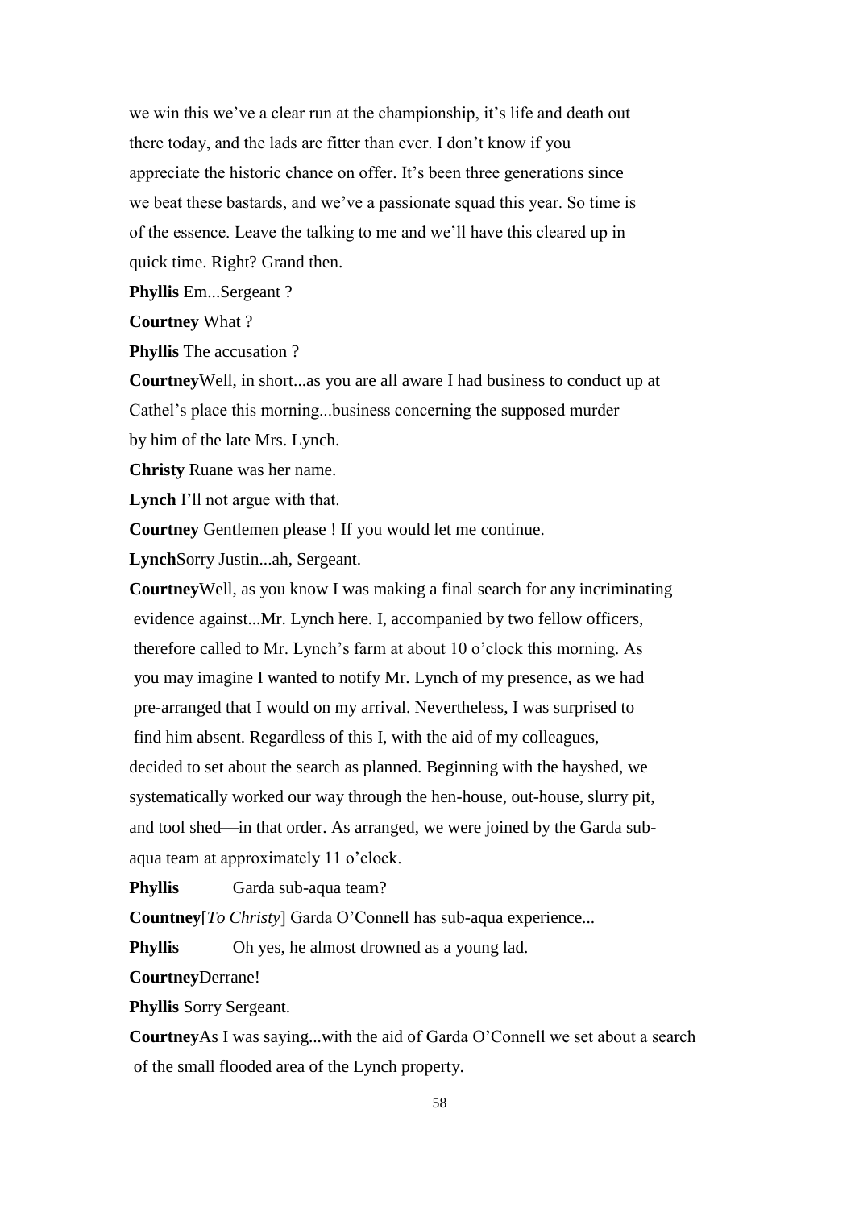we win this we've a clear run at the championship, it's life and death out there today, and the lads are fitter than ever. I don't know if you appreciate the historic chance on offer. It's been three generations since we beat these bastards, and we've a passionate squad this year. So time is of the essence. Leave the talking to me and we'll have this cleared up in quick time. Right? Grand then.

**Phyllis** Em...Sergeant ?

**Courtney** What ?

**Phyllis** The accusation ?

**Courtney**Well, in short...as you are all aware I had business to conduct up at Cathel's place this morning...business concerning the supposed murder by him of the late Mrs. Lynch.

**Christy** Ruane was her name.

**Lynch** I'll not argue with that.

**Courtney** Gentlemen please ! If you would let me continue.

**Lynch**Sorry Justin...ah, Sergeant.

**Courtney**Well, as you know I was making a final search for any incriminating evidence against...Mr. Lynch here. I, accompanied by two fellow officers, therefore called to Mr. Lynch's farm at about 10 o'clock this morning. As you may imagine I wanted to notify Mr. Lynch of my presence, as we had pre-arranged that I would on my arrival. Nevertheless, I was surprised to find him absent. Regardless of this I, with the aid of my colleagues, decided to set about the search as planned. Beginning with the hayshed, we systematically worked our way through the hen-house, out-house, slurry pit, and tool shed—in that order. As arranged, we were joined by the Garda sub-aqua team at approximately 11 o'clock.

**Phyllis** Garda sub-aqua team?

**Countney**[*To Christy*] Garda O'Connell has sub-aqua experience...

**Phyllis** Oh yes, he almost drowned as a young lad.

**Courtney**Derrane!

**Phyllis** Sorry Sergeant.

**Courtney**As I was saying...with the aid of Garda O'Connell we set about a search of the small flooded area of the Lynch property.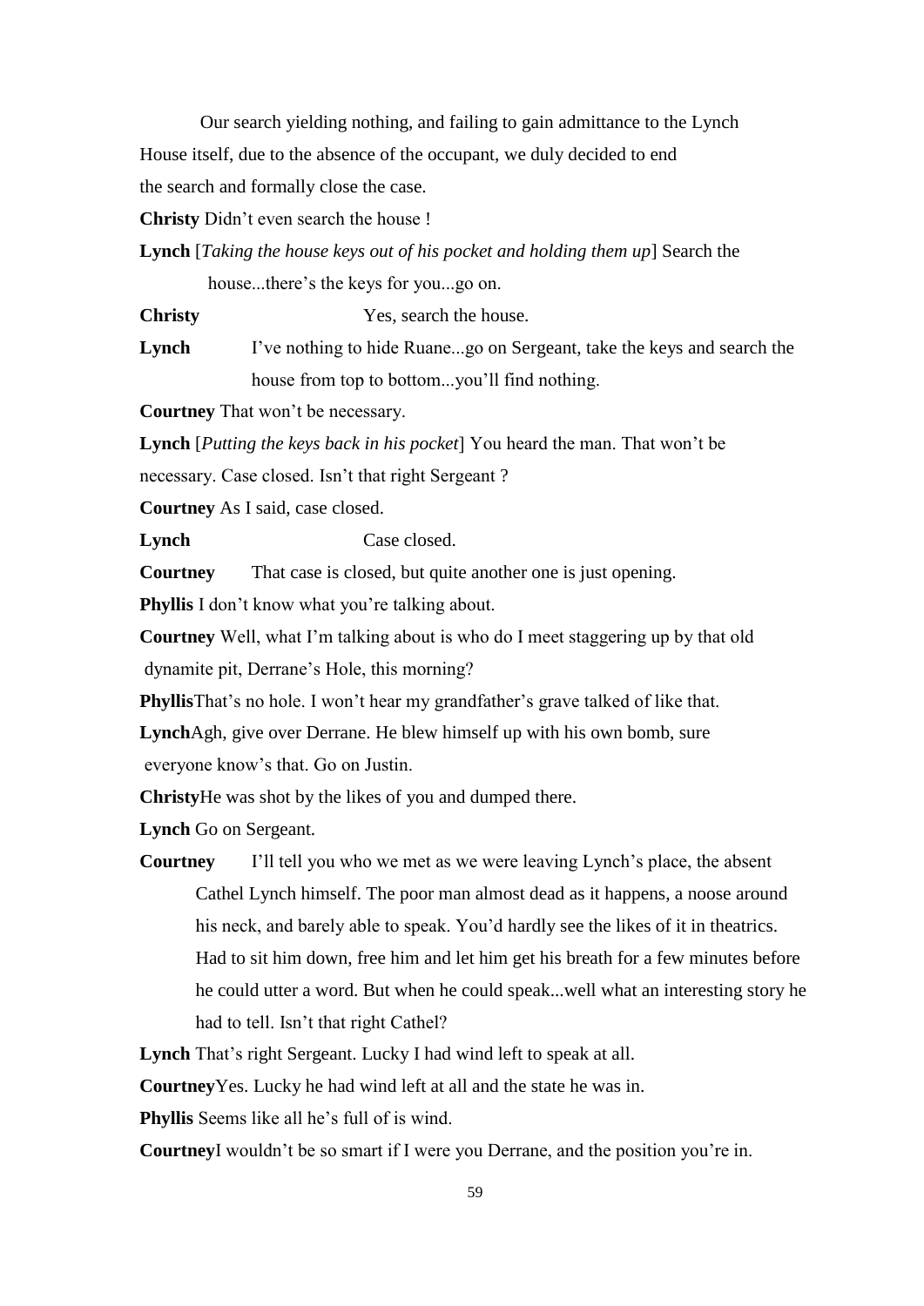Our search yielding nothing, and failing to gain admittance to the Lynch House itself, due to the absence of the occupant, we duly decided to end the search and formally close the case.

**Christy** Didn't even search the house !

**Lynch** [*Taking the house keys out of his pocket and holding them up*] Search the house...there's the keys for you...go on.

**Christy** Yes, search the house.

**Lynch** I've nothing to hide Ruane...go on Sergeant, take the keys and search the house from top to bottom...you'll find nothing.

**Courtney** That won't be necessary.

**Lynch** [*Putting the keys back in his pocket*] You heard the man. That won't be necessary. Case closed. Isn't that right Sergeant ?

**Courtney** As I said, case closed.

**Lynch** Case closed.

**Courtney** That case is closed, but quite another one is just opening.

**Phyllis** I don't know what you're talking about.

**Courtney** Well, what I'm talking about is who do I meet staggering up by that old dynamite pit, Derrane's Hole, this morning?

**Phyllis** That's no hole. I won't hear my grandfather's grave talked of like that.

**Lynch** Agh, give over Derrane. He blew himself up with his own bomb, sure everyone know's that. Go on Justin.

**Christy** He was shot by the likes of you and dumped there.

**Lynch** Go on Sergeant.

**Courtney** I'll tell you who we met as we were leaving Lynch's place, the absent Cathel Lynch himself. The poor man almost dead as it happens, a noose around his neck, and barely able to speak. You'd hardly see the likes of it in theatrics. Had to sit him down, free him and let him get his breath for a few minutes before he could utter a word. But when he could speak...well what an interesting story he had to tell. Isn't that right Cathel?

**Lynch** That's right Sergeant. Lucky I had wind left to speak at all.

**Courtney** Yes. Lucky he had wind left at all and the state he was in.

**Phyllis** Seems like all he's full of is wind.

**Courtney** I wouldn't be so smart if I were you Derrane, and the position you're in.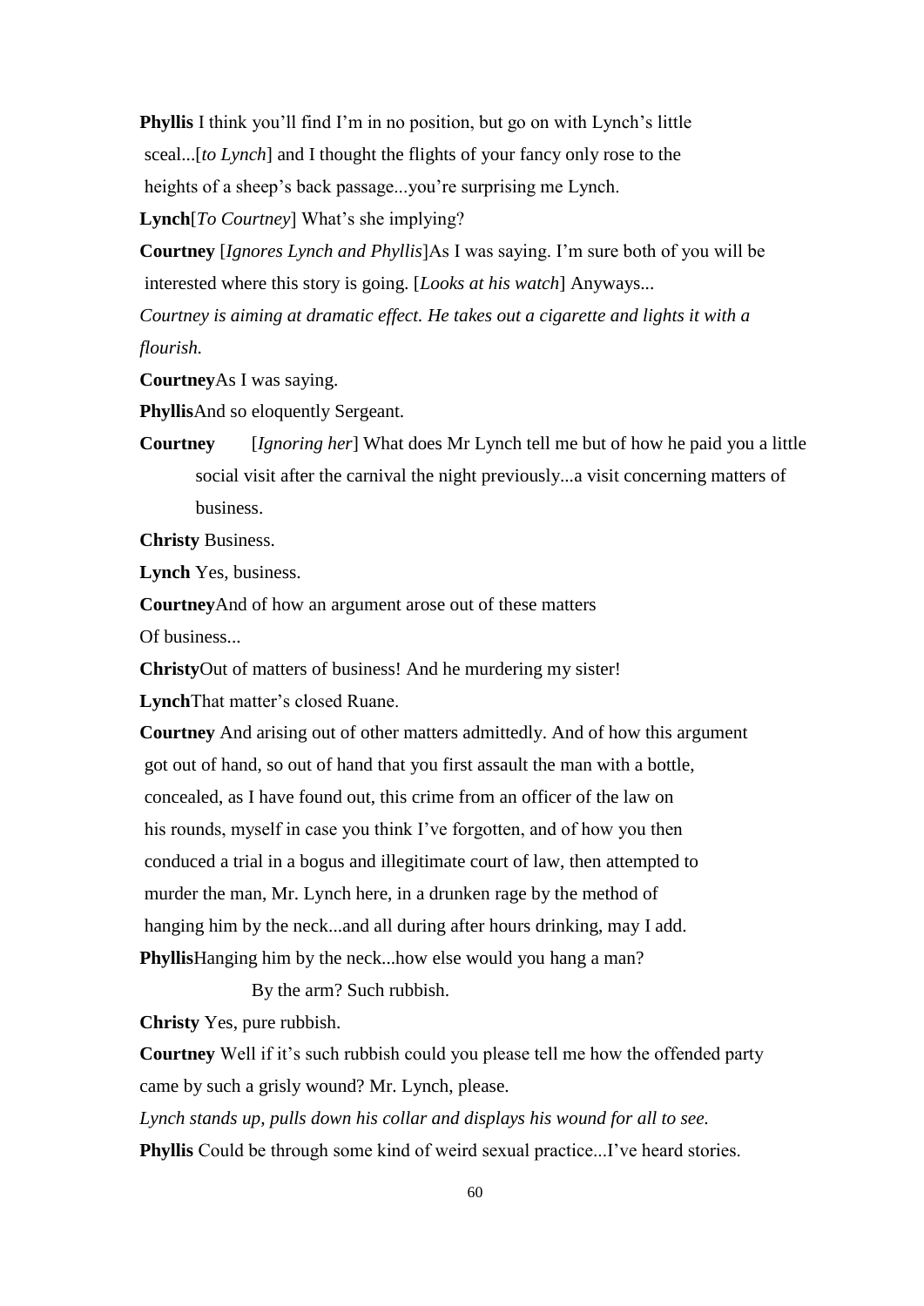**Phyllis** I think you'll find I'm in no position, but go on with Lynch's little sceal...[*to Lynch*] and I thought the flights of your fancy only rose to the heights of a sheep's back passage...you're surprising me Lynch.

**Lynch**[*To Courtney*] What's she implying?

**Courtney** [*Ignores Lynch and Phyllis*]As I was saying. I'm sure both of you will be interested where this story is going. [*Looks at his watch*] Anyways...

*Courtney is aiming at dramatic effect. He takes out a cigarette and lights it with a flourish.*

**Courtney**As I was saying.

**Phyllis**And so eloquently Sergeant.

**Courtney** [*Ignoring her*] What does Mr Lynch tell me but of how he paid you a little social visit after the carnival the night previously...a visit concerning matters of business.

**Christy** Business.

**Lynch** Yes, business.

**Courtney**And of how an argument arose out of these matters
Of business...

**Christy**Out of matters of business! And he murdering my sister!

**Lynch**That matter's closed Ruane.

**Courtney** And arising out of other matters admittedly. And of how this argument got out of hand, so out of hand that you first assault the man with a bottle, concealed, as I have found out, this crime from an officer of the law on his rounds, myself in case you think I've forgotten, and of how you then conduced a trial in a bogus and illegitimate court of law, then attempted to murder the man, Mr. Lynch here, in a drunken rage by the method of hanging him by the neck...and all during after hours drinking, may I add.

**Phyllis**Hanging him by the neck...how else would you hang a man? By the arm? Such rubbish.

**Christy** Yes, pure rubbish.

**Courtney** Well if it's such rubbish could you please tell me how the offended party came by such a grisly wound? Mr. Lynch, please.

*Lynch stands up, pulls down his collar and displays his wound for all to see.*

**Phyllis** Could be through some kind of weird sexual practice...I've heard stories.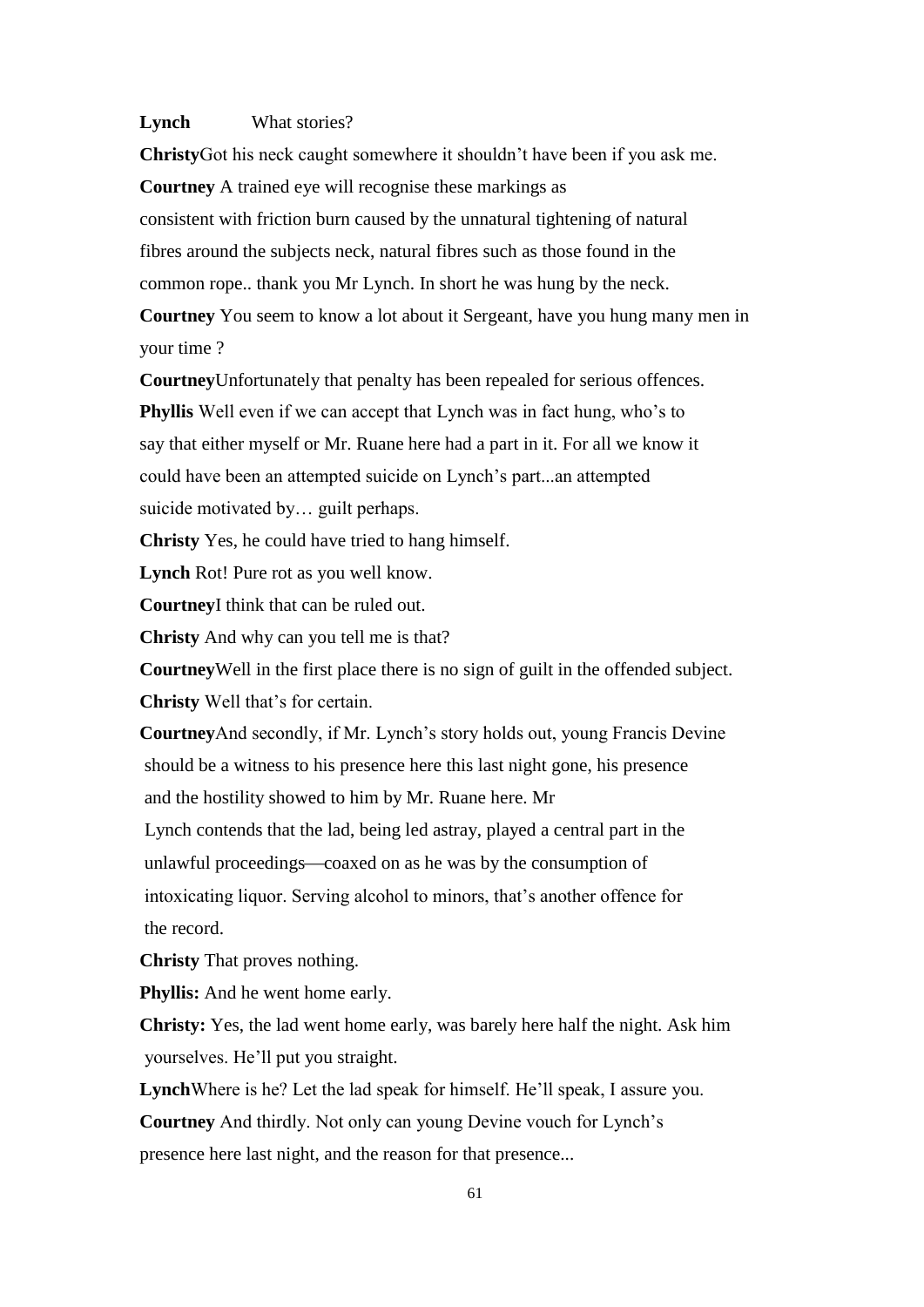**Lynch** What stories?

**Christy** Got his neck caught somewhere it shouldn't have been if you ask me.

**Courtney** A trained eye will recognise these markings as consistent with friction burn caused by the unnatural tightening of natural fibres around the subjects neck, natural fibres such as those found in the common rope.. thank you Mr Lynch. In short he was hung by the neck.

**Courtney** You seem to know a lot about it Sergeant, have you hung many men in your time ?

**Courtney** Unfortunately that penalty has been repealed for serious offences.

**Phyllis** Well even if we can accept that Lynch was in fact hung, who's to say that either myself or Mr. Ruane here had a part in it. For all we know it could have been an attempted suicide on Lynch's part...an attempted suicide motivated by… guilt perhaps.

**Christy** Yes, he could have tried to hang himself.

**Lynch** Rot! Pure rot as you well know.

**Courtney** I think that can be ruled out.

**Christy** And why can you tell me is that?

**Courtney** Well in the first place there is no sign of guilt in the offended subject.

**Christy** Well that's for certain.

**Courtney** And secondly, if Mr. Lynch's story holds out, young Francis Devine should be a witness to his presence here this last night gone, his presence and the hostility showed to him by Mr. Ruane here. Mr Lynch contends that the lad, being led astray, played a central part in the unlawful proceedings—coaxed on as he was by the consumption of intoxicating liquor. Serving alcohol to minors, that's another offence for the record.

**Christy** That proves nothing.

**Phyllis:** And he went home early.

**Christy:** Yes, the lad went home early, was barely here half the night. Ask him yourselves. He'll put you straight.

**Lynch** Where is he? Let the lad speak for himself. He'll speak, I assure you.

**Courtney** And thirdly. Not only can young Devine vouch for Lynch's presence here last night, and the reason for that presence...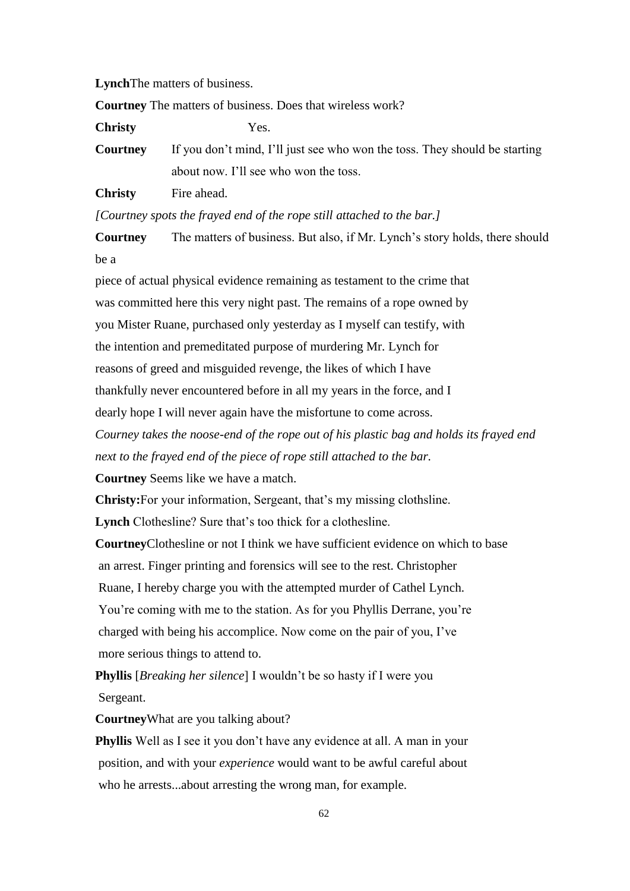**Lynch**The matters of business.

**Courtney** The matters of business. Does that wireless work?

**Christy** Yes.

**Courtney** If you don't mind, I'll just see who won the toss. They should be starting about now. I'll see who won the toss.

**Christy** Fire ahead.

*[Courtney spots the frayed end of the rope still attached to the bar.]*

**Courtney** The matters of business. But also, if Mr. Lynch's story holds, there should be a

piece of actual physical evidence remaining as testament to the crime that was committed here this very night past. The remains of a rope owned by you Mister Ruane, purchased only yesterday as I myself can testify, with the intention and premeditated purpose of murdering Mr. Lynch for reasons of greed and misguided revenge, the likes of which I have thankfully never encountered before in all my years in the force, and I dearly hope I will never again have the misfortune to come across.

*Courney takes the noose-end of the rope out of his plastic bag and holds its frayed end next to the frayed end of the piece of rope still attached to the bar.*

**Courtney** Seems like we have a match.

**Christy:**For your information, Sergeant, that's my missing clothsline.

**Lynch** Clothesline? Sure that's too thick for a clothesline.

**Courtney**Clothesline or not I think we have sufficient evidence on which to base an arrest. Finger printing and forensics will see to the rest. Christopher Ruane, I hereby charge you with the attempted murder of Cathel Lynch. You're coming with me to the station. As for you Phyllis Derrane, you're charged with being his accomplice. Now come on the pair of you, I've more serious things to attend to.

**Phyllis** [*Breaking her silence*] I wouldn't be so hasty if I were you Sergeant.

**Courtney**What are you talking about?

**Phyllis** Well as I see it you don't have any evidence at all. A man in your position, and with your *experience* would want to be awful careful about who he arrests...about arresting the wrong man, for example.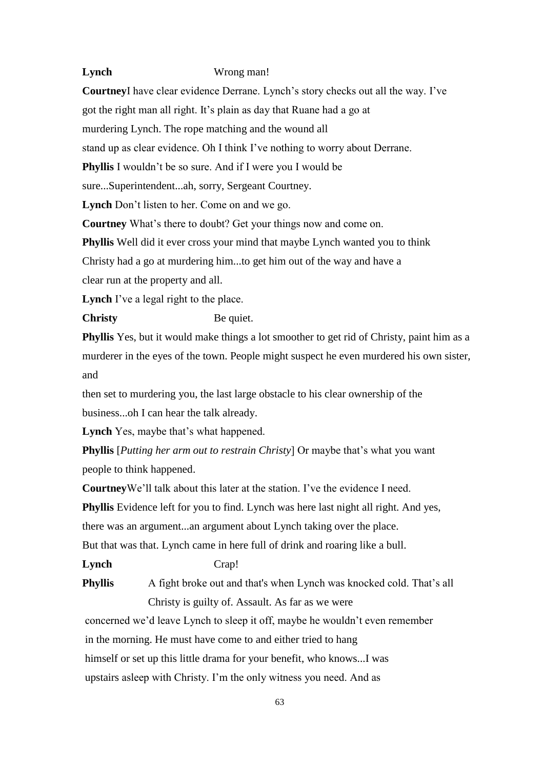**Lynch** Wrong man!

**Courtney**I have clear evidence Derrane. Lynch's story checks out all the way. I've got the right man all right. It's plain as day that Ruane had a go at murdering Lynch. The rope matching and the wound all stand up as clear evidence. Oh I think I've nothing to worry about Derrane.

**Phyllis** I wouldn't be so sure. And if I were you I would be sure...Superintendent...ah, sorry, Sergeant Courtney.

**Lynch** Don't listen to her. Come on and we go.

**Courtney** What's there to doubt? Get your things now and come on.

**Phyllis** Well did it ever cross your mind that maybe Lynch wanted you to think Christy had a go at murdering him...to get him out of the way and have a clear run at the property and all.

**Lynch** I've a legal right to the place.

**Christy** Be quiet.

**Phyllis** Yes, but it would make things a lot smoother to get rid of Christy, paint him as a murderer in the eyes of the town. People might suspect he even murdered his own sister, and

then set to murdering you, the last large obstacle to his clear ownership of the business...oh I can hear the talk already.

**Lynch** Yes, maybe that's what happened.

**Phyllis** [*Putting her arm out to restrain Christy*] Or maybe that's what you want people to think happened.

**Courtney**We'll talk about this later at the station. I've the evidence I need.

**Phyllis** Evidence left for you to find. Lynch was here last night all right. And yes, there was an argument...an argument about Lynch taking over the place. But that was that. Lynch came in here full of drink and roaring like a bull.

**Lynch** Crap!

**Phyllis** A fight broke out and that's when Lynch was knocked cold. That's all Christy is guilty of. Assault. As far as we were concerned we'd leave Lynch to sleep it off, maybe he wouldn't even remember in the morning. He must have come to and either tried to hang himself or set up this little drama for your benefit, who knows...I was upstairs asleep with Christy. I'm the only witness you need. And as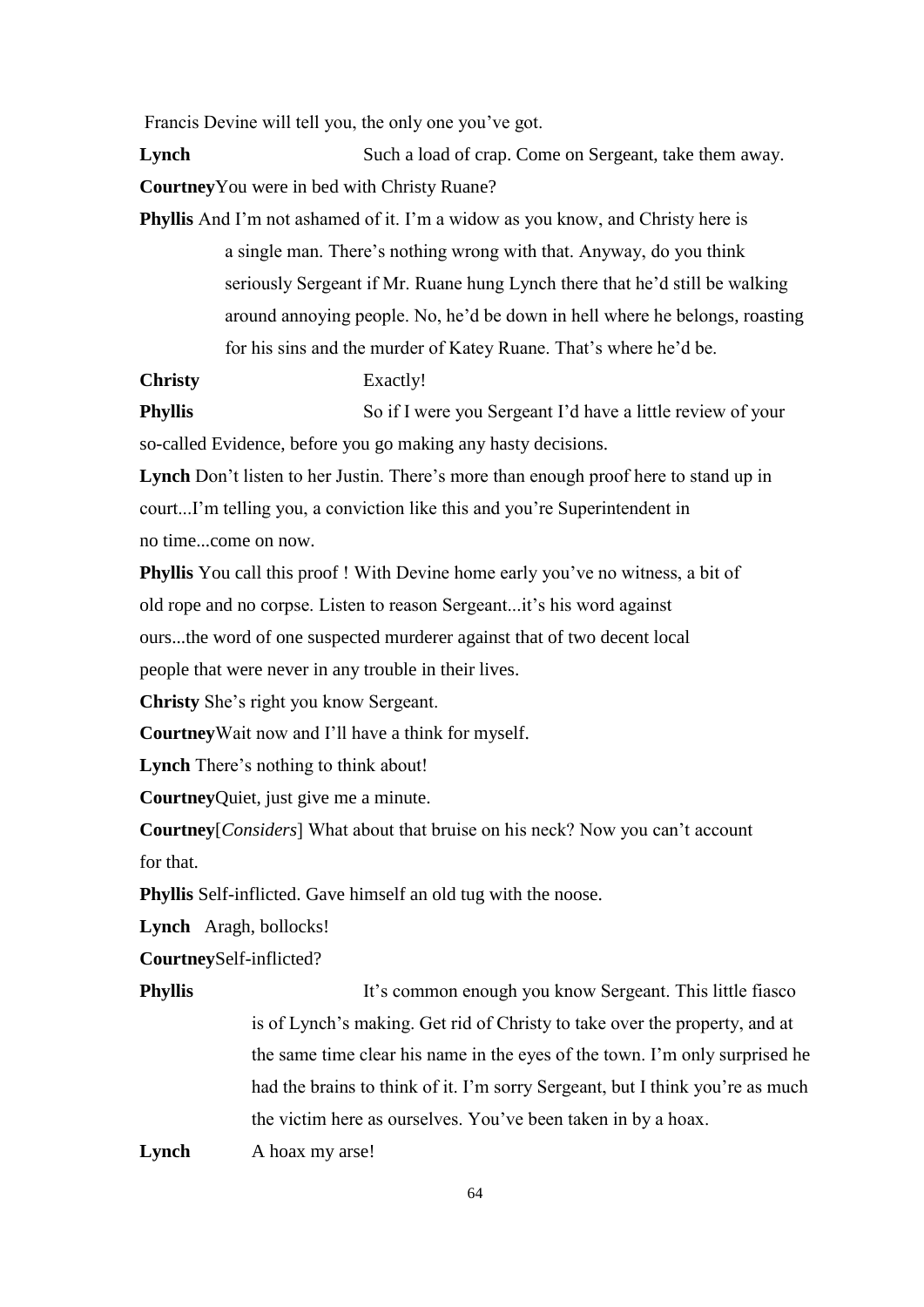Francis Devine will tell you, the only one you've got.

**Lynch** Such a load of crap. Come on Sergeant, take them away.

**Courtney** You were in bed with Christy Ruane?

**Phyllis** And I'm not ashamed of it. I'm a widow as you know, and Christy here is a single man. There's nothing wrong with that. Anyway, do you think seriously Sergeant if Mr. Ruane hung Lynch there that he'd still be walking around annoying people. No, he'd be down in hell where he belongs, roasting for his sins and the murder of Katey Ruane. That's where he'd be.

**Christy** Exactly!

**Phyllis** So if I were you Sergeant I'd have a little review of your so-called Evidence, before you go making any hasty decisions.

**Lynch** Don't listen to her Justin. There's more than enough proof here to stand up in court...I'm telling you, a conviction like this and you're Superintendent in no time...come on now.

**Phyllis** You call this proof ! With Devine home early you've no witness, a bit of old rope and no corpse. Listen to reason Sergeant...it's his word against ours...the word of one suspected murderer against that of two decent local people that were never in any trouble in their lives.

**Christy** She's right you know Sergeant.

**Courtney** Wait now and I'll have a think for myself.

**Lynch** There's nothing to think about!

**Courtney** Quiet, just give me a minute.

**Courtney** [*Considers*] What about that bruise on his neck? Now you can't account for that.

**Phyllis** Self-inflicted. Gave himself an old tug with the noose.

**Lynch** Aragh, bollocks!

**Courtney** Self-inflicted?

**Phyllis** It's common enough you know Sergeant. This little fiasco is of Lynch's making. Get rid of Christy to take over the property, and at the same time clear his name in the eyes of the town. I'm only surprised he had the brains to think of it. I'm sorry Sergeant, but I think you're as much the victim here as ourselves. You've been taken in by a hoax.

**Lynch** A hoax my arse!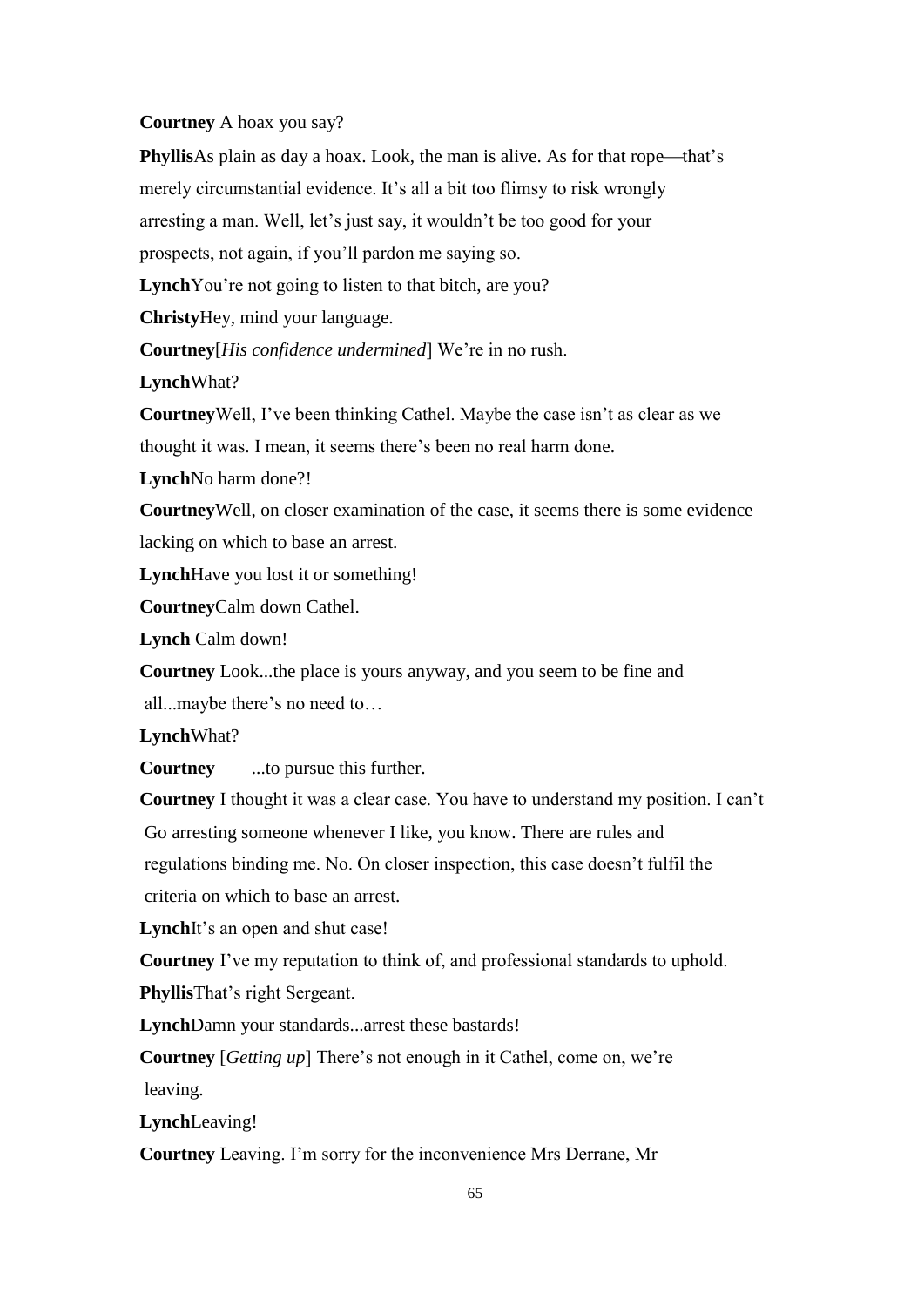**Courtney** A hoax you say?

**Phyllis** As plain as day a hoax. Look, the man is alive. As for that rope—that's merely circumstantial evidence. It's all a bit too flimsy to risk wrongly arresting a man. Well, let's just say, it wouldn't be too good for your prospects, not again, if you'll pardon me saying so.

**Lynch** You're not going to listen to that bitch, are you?

**Christy** Hey, mind your language.

**Courtney** [*His confidence undermined*] We're in no rush.

**Lynch** What?

**Courtney** Well, I've been thinking Cathel. Maybe the case isn't as clear as we thought it was. I mean, it seems there's been no real harm done.

**Lynch** No harm done?!

**Courtney** Well, on closer examination of the case, it seems there is some evidence lacking on which to base an arrest.

**Lynch** Have you lost it or something!

**Courtney** Calm down Cathel.

**Lynch** Calm down!

**Courtney** Look...the place is yours anyway, and you seem to be fine and all...maybe there's no need to…

**Lynch** What?

**Courtney** ...to pursue this further.

**Courtney** I thought it was a clear case. You have to understand my position. I can't Go arresting someone whenever I like, you know. There are rules and regulations binding me. No. On closer inspection, this case doesn't fulfil the criteria on which to base an arrest.

**Lynch** It's an open and shut case!

**Courtney** I've my reputation to think of, and professional standards to uphold.

**Phyllis** That's right Sergeant.

**Lynch** Damn your standards...arrest these bastards!

**Courtney** [*Getting up*] There's not enough in it Cathel, come on, we're leaving.

**Lynch** Leaving!

**Courtney** Leaving. I'm sorry for the inconvenience Mrs Derrane, Mr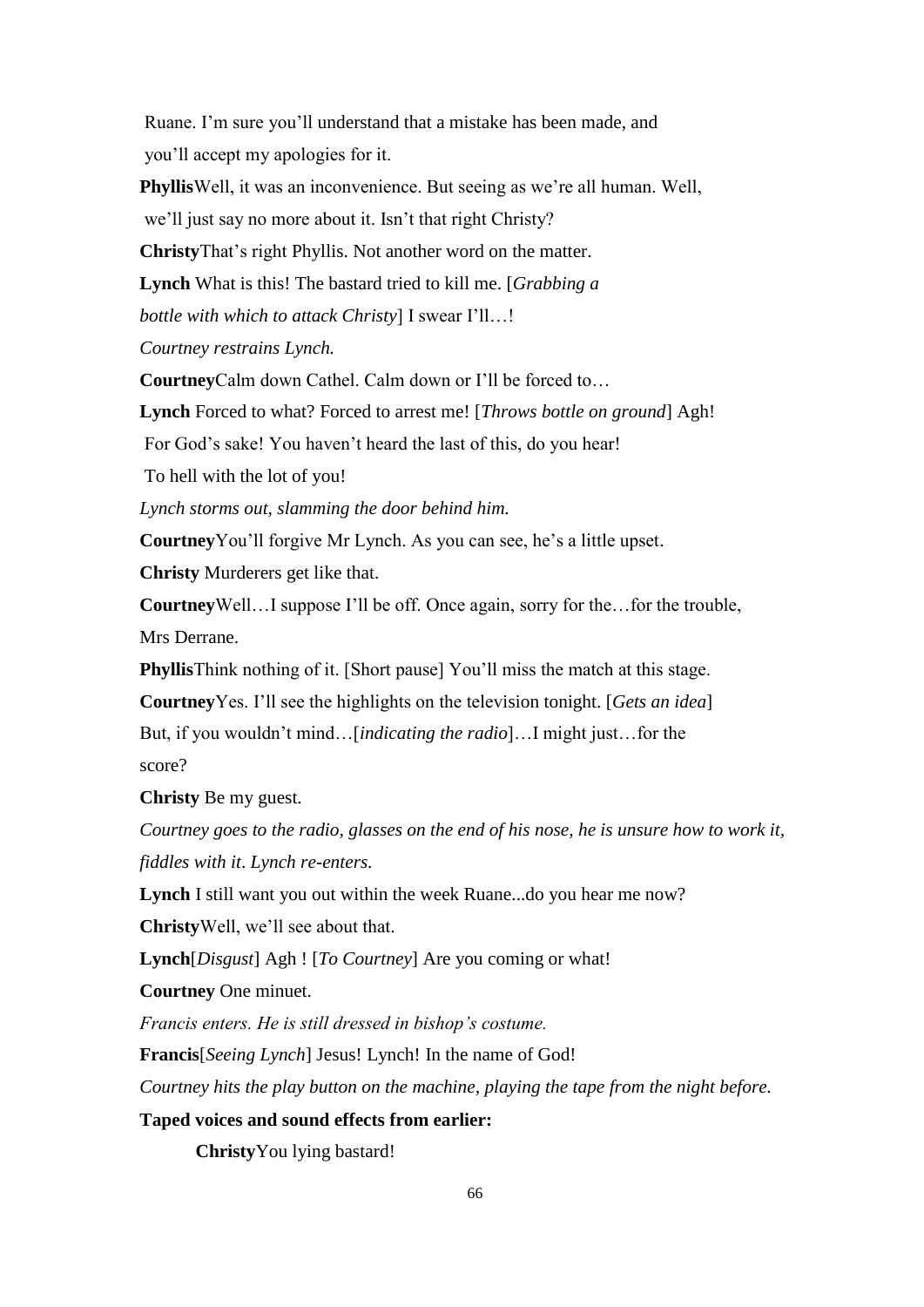Ruane. I'm sure you'll understand that a mistake has been made, and you'll accept my apologies for it.

**Phyllis** Well, it was an inconvenience. But seeing as we're all human. Well, we'll just say no more about it. Isn't that right Christy?

**Christy** That's right Phyllis. Not another word on the matter.

**Lynch** What is this! The bastard tried to kill me. [*Grabbing a bottle with which to attack Christy*] I swear I'll…!

*Courtney restrains Lynch.*

**Courtney** Calm down Cathel. Calm down or I'll be forced to…

**Lynch** Forced to what? Forced to arrest me! [*Throws bottle on ground*] Agh! For God's sake! You haven't heard the last of this, do you hear! To hell with the lot of you!

*Lynch storms out, slamming the door behind him.*

**Courtney** You'll forgive Mr Lynch. As you can see, he's a little upset.

**Christy** Murderers get like that.

**Courtney** Well…I suppose I'll be off. Once again, sorry for the…for the trouble, Mrs Derrane.

**Phyllis** Think nothing of it. [Short pause] You'll miss the match at this stage.

**Courtney** Yes. I'll see the highlights on the television tonight. [*Gets an idea*] But, if you wouldn't mind…[*indicating the radio*]…I might just…for the score?

**Christy** Be my guest.

*Courtney goes to the radio, glasses on the end of his nose, he is unsure how to work it, fiddles with it. Lynch re-enters.*

**Lynch** I still want you out within the week Ruane...do you hear me now?

**Christy** Well, we'll see about that.

**Lynch** [*Disgust*] Agh ! [*To Courtney*] Are you coming or what!

**Courtney** One minuet.

*Francis enters. He is still dressed in bishop's costume.*

**Francis** [*Seeing Lynch*] Jesus! Lynch! In the name of God!

*Courtney hits the play button on the machine, playing the tape from the night before.*

**Taped voices and sound effects from earlier:**

> **Christy** You lying bastard!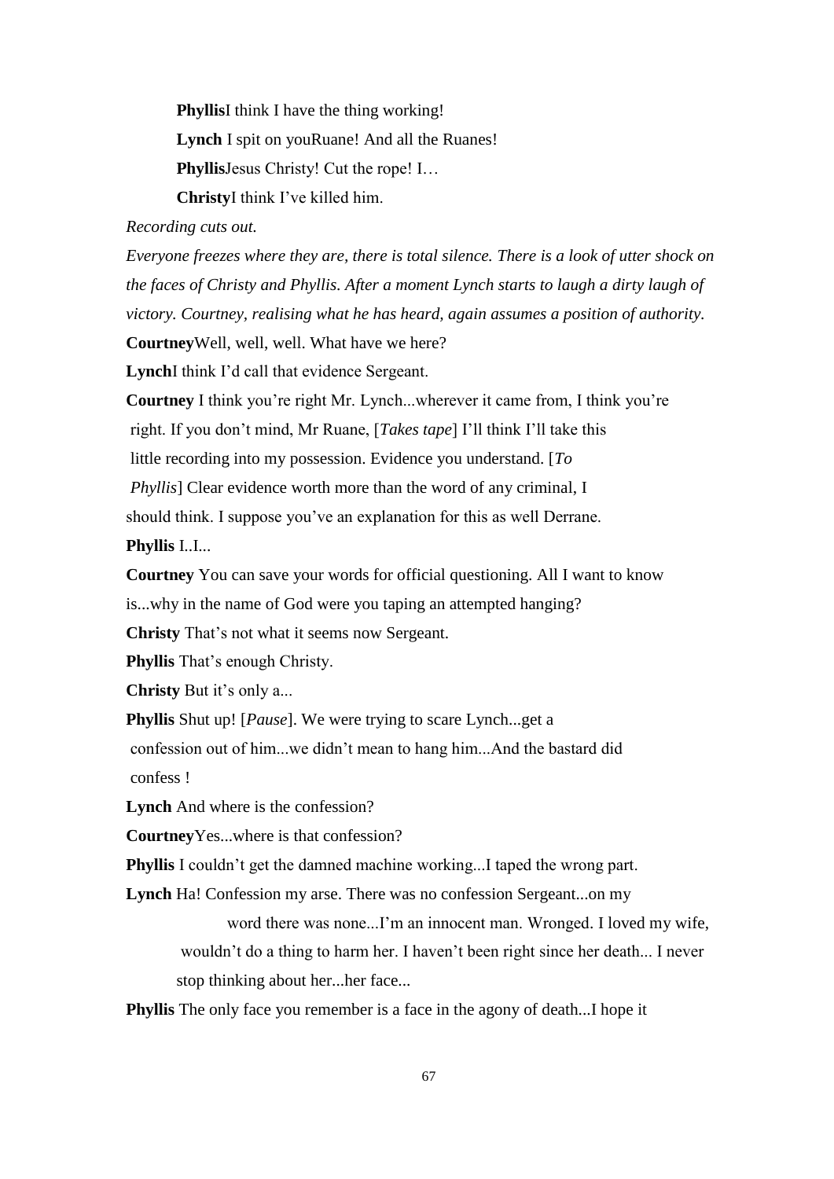**Phyllis** I think I have the thing working!

**Lynch** I spit on you Ruane! And all the Ruanes!

**Phyllis** Jesus Christy! Cut the rope! I…

**Christy** I think I've killed him.

*Recording cuts out.*

*Everyone freezes where they are, there is total silence. There is a look of utter shock on the faces of Christy and Phyllis. After a moment Lynch starts to laugh a dirty laugh of victory. Courtney, realising what he has heard, again assumes a position of authority.*

**Courtney** Well, well, well. What have we here?

**Lynch** I think I'd call that evidence Sergeant.

**Courtney** I think you're right Mr. Lynch...wherever it came from, I think you're right. If you don't mind, Mr Ruane, [*Takes tape*] I'll think I'll take this little recording into my possession. Evidence you understand. [*To Phyllis*] Clear evidence worth more than the word of any criminal, I should think. I suppose you've an explanation for this as well Derrane.

**Phyllis** I..I...

**Courtney** You can save your words for official questioning. All I want to know is...why in the name of God were you taping an attempted hanging?

**Christy** That's not what it seems now Sergeant.

**Phyllis** That's enough Christy.

**Christy** But it's only a...

**Phyllis** Shut up! [*Pause*]. We were trying to scare Lynch...get a confession out of him...we didn't mean to hang him...And the bastard did confess !

**Lynch** And where is the confession?

**Courtney** Yes...where is that confession?

**Phyllis** I couldn't get the damned machine working...I taped the wrong part.

**Lynch** Ha! Confession my arse. There was no confession Sergeant...on my word there was none...I'm an innocent man. Wronged. I loved my wife, wouldn't do a thing to harm her. I haven't been right since her death... I never stop thinking about her...her face...

**Phyllis** The only face you remember is a face in the agony of death...I hope it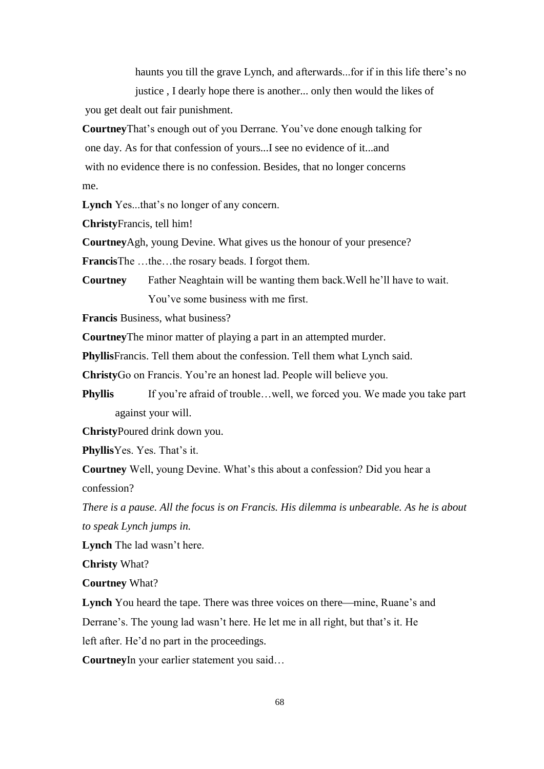haunts you till the grave Lynch, and afterwards...for if in this life there's no justice , I dearly hope there is another... only then would the likes of you get dealt out fair punishment.

**Courtney** That's enough out of you Derrane. You've done enough talking for one day. As for that confession of yours...I see no evidence of it...and with no evidence there is no confession. Besides, that no longer concerns me.

**Lynch** Yes...that's no longer of any concern.

**Christy** Francis, tell him!

**Courtney** Agh, young Devine. What gives us the honour of your presence?

**Francis** The …the…the rosary beads. I forgot them.

**Courtney** Father Neaghtain will be wanting them back.Well he'll have to wait. You've some business with me first.

**Francis** Business, what business?

**Courtney** The minor matter of playing a part in an attempted murder.

**Phyllis** Francis. Tell them about the confession. Tell them what Lynch said.

**Christy** Go on Francis. You're an honest lad. People will believe you.

**Phyllis** If you're afraid of trouble…well, we forced you. We made you take part against your will.

**Christy** Poured drink down you.

**Phyllis** Yes. Yes. That's it.

**Courtney** Well, young Devine. What's this about a confession? Did you hear a confession?

*There is a pause. All the focus is on Francis. His dilemma is unbearable. As he is about to speak Lynch jumps in.*

**Lynch** The lad wasn't here.

**Christy** What?

**Courtney** What?

**Lynch** You heard the tape. There was three voices on there—mine, Ruane's and Derrane's. The young lad wasn't here. He let me in all right, but that's it. He left after. He'd no part in the proceedings.

**Courtney** In your earlier statement you said…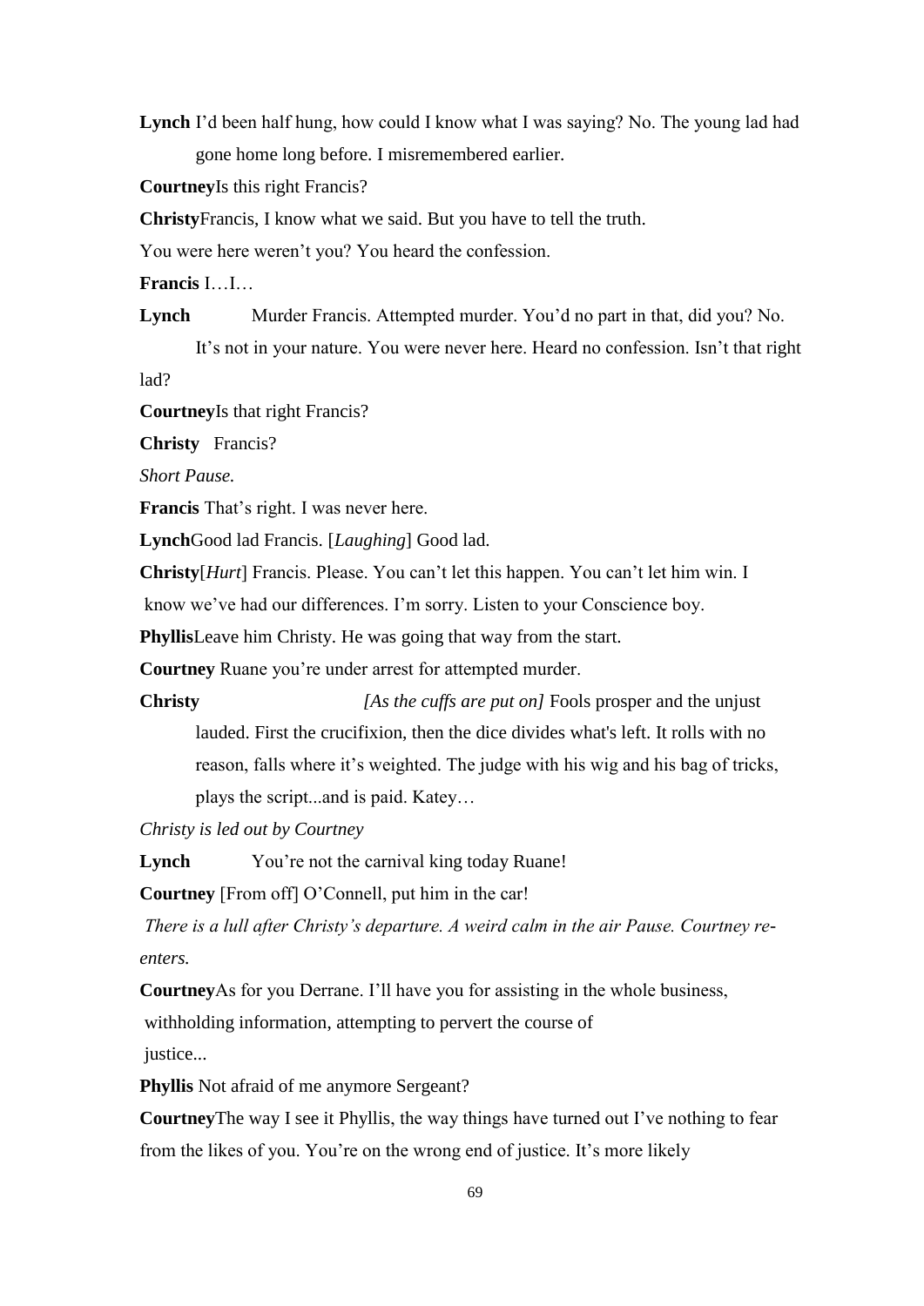**Lynch** I'd been half hung, how could I know what I was saying? No. The young lad had gone home long before. I misremembered earlier.

**Courtney** Is this right Francis?

**Christy** Francis, I know what we said. But you have to tell the truth.

You were here weren't you? You heard the confession.

**Francis** I…I…

**Lynch** Murder Francis. Attempted murder. You'd no part in that, did you? No. It's not in your nature. You were never here. Heard no confession. Isn't that right lad?

**Courtney** Is that right Francis?

**Christy** Francis?

*Short Pause.*

**Francis** That's right. I was never here.

**Lynch** Good lad Francis. [*Laughing*] Good lad.

**Christy** [*Hurt*] Francis. Please. You can't let this happen. You can't let him win. I know we've had our differences. I'm sorry. Listen to your Conscience boy.

**Phyllis** Leave him Christy. He was going that way from the start.

**Courtney** Ruane you're under arrest for attempted murder.

**Christy** *[As the cuffs are put on]* Fools prosper and the unjust lauded. First the crucifixion, then the dice divides what's left. It rolls with no reason, falls where it's weighted. The judge with his wig and his bag of tricks, plays the script...and is paid. Katey…

*Christy is led out by Courtney*

**Lynch** You're not the carnival king today Ruane!

**Courtney** [From off] O'Connell, put him in the car!

*There is a lull after Christy's departure. A weird calm in the air Pause. Courtney re-enters.*

**Courtney** As for you Derrane. I'll have you for assisting in the whole business, withholding information, attempting to pervert the course of justice...

**Phyllis** Not afraid of me anymore Sergeant?

**Courtney** The way I see it Phyllis, the way things have turned out I've nothing to fear from the likes of you. You're on the wrong end of justice. It's more likely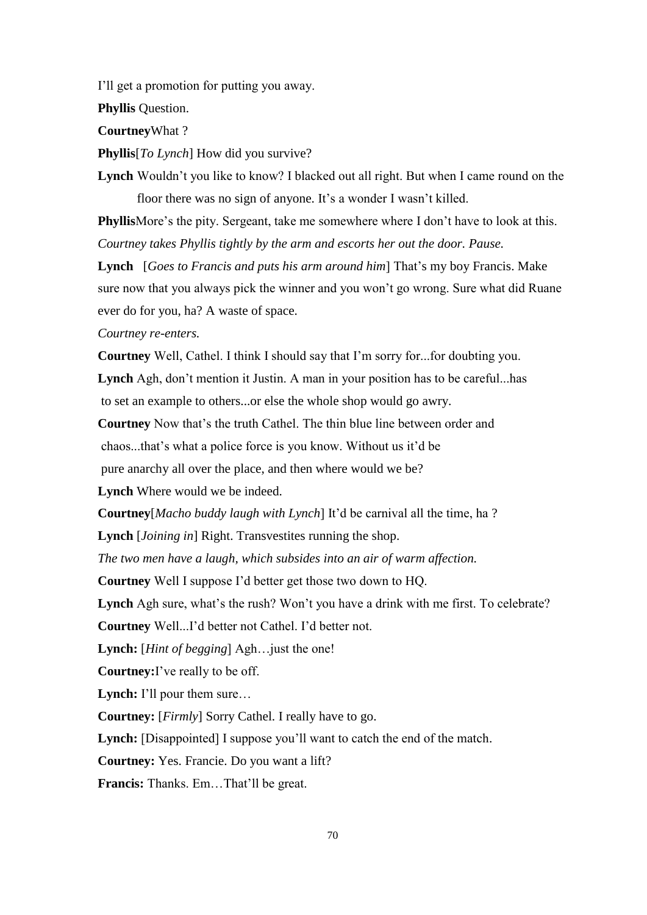I'll get a promotion for putting you away.

**Phyllis** Question.

**Courtney**What ?

**Phyllis**[*To Lynch*] How did you survive?

**Lynch** Wouldn't you like to know? I blacked out all right. But when I came round on the floor there was no sign of anyone. It's a wonder I wasn't killed.

**Phyllis**More's the pity. Sergeant, take me somewhere where I don't have to look at this.

*Courtney takes Phyllis tightly by the arm and escorts her out the door. Pause.*

**Lynch** [*Goes to Francis and puts his arm around him*] That's my boy Francis. Make sure now that you always pick the winner and you won't go wrong. Sure what did Ruane ever do for you, ha? A waste of space.

*Courtney re-enters.*

**Courtney** Well, Cathel. I think I should say that I'm sorry for...for doubting you.

**Lynch** Agh, don't mention it Justin. A man in your position has to be careful...has to set an example to others...or else the whole shop would go awry.

**Courtney** Now that's the truth Cathel. The thin blue line between order and chaos...that's what a police force is you know. Without us it'd be pure anarchy all over the place, and then where would we be?

**Lynch** Where would we be indeed.

**Courtney**[*Macho buddy laugh with Lynch*] It'd be carnival all the time, ha ?

**Lynch** [*Joining in*] Right. Transvestites running the shop.

*The two men have a laugh, which subsides into an air of warm affection.*

**Courtney** Well I suppose I'd better get those two down to HQ.

**Lynch** Agh sure, what's the rush? Won't you have a drink with me first. To celebrate?

**Courtney** Well...I'd better not Cathel. I'd better not.

**Lynch:** [*Hint of begging*] Agh…just the one!

**Courtney:**I've really to be off.

**Lynch:** I'll pour them sure…

**Courtney:** [*Firmly*] Sorry Cathel. I really have to go.

**Lynch:** [Disappointed] I suppose you'll want to catch the end of the match.

**Courtney:** Yes. Francie. Do you want a lift?

**Francis:** Thanks. Em…That'll be great.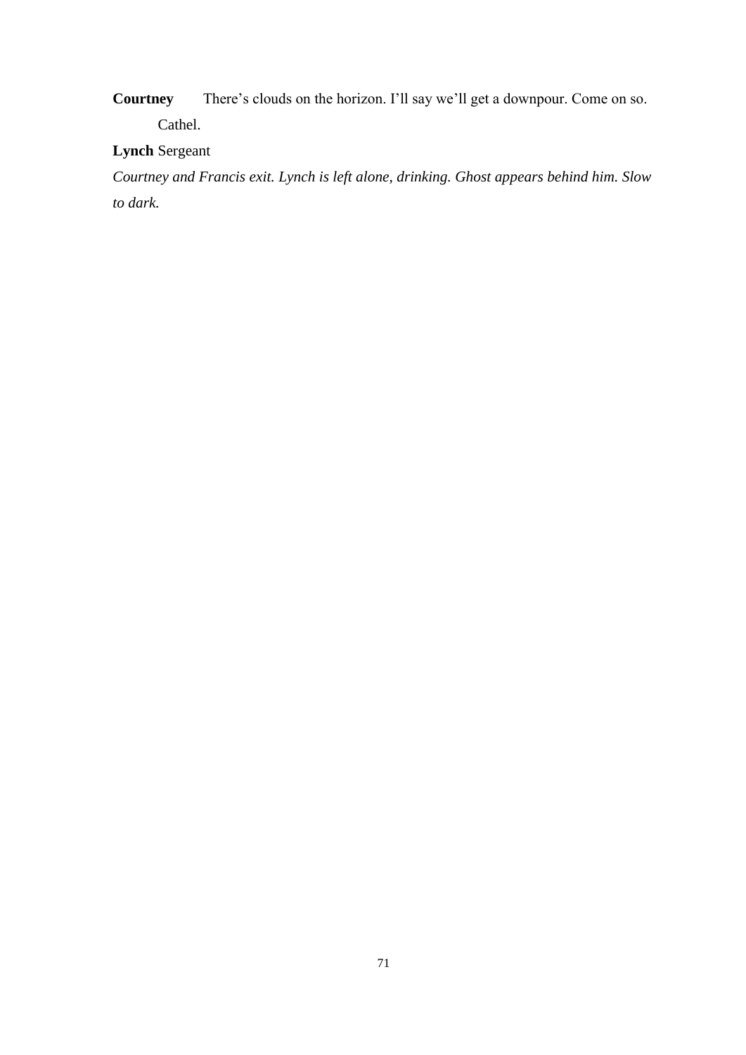**Courtney** There's clouds on the horizon. I'll say we'll get a downpour. Come on so. Cathel.

**Lynch** Sergeant

*Courtney and Francis exit. Lynch is left alone, drinking. Ghost appears behind him. Slow to dark.*